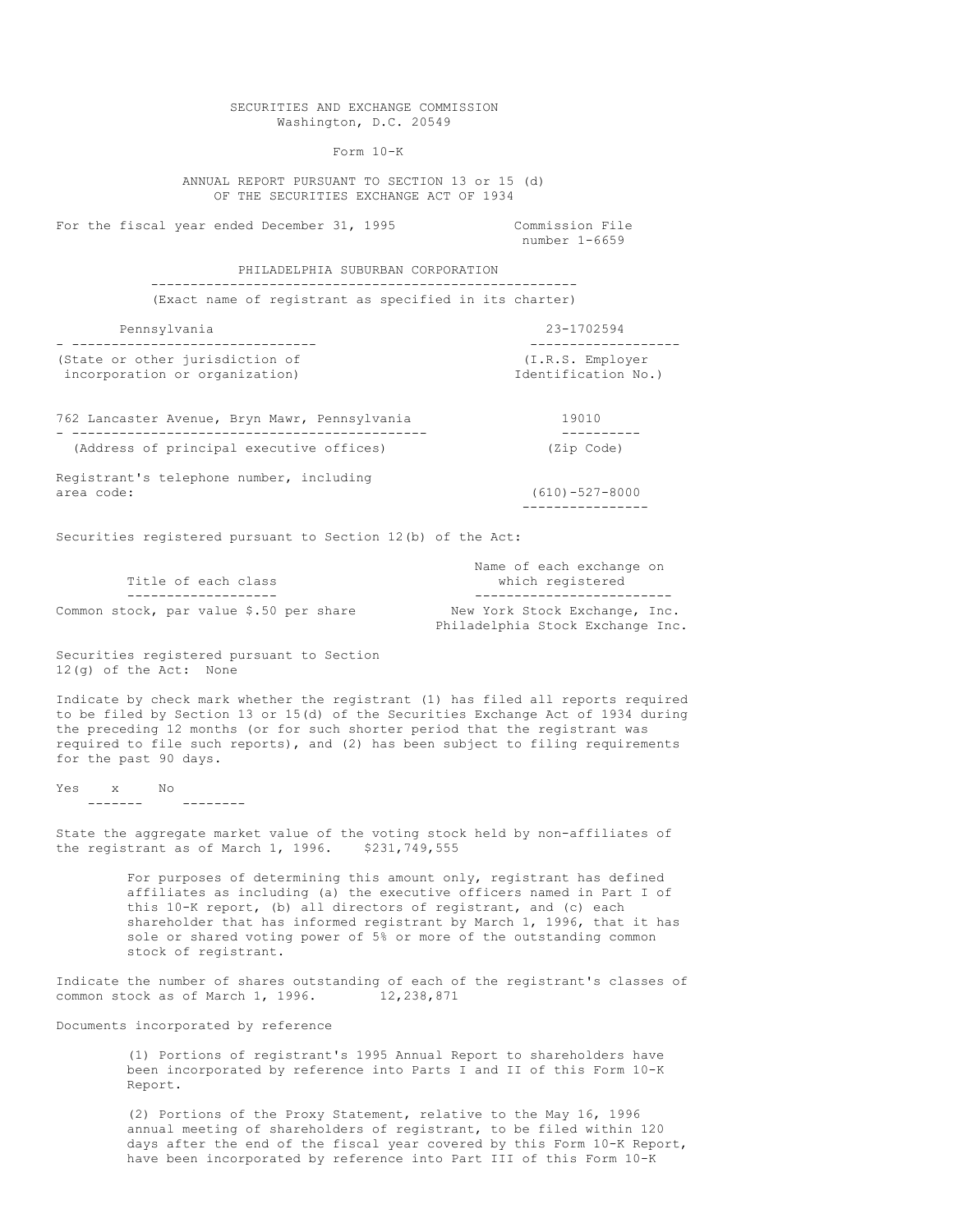SECURITIES AND EXCHANGE COMMISSION
Washington, D.C. 20549

Form 10-K

ANNUAL REPORT PURSUANT TO SECTION 13 or 15 (d)
OF THE SECURITIES EXCHANGE ACT OF 1934

For the fiscal year ended December 31, 1995 — Commission File number 1-6659

**PHILADELPHIA SUBURBAN CORPORATION**
(Exact name of registrant as specified in its charter)

| | |
|---|---|
| Pennsylvania | 23-1702594 |
| (State or other jurisdiction of incorporation or organization) | (I.R.S. Employer Identification No.) |
| 762 Lancaster Avenue, Bryn Mawr, Pennsylvania | 19010 |
| (Address of principal executive offices) | (Zip Code) |
| Registrant's telephone number, including area code: | (610)-527-8000 |

Securities registered pursuant to Section 12(b) of the Act:

| Title of each class | Name of each exchange on which registered |
|---|---|
| Common stock, par value $.50 per share | New York Stock Exchange, Inc.<br>Philadelphia Stock Exchange Inc. |

Securities registered pursuant to Section 12(g) of the Act: None

Indicate by check mark whether the registrant (1) has filed all reports required to be filed by Section 13 or 15(d) of the Securities Exchange Act of 1934 during the preceding 12 months (or for such shorter period that the registrant was required to file such reports), and (2) has been subject to filing requirements for the past 90 days.

Yes x No ____

State the aggregate market value of the voting stock held by non-affiliates of the registrant as of March 1, 1996. $231,749,555

For purposes of determining this amount only, registrant has defined affiliates as including (a) the executive officers named in Part I of this 10-K report, (b) all directors of registrant, and (c) each shareholder that has informed registrant by March 1, 1996, that it has sole or shared voting power of 5% or more of the outstanding common stock of registrant.

Indicate the number of shares outstanding of each of the registrant's classes of common stock as of March 1, 1996. 12,238,871

Documents incorporated by reference

(1) Portions of registrant's 1995 Annual Report to shareholders have been incorporated by reference into Parts I and II of this Form 10-K Report.

(2) Portions of the Proxy Statement, relative to the May 16, 1996 annual meeting of shareholders of registrant, to be filed within 120 days after the end of the fiscal year covered by this Form 10-K Report, have been incorporated by reference into Part III of this Form 10-K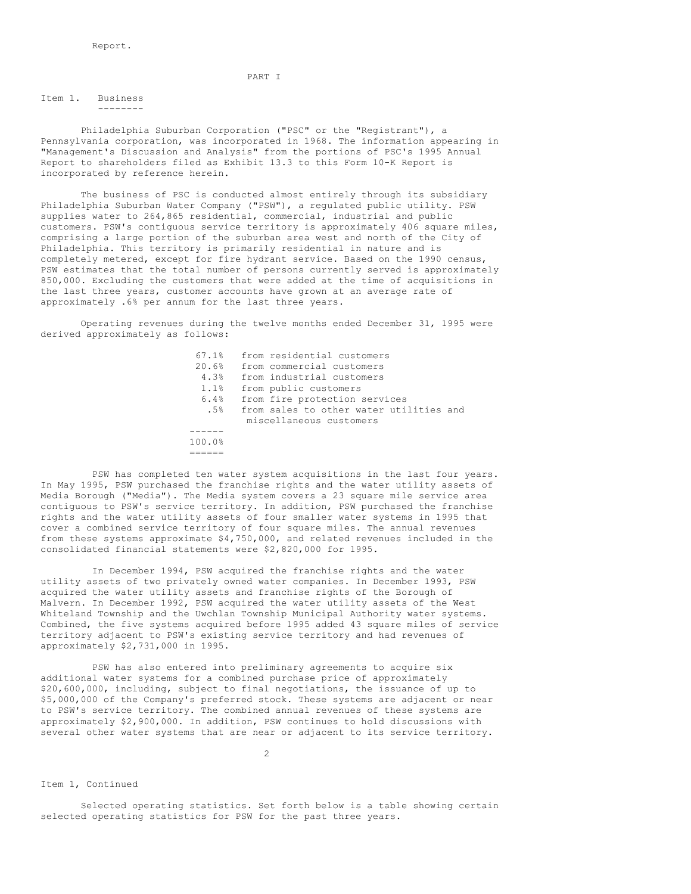Report.

# PART I

## Item 1. Business

Philadelphia Suburban Corporation ("PSC" or the "Registrant"), a Pennsylvania corporation, was incorporated in 1968. The information appearing in "Management's Discussion and Analysis" from the portions of PSC's 1995 Annual Report to shareholders filed as Exhibit 13.3 to this Form 10-K Report is incorporated by reference herein.

The business of PSC is conducted almost entirely through its subsidiary Philadelphia Suburban Water Company ("PSW"), a regulated public utility. PSW supplies water to 264,865 residential, commercial, industrial and public customers. PSW's contiguous service territory is approximately 406 square miles, comprising a large portion of the suburban area west and north of the City of Philadelphia. This territory is primarily residential in nature and is completely metered, except for fire hydrant service. Based on the 1990 census, PSW estimates that the total number of persons currently served is approximately 850,000. Excluding the customers that were added at the time of acquisitions in the last three years, customer accounts have grown at an average rate of approximately .6% per annum for the last three years.

Operating revenues during the twelve months ended December 31, 1995 were derived approximately as follows:

| | |
|---|---|
| 67.1% | from residential customers |
| 20.6% | from commercial customers |
| 4.3% | from industrial customers |
| 1.1% | from public customers |
| 6.4% | from fire protection services |
| .5% | from sales to other water utilities and miscellaneous customers |
| 100.0% | |

PSW has completed ten water system acquisitions in the last four years. In May 1995, PSW purchased the franchise rights and the water utility assets of Media Borough ("Media"). The Media system covers a 23 square mile service area contiguous to PSW's service territory. In addition, PSW purchased the franchise rights and the water utility assets of four smaller water systems in 1995 that cover a combined service territory of four square miles. The annual revenues from these systems approximate $4,750,000, and related revenues included in the consolidated financial statements were $2,820,000 for 1995.

In December 1994, PSW acquired the franchise rights and the water utility assets of two privately owned water companies. In December 1993, PSW acquired the water utility assets and franchise rights of the Borough of Malvern. In December 1992, PSW acquired the water utility assets of the West Whiteland Township and the Uwchlan Township Municipal Authority water systems. Combined, the five systems acquired before 1995 added 43 square miles of service territory adjacent to PSW's existing service territory and had revenues of approximately $2,731,000 in 1995.

PSW has also entered into preliminary agreements to acquire six additional water systems for a combined purchase price of approximately $20,600,000, including, subject to final negotiations, the issuance of up to $5,000,000 of the Company's preferred stock. These systems are adjacent or near to PSW's service territory. The combined annual revenues of these systems are approximately $2,900,000. In addition, PSW continues to hold discussions with several other water systems that are near or adjacent to its service territory.

Item 1, Continued

Selected operating statistics. Set forth below is a table showing certain selected operating statistics for PSW for the past three years.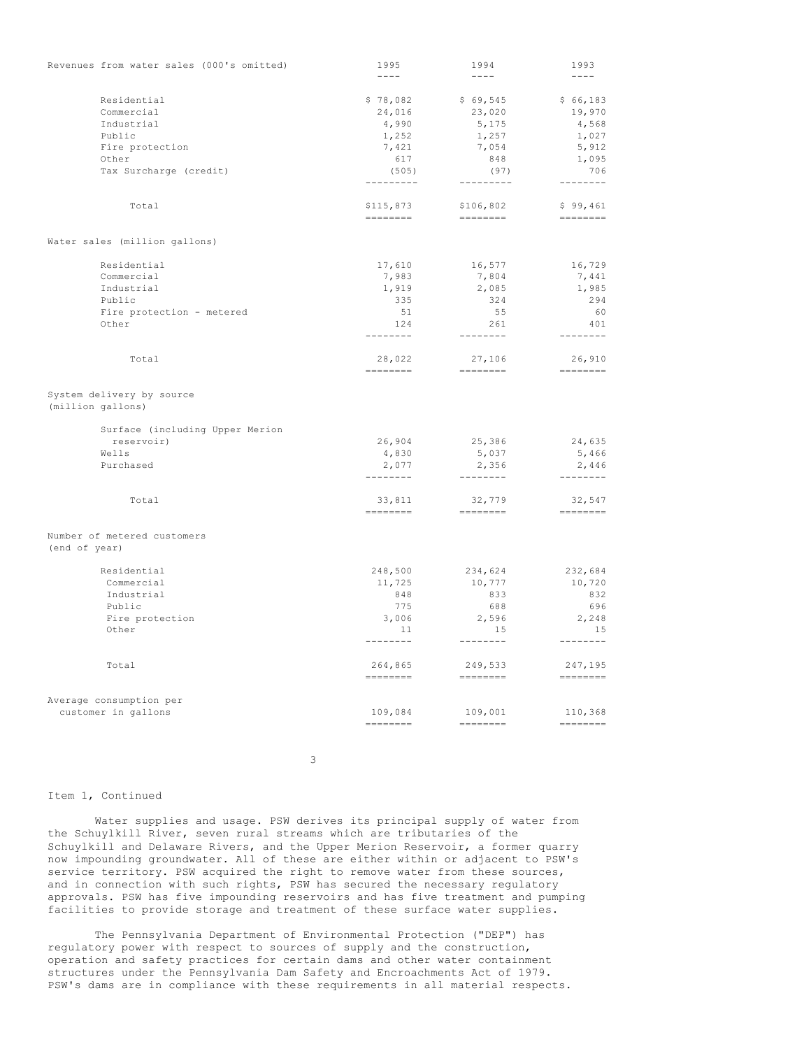| Revenues from water sales (000's omitted) | 1995 | 1994 | 1993 |
|---|---|---|---|
| Residential | $ 78,082 | $ 69,545 | $ 66,183 |
| Commercial | 24,016 | 23,020 | 19,970 |
| Industrial | 4,990 | 5,175 | 4,568 |
| Public | 1,252 | 1,257 | 1,027 |
| Fire protection | 7,421 | 7,054 | 5,912 |
| Other | 617 | 848 | 1,095 |
| Tax Surcharge (credit) | (505) | (97) | 706 |
| Total | $115,873 | $106,802 | $ 99,461 |

| Water sales (million gallons) | 1995 | 1994 | 1993 |
|---|---|---|---|
| Residential | 17,610 | 16,577 | 16,729 |
| Commercial | 7,983 | 7,804 | 7,441 |
| Industrial | 1,919 | 2,085 | 1,985 |
| Public | 335 | 324 | 294 |
| Fire protection - metered | 51 | 55 | 60 |
| Other | 124 | 261 | 401 |
| Total | 28,022 | 27,106 | 26,910 |

| System delivery by source (million gallons) | 1995 | 1994 | 1993 |
|---|---|---|---|
| Surface (including Upper Merion reservoir) | 26,904 | 25,386 | 24,635 |
| Wells | 4,830 | 5,037 | 5,466 |
| Purchased | 2,077 | 2,356 | 2,446 |
| Total | 33,811 | 32,779 | 32,547 |

| Number of metered customers (end of year) | 1995 | 1994 | 1993 |
|---|---|---|---|
| Residential | 248,500 | 234,624 | 232,684 |
| Commercial | 11,725 | 10,777 | 10,720 |
| Industrial | 848 | 833 | 832 |
| Public | 775 | 688 | 696 |
| Fire protection | 3,006 | 2,596 | 2,248 |
| Other | 11 | 15 | 15 |
| Total | 264,865 | 249,533 | 247,195 |

| | 1995 | 1994 | 1993 |
|---|---|---|---|
| Average consumption per customer in gallons | 109,084 | 109,001 | 110,368 |

Item 1, Continued

Water supplies and usage. PSW derives its principal supply of water from the Schuylkill River, seven rural streams which are tributaries of the Schuylkill and Delaware Rivers, and the Upper Merion Reservoir, a former quarry now impounding groundwater. All of these are either within or adjacent to PSW's service territory. PSW acquired the right to remove water from these sources, and in connection with such rights, PSW has secured the necessary regulatory approvals. PSW has five impounding reservoirs and has five treatment and pumping facilities to provide storage and treatment of these surface water supplies.

The Pennsylvania Department of Environmental Protection ("DEP") has regulatory power with respect to sources of supply and the construction, operation and safety practices for certain dams and other water containment structures under the Pennsylvania Dam Safety and Encroachments Act of 1979. PSW's dams are in compliance with these requirements in all material respects.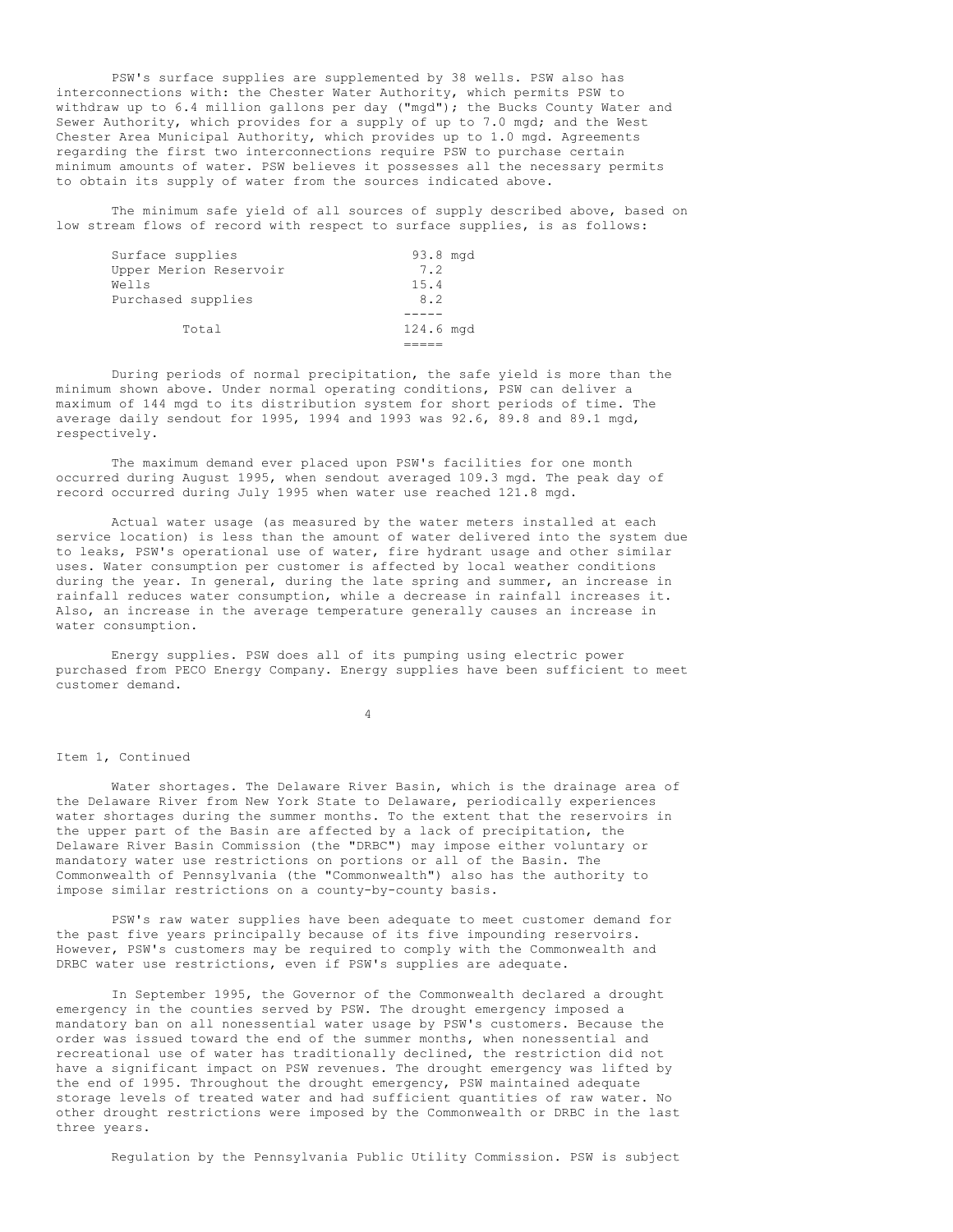PSW's surface supplies are supplemented by 38 wells. PSW also has interconnections with: the Chester Water Authority, which permits PSW to withdraw up to 6.4 million gallons per day ("mgd"); the Bucks County Water and Sewer Authority, which provides for a supply of up to 7.0 mgd; and the West Chester Area Municipal Authority, which provides up to 1.0 mgd. Agreements regarding the first two interconnections require PSW to purchase certain minimum amounts of water. PSW believes it possesses all the necessary permits to obtain its supply of water from the sources indicated above.

The minimum safe yield of all sources of supply described above, based on low stream flows of record with respect to surface supplies, is as follows:

| | |
|---|---|
| Surface supplies | 93.8 mgd |
| Upper Merion Reservoir | 7.2 |
| Wells | 15.4 |
| Purchased supplies | 8.2 |
| Total | 124.6 mgd |

During periods of normal precipitation, the safe yield is more than the minimum shown above. Under normal operating conditions, PSW can deliver a maximum of 144 mgd to its distribution system for short periods of time. The average daily sendout for 1995, 1994 and 1993 was 92.6, 89.8 and 89.1 mgd, respectively.

The maximum demand ever placed upon PSW's facilities for one month occurred during August 1995, when sendout averaged 109.3 mgd. The peak day of record occurred during July 1995 when water use reached 121.8 mgd.

Actual water usage (as measured by the water meters installed at each service location) is less than the amount of water delivered into the system due to leaks, PSW's operational use of water, fire hydrant usage and other similar uses. Water consumption per customer is affected by local weather conditions during the year. In general, during the late spring and summer, an increase in rainfall reduces water consumption, while a decrease in rainfall increases it. Also, an increase in the average temperature generally causes an increase in water consumption.

Energy supplies. PSW does all of its pumping using electric power purchased from PECO Energy Company. Energy supplies have been sufficient to meet customer demand.

Item 1, Continued

Water shortages. The Delaware River Basin, which is the drainage area of the Delaware River from New York State to Delaware, periodically experiences water shortages during the summer months. To the extent that the reservoirs in the upper part of the Basin are affected by a lack of precipitation, the Delaware River Basin Commission (the "DRBC") may impose either voluntary or mandatory water use restrictions on portions or all of the Basin. The Commonwealth of Pennsylvania (the "Commonwealth") also has the authority to impose similar restrictions on a county-by-county basis.

PSW's raw water supplies have been adequate to meet customer demand for the past five years principally because of its five impounding reservoirs. However, PSW's customers may be required to comply with the Commonwealth and DRBC water use restrictions, even if PSW's supplies are adequate.

In September 1995, the Governor of the Commonwealth declared a drought emergency in the counties served by PSW. The drought emergency imposed a mandatory ban on all nonessential water usage by PSW's customers. Because the order was issued toward the end of the summer months, when nonessential and recreational use of water has traditionally declined, the restriction did not have a significant impact on PSW revenues. The drought emergency was lifted by the end of 1995. Throughout the drought emergency, PSW maintained adequate storage levels of treated water and had sufficient quantities of raw water. No other drought restrictions were imposed by the Commonwealth or DRBC in the last three years.

Regulation by the Pennsylvania Public Utility Commission. PSW is subject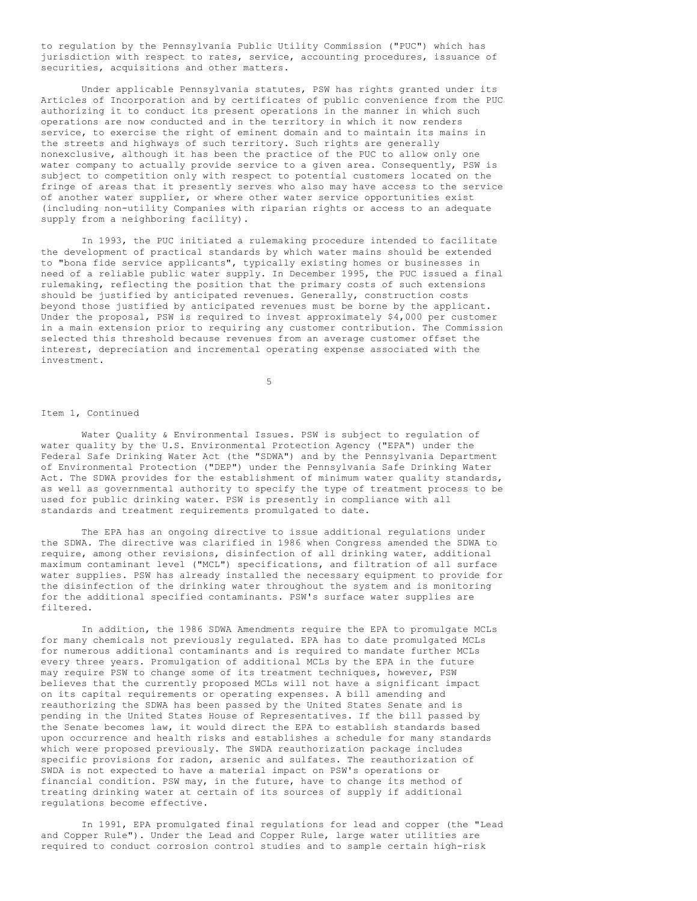to regulation by the Pennsylvania Public Utility Commission ("PUC") which has jurisdiction with respect to rates, service, accounting procedures, issuance of securities, acquisitions and other matters.

Under applicable Pennsylvania statutes, PSW has rights granted under its Articles of Incorporation and by certificates of public convenience from the PUC authorizing it to conduct its present operations in the manner in which such operations are now conducted and in the territory in which it now renders service, to exercise the right of eminent domain and to maintain its mains in the streets and highways of such territory. Such rights are generally nonexclusive, although it has been the practice of the PUC to allow only one water company to actually provide service to a given area. Consequently, PSW is subject to competition only with respect to potential customers located on the fringe of areas that it presently serves who also may have access to the service of another water supplier, or where other water service opportunities exist (including non-utility Companies with riparian rights or access to an adequate supply from a neighboring facility).

In 1993, the PUC initiated a rulemaking procedure intended to facilitate the development of practical standards by which water mains should be extended to "bona fide service applicants", typically existing homes or businesses in need of a reliable public water supply. In December 1995, the PUC issued a final rulemaking, reflecting the position that the primary costs of such extensions should be justified by anticipated revenues. Generally, construction costs beyond those justified by anticipated revenues must be borne by the applicant. Under the proposal, PSW is required to invest approximately $4,000 per customer in a main extension prior to requiring any customer contribution. The Commission selected this threshold because revenues from an average customer offset the interest, depreciation and incremental operating expense associated with the investment.

Item 1, Continued

Water Quality & Environmental Issues. PSW is subject to regulation of water quality by the U.S. Environmental Protection Agency ("EPA") under the Federal Safe Drinking Water Act (the "SDWA") and by the Pennsylvania Department of Environmental Protection ("DEP") under the Pennsylvania Safe Drinking Water Act. The SDWA provides for the establishment of minimum water quality standards, as well as governmental authority to specify the type of treatment process to be used for public drinking water. PSW is presently in compliance with all standards and treatment requirements promulgated to date.

The EPA has an ongoing directive to issue additional regulations under the SDWA. The directive was clarified in 1986 when Congress amended the SDWA to require, among other revisions, disinfection of all drinking water, additional maximum contaminant level ("MCL") specifications, and filtration of all surface water supplies. PSW has already installed the necessary equipment to provide for the disinfection of the drinking water throughout the system and is monitoring for the additional specified contaminants. PSW's surface water supplies are filtered.

In addition, the 1986 SDWA Amendments require the EPA to promulgate MCLs for many chemicals not previously regulated. EPA has to date promulgated MCLs for numerous additional contaminants and is required to mandate further MCLs every three years. Promulgation of additional MCLs by the EPA in the future may require PSW to change some of its treatment techniques, however, PSW believes that the currently proposed MCLs will not have a significant impact on its capital requirements or operating expenses. A bill amending and reauthorizing the SDWA has been passed by the United States Senate and is pending in the United States House of Representatives. If the bill passed by the Senate becomes law, it would direct the EPA to establish standards based upon occurrence and health risks and establishes a schedule for many standards which were proposed previously. The SWDA reauthorization package includes specific provisions for radon, arsenic and sulfates. The reauthorization of SWDA is not expected to have a material impact on PSW's operations or financial condition. PSW may, in the future, have to change its method of treating drinking water at certain of its sources of supply if additional regulations become effective.

In 1991, EPA promulgated final regulations for lead and copper (the "Lead and Copper Rule"). Under the Lead and Copper Rule, large water utilities are required to conduct corrosion control studies and to sample certain high-risk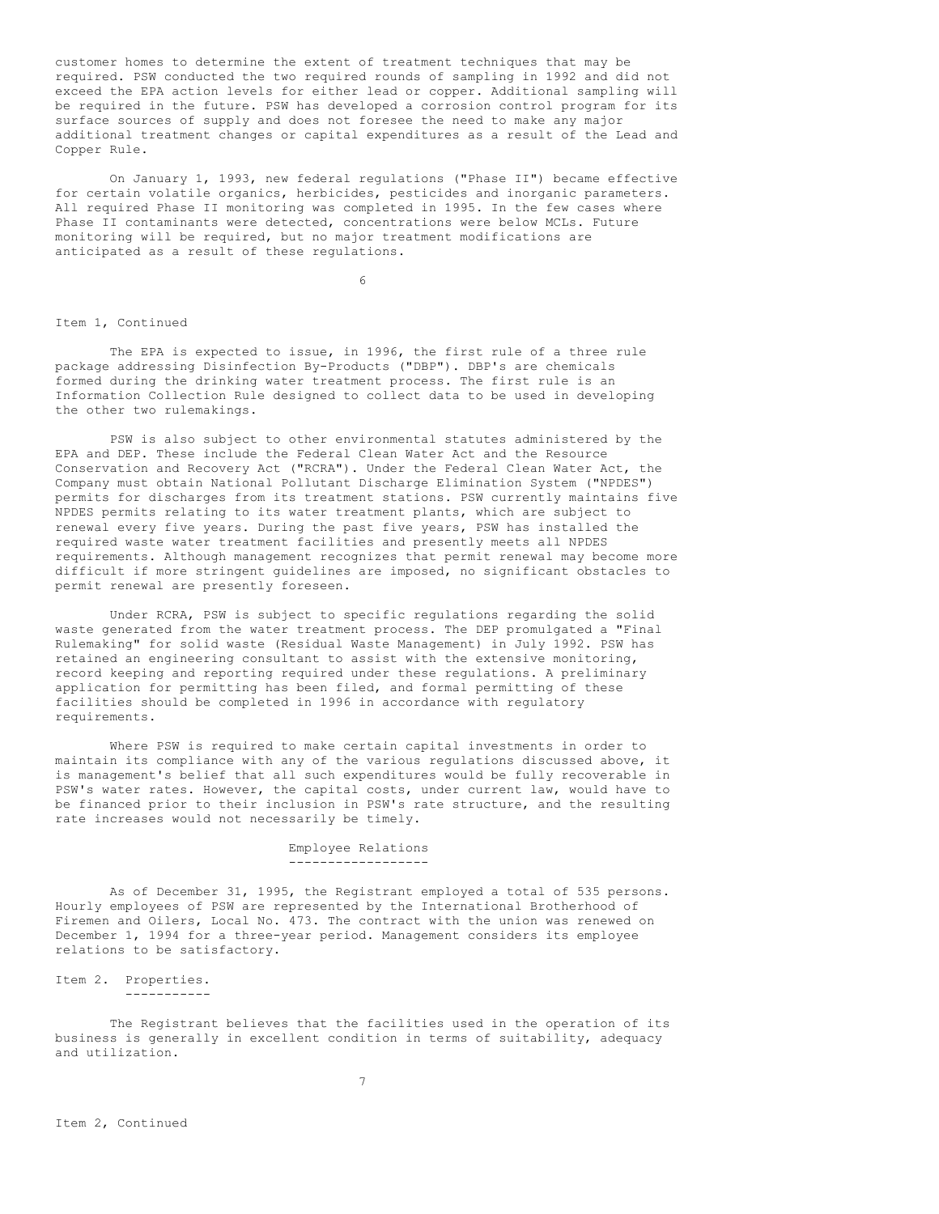customer homes to determine the extent of treatment techniques that may be required. PSW conducted the two required rounds of sampling in 1992 and did not exceed the EPA action levels for either lead or copper. Additional sampling will be required in the future. PSW has developed a corrosion control program for its surface sources of supply and does not foresee the need to make any major additional treatment changes or capital expenditures as a result of the Lead and Copper Rule.

On January 1, 1993, new federal regulations ("Phase II") became effective for certain volatile organics, herbicides, pesticides and inorganic parameters. All required Phase II monitoring was completed in 1995. In the few cases where Phase II contaminants were detected, concentrations were below MCLs. Future monitoring will be required, but no major treatment modifications are anticipated as a result of these regulations.

Item 1, Continued

The EPA is expected to issue, in 1996, the first rule of a three rule package addressing Disinfection By-Products ("DBP"). DBP's are chemicals formed during the drinking water treatment process. The first rule is an Information Collection Rule designed to collect data to be used in developing the other two rulemakings.

PSW is also subject to other environmental statutes administered by the EPA and DEP. These include the Federal Clean Water Act and the Resource Conservation and Recovery Act ("RCRA"). Under the Federal Clean Water Act, the Company must obtain National Pollutant Discharge Elimination System ("NPDES") permits for discharges from its treatment stations. PSW currently maintains five NPDES permits relating to its water treatment plants, which are subject to renewal every five years. During the past five years, PSW has installed the required waste water treatment facilities and presently meets all NPDES requirements. Although management recognizes that permit renewal may become more difficult if more stringent guidelines are imposed, no significant obstacles to permit renewal are presently foreseen.

Under RCRA, PSW is subject to specific regulations regarding the solid waste generated from the water treatment process. The DEP promulgated a "Final Rulemaking" for solid waste (Residual Waste Management) in July 1992. PSW has retained an engineering consultant to assist with the extensive monitoring, record keeping and reporting required under these regulations. A preliminary application for permitting has been filed, and formal permitting of these facilities should be completed in 1996 in accordance with regulatory requirements.

Where PSW is required to make certain capital investments in order to maintain its compliance with any of the various regulations discussed above, it is management's belief that all such expenditures would be fully recoverable in PSW's water rates. However, the capital costs, under current law, would have to be financed prior to their inclusion in PSW's rate structure, and the resulting rate increases would not necessarily be timely.

## Employee Relations

As of December 31, 1995, the Registrant employed a total of 535 persons. Hourly employees of PSW are represented by the International Brotherhood of Firemen and Oilers, Local No. 473. The contract with the union was renewed on December 1, 1994 for a three-year period. Management considers its employee relations to be satisfactory.

## Item 2. Properties.

The Registrant believes that the facilities used in the operation of its business is generally in excellent condition in terms of suitability, adequacy and utilization.

Item 2, Continued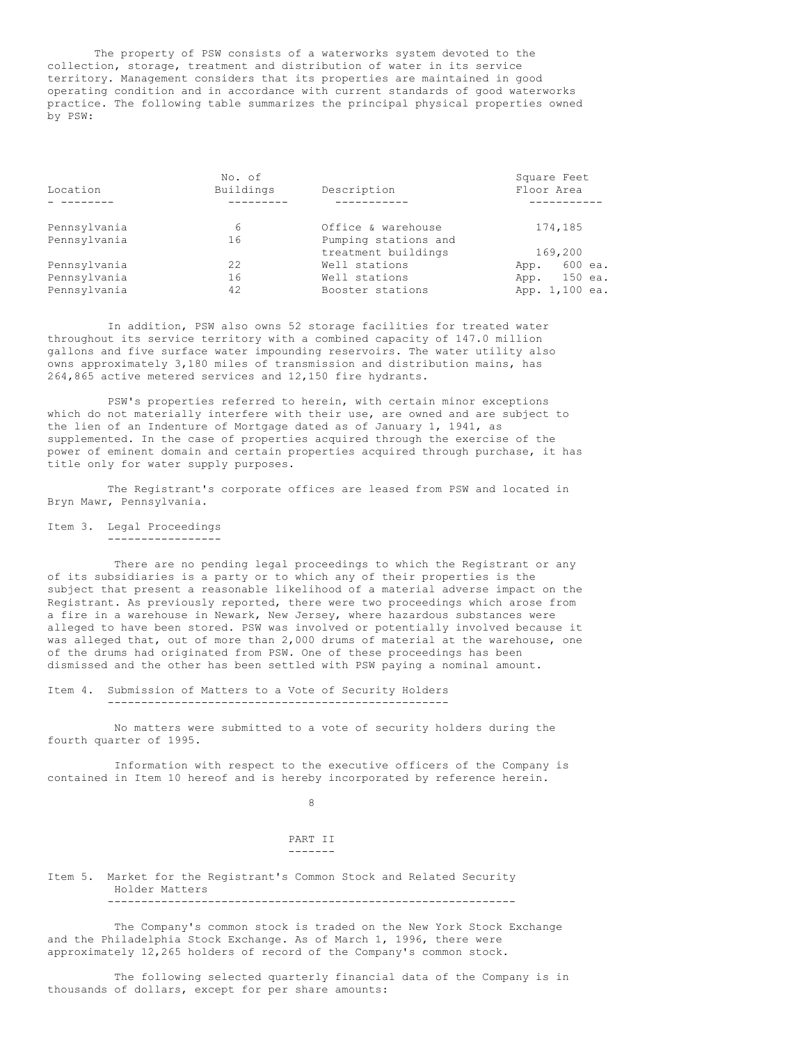The property of PSW consists of a waterworks system devoted to the collection, storage, treatment and distribution of water in its service territory. Management considers that its properties are maintained in good operating condition and in accordance with current standards of good waterworks practice. The following table summarizes the principal physical properties owned by PSW:

| Location | No. of Buildings | Description | Square Feet Floor Area |
|---|---|---|---|
| Pennsylvania | 6 | Office & warehouse | 174,185 |
| Pennsylvania | 16 | Pumping stations and treatment buildings | 169,200 |
| Pennsylvania | 22 | Well stations | App. 600 ea. |
| Pennsylvania | 16 | Well stations | App. 150 ea. |
| Pennsylvania | 42 | Booster stations | App. 1,100 ea. |

In addition, PSW also owns 52 storage facilities for treated water throughout its service territory with a combined capacity of 147.0 million gallons and five surface water impounding reservoirs. The water utility also owns approximately 3,180 miles of transmission and distribution mains, has 264,865 active metered services and 12,150 fire hydrants.

PSW's properties referred to herein, with certain minor exceptions which do not materially interfere with their use, are owned and are subject to the lien of an Indenture of Mortgage dated as of January 1, 1941, as supplemented. In the case of properties acquired through the exercise of the power of eminent domain and certain properties acquired through purchase, it has title only for water supply purposes.

The Registrant's corporate offices are leased from PSW and located in Bryn Mawr, Pennsylvania.

## Item 3. Legal Proceedings

There are no pending legal proceedings to which the Registrant or any of its subsidiaries is a party or to which any of their properties is the subject that present a reasonable likelihood of a material adverse impact on the Registrant. As previously reported, there were two proceedings which arose from a fire in a warehouse in Newark, New Jersey, where hazardous substances were alleged to have been stored. PSW was involved or potentially involved because it was alleged that, out of more than 2,000 drums of material at the warehouse, one of the drums had originated from PSW. One of these proceedings has been dismissed and the other has been settled with PSW paying a nominal amount.

## Item 4. Submission of Matters to a Vote of Security Holders

No matters were submitted to a vote of security holders during the fourth quarter of 1995.

Information with respect to the executive officers of the Company is contained in Item 10 hereof and is hereby incorporated by reference herein.

# PART II

## Item 5. Market for the Registrant's Common Stock and Related Security Holder Matters

The Company's common stock is traded on the New York Stock Exchange and the Philadelphia Stock Exchange. As of March 1, 1996, there were approximately 12,265 holders of record of the Company's common stock.

The following selected quarterly financial data of the Company is in thousands of dollars, except for per share amounts: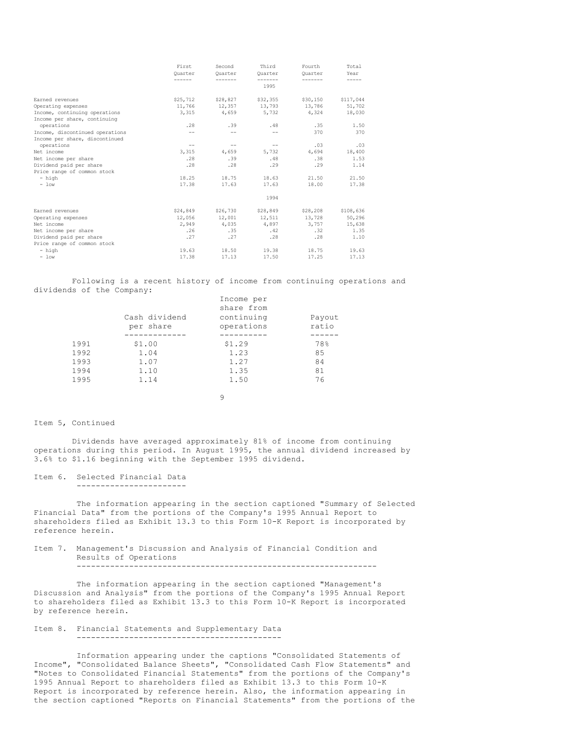| | First Quarter | Second Quarter | Third Quarter | Fourth Quarter | Total Year |
|---|---|---|---|---|---|
| | | | 1995 | | |
| Earned revenues | $25,712 | $28,827 | $32,355 | $30,150 | $117,044 |
| Operating expenses | 11,766 | 12,357 | 13,793 | 13,786 | 51,702 |
| Income, continuing operations | 3,315 | 4,659 | 5,732 | 4,324 | 18,030 |
| Income per share, continuing operations | .28 | .39 | .48 | .35 | 1.50 |
| Income, discontinued operations | -- | -- | -- | 370 | 370 |
| Income per share, discontinued operations | -- | -- | -- | .03 | .03 |
| Net income | 3,315 | 4,659 | 5,732 | 4,694 | 18,400 |
| Net income per share | .28 | .39 | .48 | .38 | 1.53 |
| Dividend paid per share | .28 | .28 | .29 | .29 | 1.14 |
| Price range of common stock | | | | | |
| - high | 18.25 | 18.75 | 18.63 | 21.50 | 21.50 |
| - low | 17.38 | 17.63 | 17.63 | 18.00 | 17.38 |
| | | | 1994 | | |
| Earned revenues | $24,849 | $26,730 | $28,849 | $28,208 | $108,636 |
| Operating expenses | 12,056 | 12,001 | 12,511 | 13,728 | 50,296 |
| Net income | 2,949 | 4,035 | 4,897 | 3,757 | 15,638 |
| Net income per share | .26 | .35 | .42 | .32 | 1.35 |
| Dividend paid per share | .27 | .27 | .28 | .28 | 1.10 |
| Price range of common stock | | | | | |
| - high | 19.63 | 18.50 | 19.38 | 18.75 | 19.63 |
| - low | 17.38 | 17.13 | 17.50 | 17.25 | 17.13 |

Following is a recent history of income from continuing operations and dividends of the Company:

| | Cash dividend per share | Income per share from continuing operations | Payout ratio |
|---|---|---|---|
| 1991 | $1.00 | $1.29 | 78% |
| 1992 | 1.04 | 1.23 | 85 |
| 1993 | 1.07 | 1.27 | 84 |
| 1994 | 1.10 | 1.35 | 81 |
| 1995 | 1.14 | 1.50 | 76 |

Item 5, Continued

Dividends have averaged approximately 81% of income from continuing operations during this period. In August 1995, the annual dividend increased by 3.6% to $1.16 beginning with the September 1995 dividend.

## Item 6. Selected Financial Data

The information appearing in the section captioned "Summary of Selected Financial Data" from the portions of the Company's 1995 Annual Report to shareholders filed as Exhibit 13.3 to this Form 10-K Report is incorporated by reference herein.

## Item 7. Management's Discussion and Analysis of Financial Condition and Results of Operations

The information appearing in the section captioned "Management's Discussion and Analysis" from the portions of the Company's 1995 Annual Report to shareholders filed as Exhibit 13.3 to this Form 10-K Report is incorporated by reference herein.

## Item 8. Financial Statements and Supplementary Data

Information appearing under the captions "Consolidated Statements of Income", "Consolidated Balance Sheets", "Consolidated Cash Flow Statements" and "Notes to Consolidated Financial Statements" from the portions of the Company's 1995 Annual Report to shareholders filed as Exhibit 13.3 to this Form 10-K Report is incorporated by reference herein. Also, the information appearing in the section captioned "Reports on Financial Statements" from the portions of the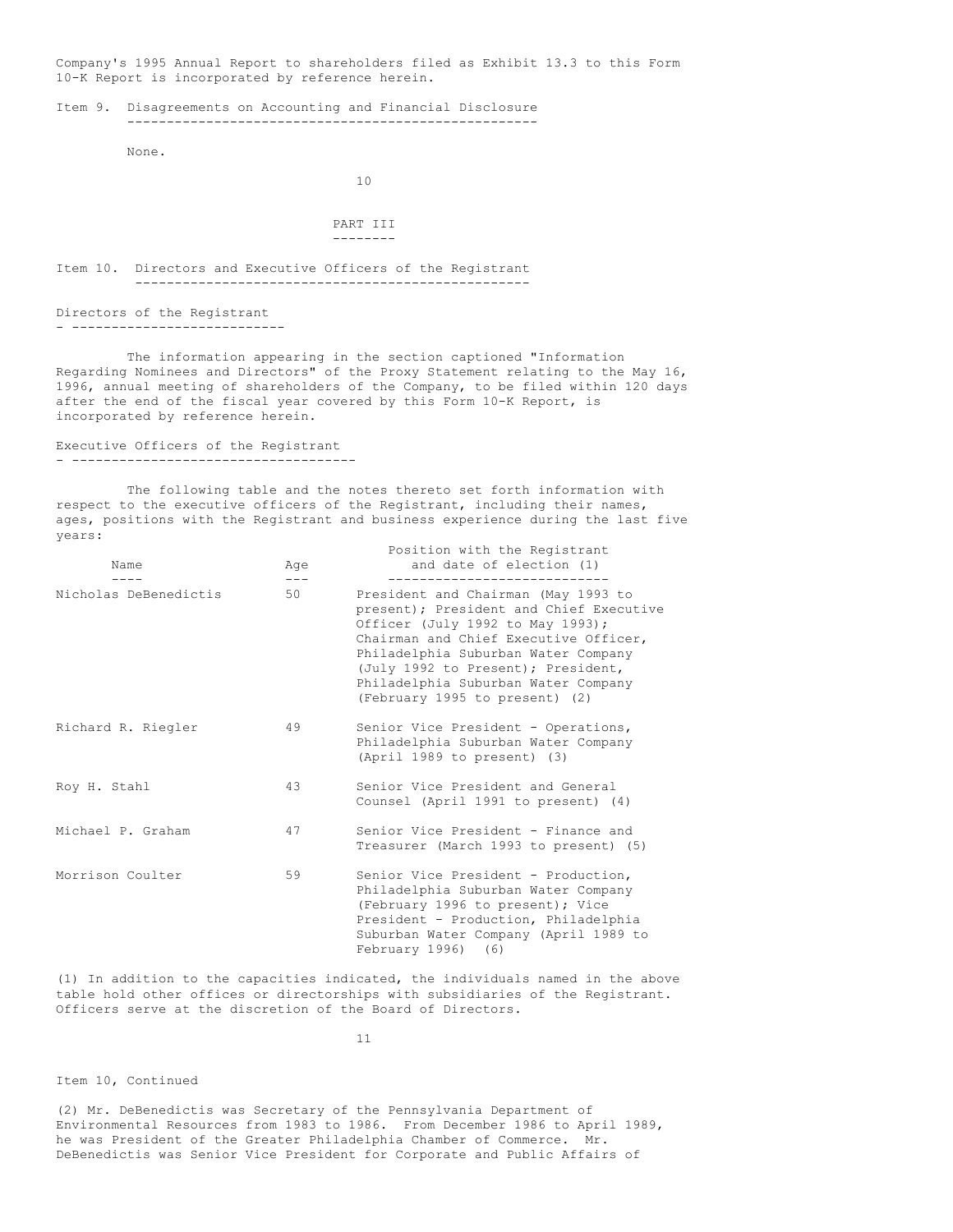Company's 1995 Annual Report to shareholders filed as Exhibit 13.3 to this Form 10-K Report is incorporated by reference herein.

## Item 9. Disagreements on Accounting and Financial Disclosure

None.

# PART III

## Item 10. Directors and Executive Officers of the Registrant

### Directors of the Registrant

The information appearing in the section captioned "Information Regarding Nominees and Directors" of the Proxy Statement relating to the May 16, 1996, annual meeting of shareholders of the Company, to be filed within 120 days after the end of the fiscal year covered by this Form 10-K Report, is incorporated by reference herein.

### Executive Officers of the Registrant

The following table and the notes thereto set forth information with respect to the executive officers of the Registrant, including their names, ages, positions with the Registrant and business experience during the last five years:

| Name | Age | Position with the Registrant and date of election (1) |
|---|---|---|
| Nicholas DeBenedictis | 50 | President and Chairman (May 1993 to present); President and Chief Executive Officer (July 1992 to May 1993); Chairman and Chief Executive Officer, Philadelphia Suburban Water Company (July 1992 to Present); President, Philadelphia Suburban Water Company (February 1995 to present) (2) |
| Richard R. Riegler | 49 | Senior Vice President - Operations, Philadelphia Suburban Water Company (April 1989 to present) (3) |
| Roy H. Stahl | 43 | Senior Vice President and General Counsel (April 1991 to present) (4) |
| Michael P. Graham | 47 | Senior Vice President - Finance and Treasurer (March 1993 to present) (5) |
| Morrison Coulter | 59 | Senior Vice President - Production, Philadelphia Suburban Water Company (February 1996 to present); Vice President - Production, Philadelphia Suburban Water Company (April 1989 to February 1996) (6) |

(1) In addition to the capacities indicated, the individuals named in the above table hold other offices or directorships with subsidiaries of the Registrant. Officers serve at the discretion of the Board of Directors.

Item 10, Continued

(2) Mr. DeBenedictis was Secretary of the Pennsylvania Department of Environmental Resources from 1983 to 1986. From December 1986 to April 1989, he was President of the Greater Philadelphia Chamber of Commerce. Mr. DeBenedictis was Senior Vice President for Corporate and Public Affairs of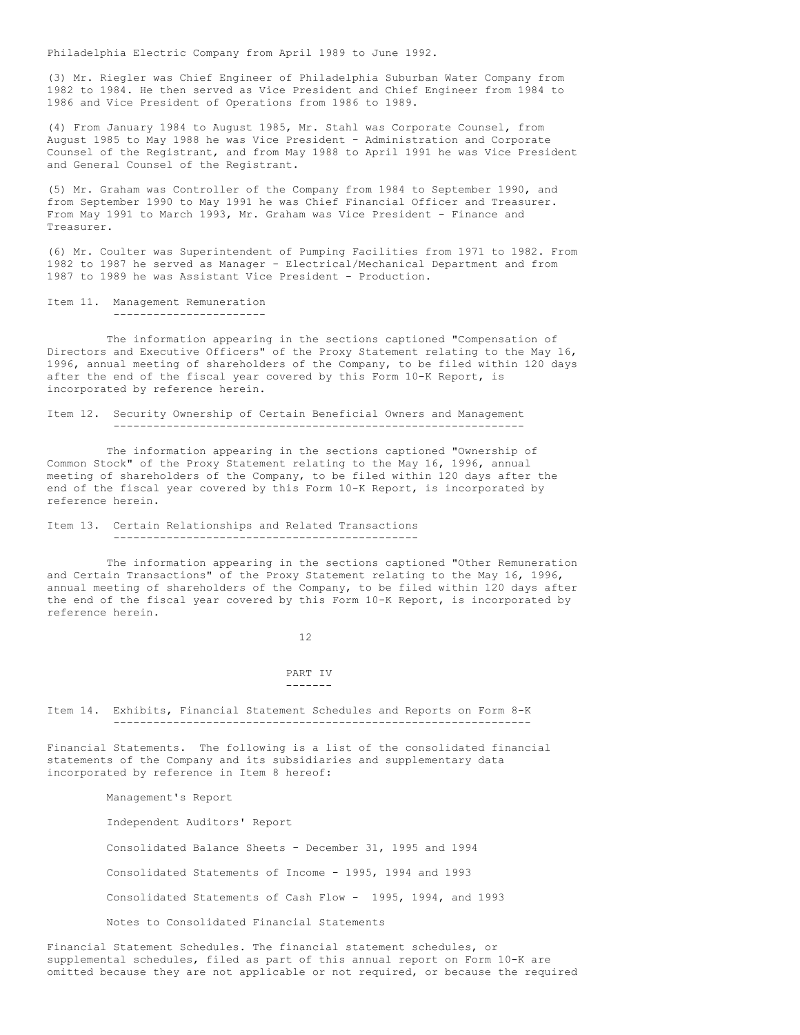Philadelphia Electric Company from April 1989 to June 1992.

(3) Mr. Riegler was Chief Engineer of Philadelphia Suburban Water Company from 1982 to 1984. He then served as Vice President and Chief Engineer from 1984 to 1986 and Vice President of Operations from 1986 to 1989.

(4) From January 1984 to August 1985, Mr. Stahl was Corporate Counsel, from August 1985 to May 1988 he was Vice President - Administration and Corporate Counsel of the Registrant, and from May 1988 to April 1991 he was Vice President and General Counsel of the Registrant.

(5) Mr. Graham was Controller of the Company from 1984 to September 1990, and from September 1990 to May 1991 he was Chief Financial Officer and Treasurer. From May 1991 to March 1993, Mr. Graham was Vice President - Finance and Treasurer.

(6) Mr. Coulter was Superintendent of Pumping Facilities from 1971 to 1982. From 1982 to 1987 he served as Manager - Electrical/Mechanical Department and from 1987 to 1989 he was Assistant Vice President - Production.

## Item 11. Management Remuneration

The information appearing in the sections captioned "Compensation of Directors and Executive Officers" of the Proxy Statement relating to the May 16, 1996, annual meeting of shareholders of the Company, to be filed within 120 days after the end of the fiscal year covered by this Form 10-K Report, is incorporated by reference herein.

## Item 12. Security Ownership of Certain Beneficial Owners and Management

The information appearing in the sections captioned "Ownership of Common Stock" of the Proxy Statement relating to the May 16, 1996, annual meeting of shareholders of the Company, to be filed within 120 days after the end of the fiscal year covered by this Form 10-K Report, is incorporated by reference herein.

## Item 13. Certain Relationships and Related Transactions

The information appearing in the sections captioned "Other Remuneration and Certain Transactions" of the Proxy Statement relating to the May 16, 1996, annual meeting of shareholders of the Company, to be filed within 120 days after the end of the fiscal year covered by this Form 10-K Report, is incorporated by reference herein.

# PART IV

## Item 14. Exhibits, Financial Statement Schedules and Reports on Form 8-K

Financial Statements. The following is a list of the consolidated financial statements of the Company and its subsidiaries and supplementary data incorporated by reference in Item 8 hereof:

- Management's Report
- Independent Auditors' Report
- Consolidated Balance Sheets - December 31, 1995 and 1994
- Consolidated Statements of Income - 1995, 1994 and 1993
- Consolidated Statements of Cash Flow - 1995, 1994, and 1993
- Notes to Consolidated Financial Statements

Financial Statement Schedules. The financial statement schedules, or supplemental schedules, filed as part of this annual report on Form 10-K are omitted because they are not applicable or not required, or because the required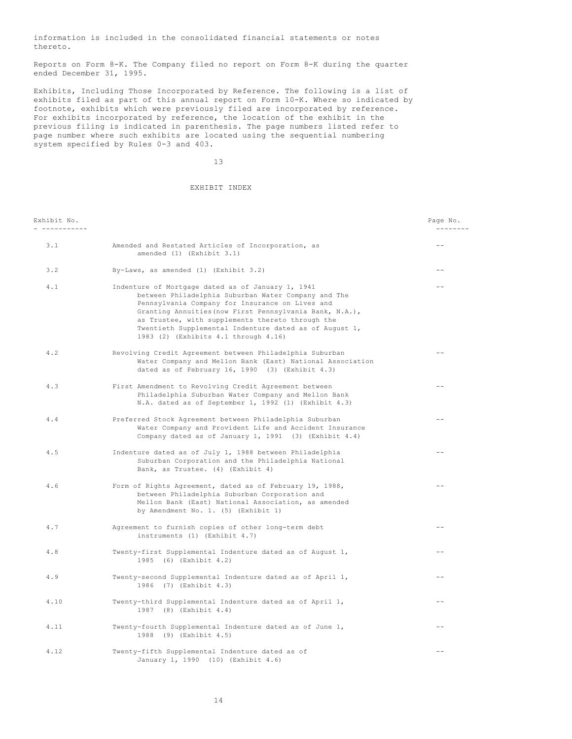information is included in the consolidated financial statements or notes thereto.

Reports on Form 8-K. The Company filed no report on Form 8-K during the quarter ended December 31, 1995.

Exhibits, Including Those Incorporated by Reference. The following is a list of exhibits filed as part of this annual report on Form 10-K. Where so indicated by footnote, exhibits which were previously filed are incorporated by reference. For exhibits incorporated by reference, the location of the exhibit in the previous filing is indicated in parenthesis. The page numbers listed refer to page number where such exhibits are located using the sequential numbering system specified by Rules 0-3 and 403.

## EXHIBIT INDEX

| Exhibit No. | | Page No. |
|---|---|---|
| 3.1 | Amended and Restated Articles of Incorporation, as amended (1) (Exhibit 3.1) | -- |
| 3.2 | By-Laws, as amended (1) (Exhibit 3.2) | -- |
| 4.1 | Indenture of Mortgage dated as of January 1, 1941 between Philadelphia Suburban Water Company and The Pennsylvania Company for Insurance on Lives and Granting Annuities(now First Pennsylvania Bank, N.A.), as Trustee, with supplements thereto through the Twentieth Supplemental Indenture dated as of August 1, 1983 (2) (Exhibits 4.1 through 4.16) | -- |
| 4.2 | Revolving Credit Agreement between Philadelphia Suburban Water Company and Mellon Bank (East) National Association dated as of February 16, 1990 (3) (Exhibit 4.3) | -- |
| 4.3 | First Amendment to Revolving Credit Agreement between Philadelphia Suburban Water Company and Mellon Bank N.A. dated as of September 1, 1992 (1) (Exhibit 4.3) | -- |
| 4.4 | Preferred Stock Agreement between Philadelphia Suburban Water Company and Provident Life and Accident Insurance Company dated as of January 1, 1991 (3) (Exhibit 4.4) | -- |
| 4.5 | Indenture dated as of July 1, 1988 between Philadelphia Suburban Corporation and the Philadelphia National Bank, as Trustee. (4) (Exhibit 4) | -- |
| 4.6 | Form of Rights Agreement, dated as of February 19, 1988, between Philadelphia Suburban Corporation and Mellon Bank (East) National Association, as amended by Amendment No. 1. (5) (Exhibit 1) | -- |
| 4.7 | Agreement to furnish copies of other long-term debt instruments (1) (Exhibit 4.7) | -- |
| 4.8 | Twenty-first Supplemental Indenture dated as of August 1, 1985 (6) (Exhibit 4.2) | -- |
| 4.9 | Twenty-second Supplemental Indenture dated as of April 1, 1986 (7) (Exhibit 4.3) | -- |
| 4.10 | Twenty-third Supplemental Indenture dated as of April 1, 1987 (8) (Exhibit 4.4) | -- |
| 4.11 | Twenty-fourth Supplemental Indenture dated as of June 1, 1988 (9) (Exhibit 4.5) | -- |
| 4.12 | Twenty-fifth Supplemental Indenture dated as of January 1, 1990 (10) (Exhibit 4.6) | -- |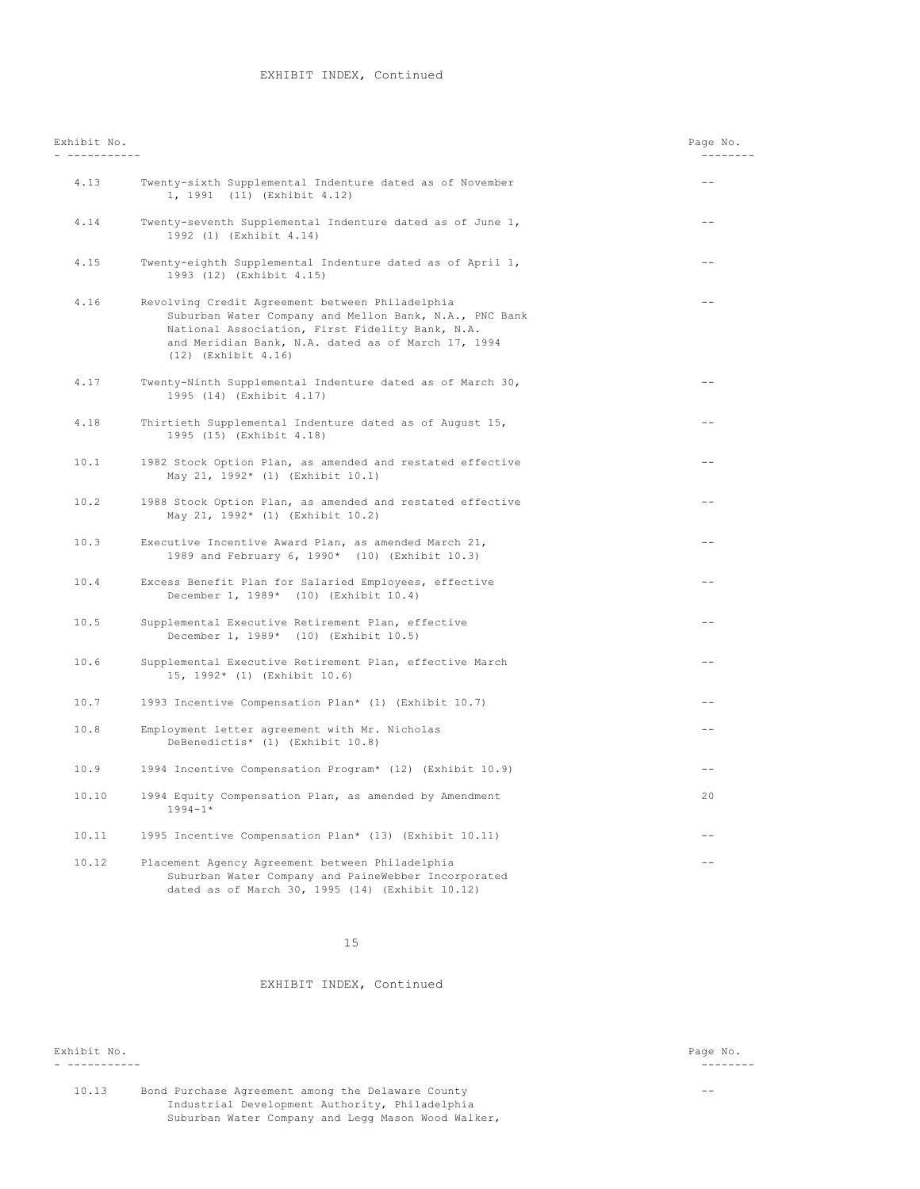EXHIBIT INDEX, Continued

| Exhibit No. | | Page No. |
| --- | --- | --- |
| 4.13 | Twenty-sixth Supplemental Indenture dated as of November 1, 1991 (11) (Exhibit 4.12) | -- |
| 4.14 | Twenty-seventh Supplemental Indenture dated as of June 1, 1992 (1) (Exhibit 4.14) | -- |
| 4.15 | Twenty-eighth Supplemental Indenture dated as of April 1, 1993 (12) (Exhibit 4.15) | -- |
| 4.16 | Revolving Credit Agreement between Philadelphia Suburban Water Company and Mellon Bank, N.A., PNC Bank National Association, First Fidelity Bank, N.A. and Meridian Bank, N.A. dated as of March 17, 1994 (12) (Exhibit 4.16) | -- |
| 4.17 | Twenty-Ninth Supplemental Indenture dated as of March 30, 1995 (14) (Exhibit 4.17) | -- |
| 4.18 | Thirtieth Supplemental Indenture dated as of August 15, 1995 (15) (Exhibit 4.18) | -- |
| 10.1 | 1982 Stock Option Plan, as amended and restated effective May 21, 1992* (1) (Exhibit 10.1) | -- |
| 10.2 | 1988 Stock Option Plan, as amended and restated effective May 21, 1992* (1) (Exhibit 10.2) | -- |
| 10.3 | Executive Incentive Award Plan, as amended March 21, 1989 and February 6, 1990* (10) (Exhibit 10.3) | -- |
| 10.4 | Excess Benefit Plan for Salaried Employees, effective December 1, 1989* (10) (Exhibit 10.4) | -- |
| 10.5 | Supplemental Executive Retirement Plan, effective December 1, 1989* (10) (Exhibit 10.5) | -- |
| 10.6 | Supplemental Executive Retirement Plan, effective March 15, 1992* (1) (Exhibit 10.6) | -- |
| 10.7 | 1993 Incentive Compensation Plan* (1) (Exhibit 10.7) | -- |
| 10.8 | Employment letter agreement with Mr. Nicholas DeBenedictis* (1) (Exhibit 10.8) | -- |
| 10.9 | 1994 Incentive Compensation Program* (12) (Exhibit 10.9) | -- |
| 10.10 | 1994 Equity Compensation Plan, as amended by Amendment 1994-1* | 20 |
| 10.11 | 1995 Incentive Compensation Plan* (13) (Exhibit 10.11) | -- |
| 10.12 | Placement Agency Agreement between Philadelphia Suburban Water Company and PaineWebber Incorporated dated as of March 30, 1995 (14) (Exhibit 10.12) | -- |

EXHIBIT INDEX, Continued

| Exhibit No. | | Page No. |
| --- | --- | --- |
| 10.13 | Bond Purchase Agreement among the Delaware County Industrial Development Authority, Philadelphia Suburban Water Company and Legg Mason Wood Walker, | -- |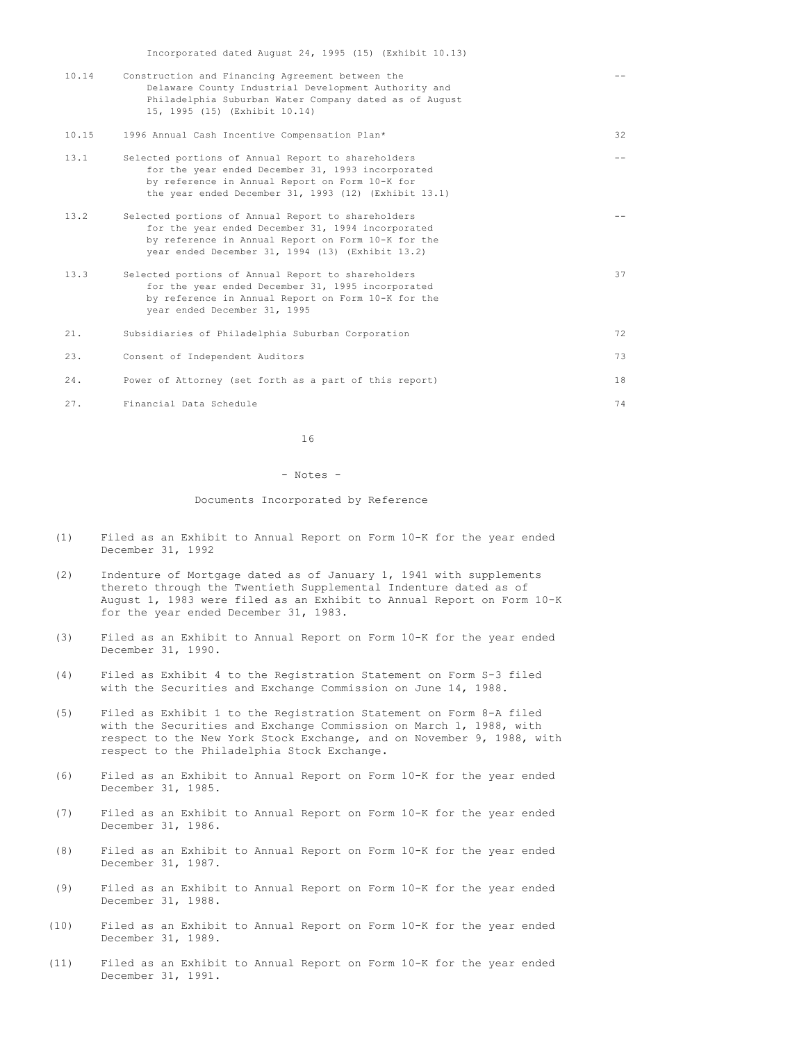| | | |
|---|---|---|
| | Incorporated dated August 24, 1995 (15) (Exhibit 10.13) | |
| 10.14 | Construction and Financing Agreement between the Delaware County Industrial Development Authority and Philadelphia Suburban Water Company dated as of August 15, 1995 (15) (Exhibit 10.14) | -- |
| 10.15 | 1996 Annual Cash Incentive Compensation Plan* | 32 |
| 13.1 | Selected portions of Annual Report to shareholders for the year ended December 31, 1993 incorporated by reference in Annual Report on Form 10-K for the year ended December 31, 1993 (12) (Exhibit 13.1) | -- |
| 13.2 | Selected portions of Annual Report to shareholders for the year ended December 31, 1994 incorporated by reference in Annual Report on Form 10-K for the year ended December 31, 1994 (13) (Exhibit 13.2) | -- |
| 13.3 | Selected portions of Annual Report to shareholders for the year ended December 31, 1995 incorporated by reference in Annual Report on Form 10-K for the year ended December 31, 1995 | 37 |
| 21. | Subsidiaries of Philadelphia Suburban Corporation | 72 |
| 23. | Consent of Independent Auditors | 73 |
| 24. | Power of Attorney (set forth as a part of this report) | 18 |
| 27. | Financial Data Schedule | 74 |

- Notes -

Documents Incorporated by Reference

(1) Filed as an Exhibit to Annual Report on Form 10-K for the year ended December 31, 1992

(2) Indenture of Mortgage dated as of January 1, 1941 with supplements thereto through the Twentieth Supplemental Indenture dated as of August 1, 1983 were filed as an Exhibit to Annual Report on Form 10-K for the year ended December 31, 1983.

(3) Filed as an Exhibit to Annual Report on Form 10-K for the year ended December 31, 1990.

(4) Filed as Exhibit 4 to the Registration Statement on Form S-3 filed with the Securities and Exchange Commission on June 14, 1988.

(5) Filed as Exhibit 1 to the Registration Statement on Form 8-A filed with the Securities and Exchange Commission on March 1, 1988, with respect to the New York Stock Exchange, and on November 9, 1988, with respect to the Philadelphia Stock Exchange.

(6) Filed as an Exhibit to Annual Report on Form 10-K for the year ended December 31, 1985.

(7) Filed as an Exhibit to Annual Report on Form 10-K for the year ended December 31, 1986.

(8) Filed as an Exhibit to Annual Report on Form 10-K for the year ended December 31, 1987.

(9) Filed as an Exhibit to Annual Report on Form 10-K for the year ended December 31, 1988.

(10) Filed as an Exhibit to Annual Report on Form 10-K for the year ended December 31, 1989.

(11) Filed as an Exhibit to Annual Report on Form 10-K for the year ended December 31, 1991.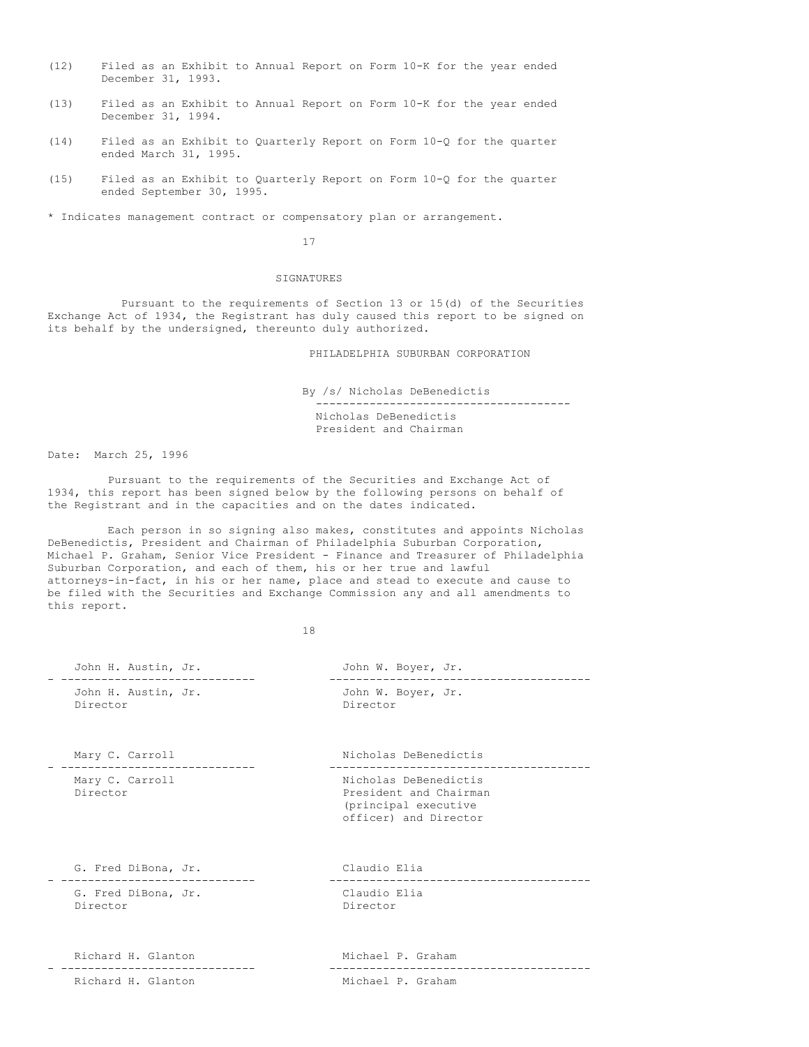(12) Filed as an Exhibit to Annual Report on Form 10-K for the year ended December 31, 1993.

(13) Filed as an Exhibit to Annual Report on Form 10-K for the year ended December 31, 1994.

(14) Filed as an Exhibit to Quarterly Report on Form 10-Q for the quarter ended March 31, 1995.

(15) Filed as an Exhibit to Quarterly Report on Form 10-Q for the quarter ended September 30, 1995.

* Indicates management contract or compensatory plan or arrangement.

## SIGNATURES

Pursuant to the requirements of Section 13 or 15(d) of the Securities Exchange Act of 1934, the Registrant has duly caused this report to be signed on its behalf by the undersigned, thereunto duly authorized.

PHILADELPHIA SUBURBAN CORPORATION

By /s/ Nicholas DeBenedictis
Nicholas DeBenedictis
President and Chairman

Date: March 25, 1996

Pursuant to the requirements of the Securities and Exchange Act of 1934, this report has been signed below by the following persons on behalf of the Registrant and in the capacities and on the dates indicated.

Each person in so signing also makes, constitutes and appoints Nicholas DeBenedictis, President and Chairman of Philadelphia Suburban Corporation, Michael P. Graham, Senior Vice President - Finance and Treasurer of Philadelphia Suburban Corporation, and each of them, his or her true and lawful attorneys-in-fact, in his or her name, place and stead to execute and cause to be filed with the Securities and Exchange Commission any and all amendments to this report.

| | |
|---|---|
| John H. Austin, Jr.<br>John H. Austin, Jr.<br>Director | John W. Boyer, Jr.<br>John W. Boyer, Jr.<br>Director |
| Mary C. Carroll<br>Mary C. Carroll<br>Director | Nicholas DeBenedictis<br>Nicholas DeBenedictis<br>President and Chairman (principal executive officer) and Director |
| G. Fred DiBona, Jr.<br>G. Fred DiBona, Jr.<br>Director | Claudio Elia<br>Claudio Elia<br>Director |
| Richard H. Glanton<br>Richard H. Glanton | Michael P. Graham<br>Michael P. Graham |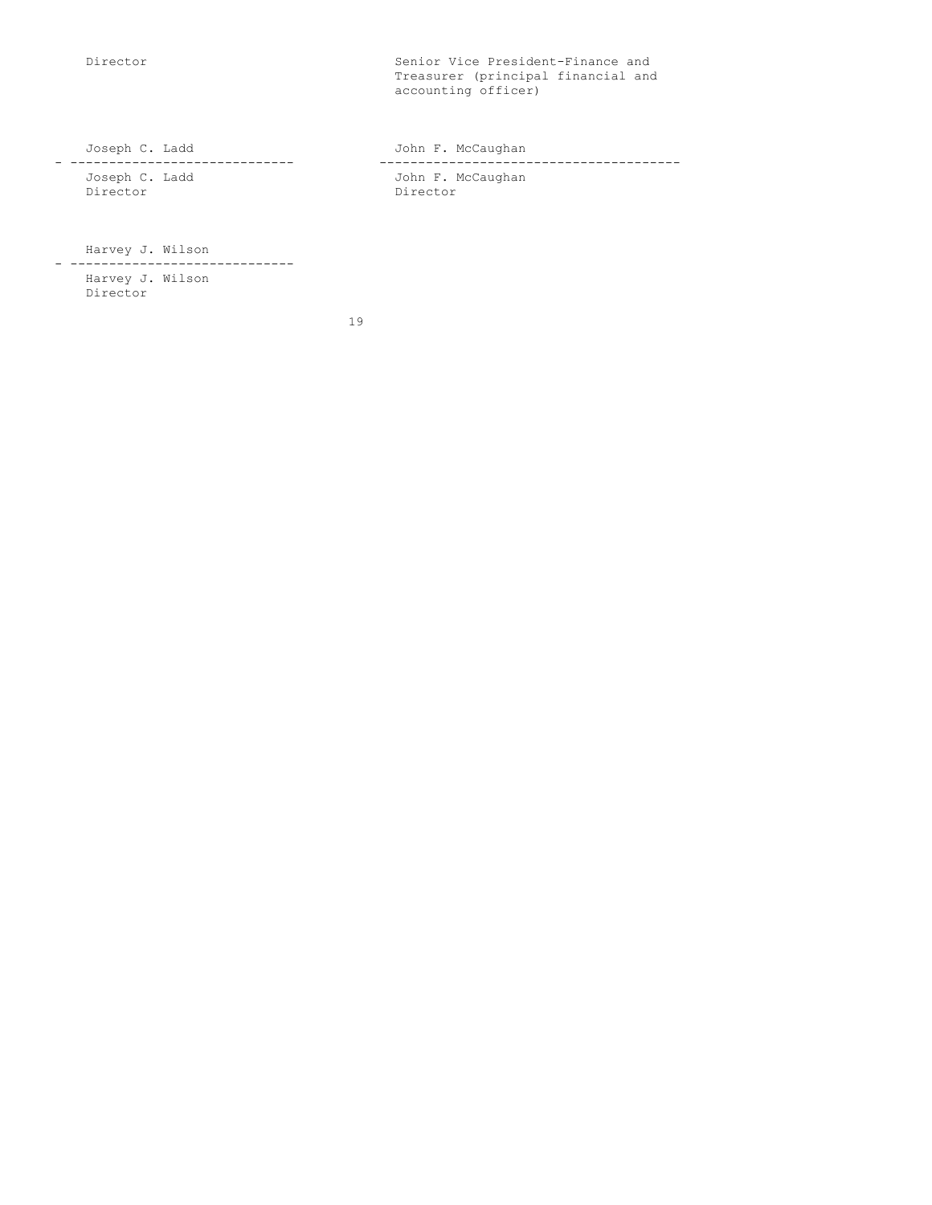| | |
|---|---|
| Director | Senior Vice President-Finance and Treasurer (principal financial and accounting officer) |
| Joseph C. Ladd | John F. McCaughan |
| Joseph C. Ladd<br>Director | John F. McCaughan<br>Director |
| Harvey J. Wilson | |
| Harvey J. Wilson<br>Director | |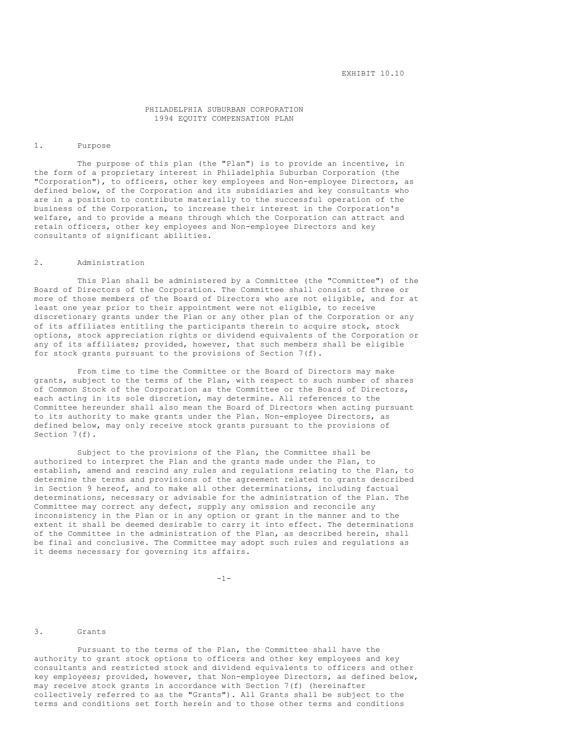EXHIBIT 10.10

# PHILADELPHIA SUBURBAN CORPORATION
# 1994 EQUITY COMPENSATION PLAN

## 1. Purpose

The purpose of this plan (the "Plan") is to provide an incentive, in the form of a proprietary interest in Philadelphia Suburban Corporation (the "Corporation"), to officers, other key employees and Non-employee Directors, as defined below, of the Corporation and its subsidiaries and key consultants who are in a position to contribute materially to the successful operation of the business of the Corporation, to increase their interest in the Corporation's welfare, and to provide a means through which the Corporation can attract and retain officers, other key employees and Non-employee Directors and key consultants of significant abilities.

## 2. Administration

This Plan shall be administered by a Committee (the "Committee") of the Board of Directors of the Corporation. The Committee shall consist of three or more of those members of the Board of Directors who are not eligible, and for at least one year prior to their appointment were not eligible, to receive discretionary grants under the Plan or any other plan of the Corporation or any of its affiliates entitling the participants therein to acquire stock, stock options, stock appreciation rights or dividend equivalents of the Corporation or any of its affiliates; provided, however, that such members shall be eligible for stock grants pursuant to the provisions of Section 7(f).

From time to time the Committee or the Board of Directors may make grants, subject to the terms of the Plan, with respect to such number of shares of Common Stock of the Corporation as the Committee or the Board of Directors, each acting in its sole discretion, may determine. All references to the Committee hereunder shall also mean the Board of Directors when acting pursuant to its authority to make grants under the Plan. Non-employee Directors, as defined below, may only receive stock grants pursuant to the provisions of Section 7(f).

Subject to the provisions of the Plan, the Committee shall be authorized to interpret the Plan and the grants made under the Plan, to establish, amend and rescind any rules and regulations relating to the Plan, to determine the terms and provisions of the agreement related to grants described in Section 9 hereof, and to make all other determinations, including factual determinations, necessary or advisable for the administration of the Plan. The Committee may correct any defect, supply any omission and reconcile any inconsistency in the Plan or in any option or grant in the manner and to the extent it shall be deemed desirable to carry it into effect. The determinations of the Committee in the administration of the Plan, as described herein, shall be final and conclusive. The Committee may adopt such rules and regulations as it deems necessary for governing its affairs.

## 3. Grants

Pursuant to the terms of the Plan, the Committee shall have the authority to grant stock options to officers and other key employees and key consultants and restricted stock and dividend equivalents to officers and other key employees; provided, however, that Non-employee Directors, as defined below, may receive stock grants in accordance with Section 7(f) (hereinafter collectively referred to as the "Grants"). All Grants shall be subject to the terms and conditions set forth herein and to those other terms and conditions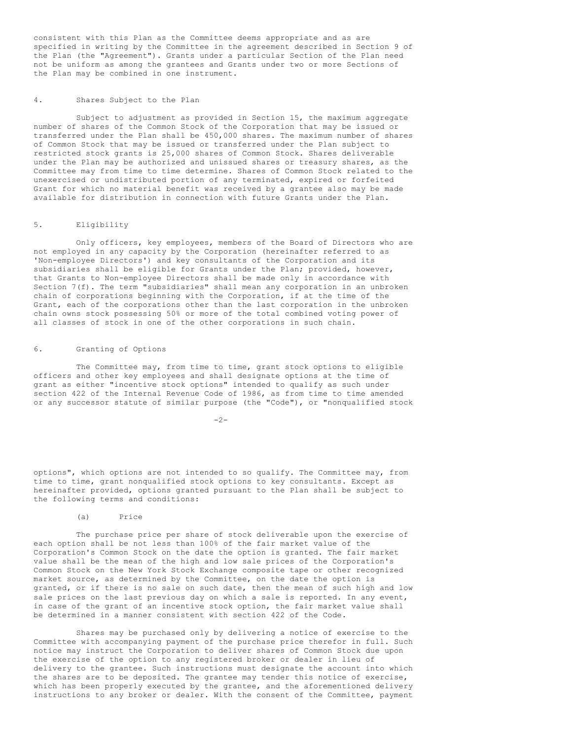consistent with this Plan as the Committee deems appropriate and as are specified in writing by the Committee in the agreement described in Section 9 of the Plan (the "Agreement"). Grants under a particular Section of the Plan need not be uniform as among the grantees and Grants under two or more Sections of the Plan may be combined in one instrument.

## 4. Shares Subject to the Plan

Subject to adjustment as provided in Section 15, the maximum aggregate number of shares of the Common Stock of the Corporation that may be issued or transferred under the Plan shall be 450,000 shares. The maximum number of shares of Common Stock that may be issued or transferred under the Plan subject to restricted stock grants is 25,000 shares of Common Stock. Shares deliverable under the Plan may be authorized and unissued shares or treasury shares, as the Committee may from time to time determine. Shares of Common Stock related to the unexercised or undistributed portion of any terminated, expired or forfeited Grant for which no material benefit was received by a grantee also may be made available for distribution in connection with future Grants under the Plan.

## 5. Eligibility

Only officers, key employees, members of the Board of Directors who are not employed in any capacity by the Corporation (hereinafter referred to as 'Non-employee Directors') and key consultants of the Corporation and its subsidiaries shall be eligible for Grants under the Plan; provided, however, that Grants to Non-employee Directors shall be made only in accordance with Section 7(f). The term "subsidiaries" shall mean any corporation in an unbroken chain of corporations beginning with the Corporation, if at the time of the Grant, each of the corporations other than the last corporation in the unbroken chain owns stock possessing 50% or more of the total combined voting power of all classes of stock in one of the other corporations in such chain.

## 6. Granting of Options

The Committee may, from time to time, grant stock options to eligible officers and other key employees and shall designate options at the time of grant as either "incentive stock options" intended to qualify as such under section 422 of the Internal Revenue Code of 1986, as from time to time amended or any successor statute of similar purpose (the "Code"), or "nonqualified stock options", which options are not intended to so qualify. The Committee may, from time to time, grant nonqualified stock options to key consultants. Except as hereinafter provided, options granted pursuant to the Plan shall be subject to the following terms and conditions:

### (a) Price

The purchase price per share of stock deliverable upon the exercise of each option shall be not less than 100% of the fair market value of the Corporation's Common Stock on the date the option is granted. The fair market value shall be the mean of the high and low sale prices of the Corporation's Common Stock on the New York Stock Exchange composite tape or other recognized market source, as determined by the Committee, on the date the option is granted, or if there is no sale on such date, then the mean of such high and low sale prices on the last previous day on which a sale is reported. In any event, in case of the grant of an incentive stock option, the fair market value shall be determined in a manner consistent with section 422 of the Code.

Shares may be purchased only by delivering a notice of exercise to the Committee with accompanying payment of the purchase price therefor in full. Such notice may instruct the Corporation to deliver shares of Common Stock due upon the exercise of the option to any registered broker or dealer in lieu of delivery to the grantee. Such instructions must designate the account into which the shares are to be deposited. The grantee may tender this notice of exercise, which has been properly executed by the grantee, and the aforementioned delivery instructions to any broker or dealer. With the consent of the Committee, payment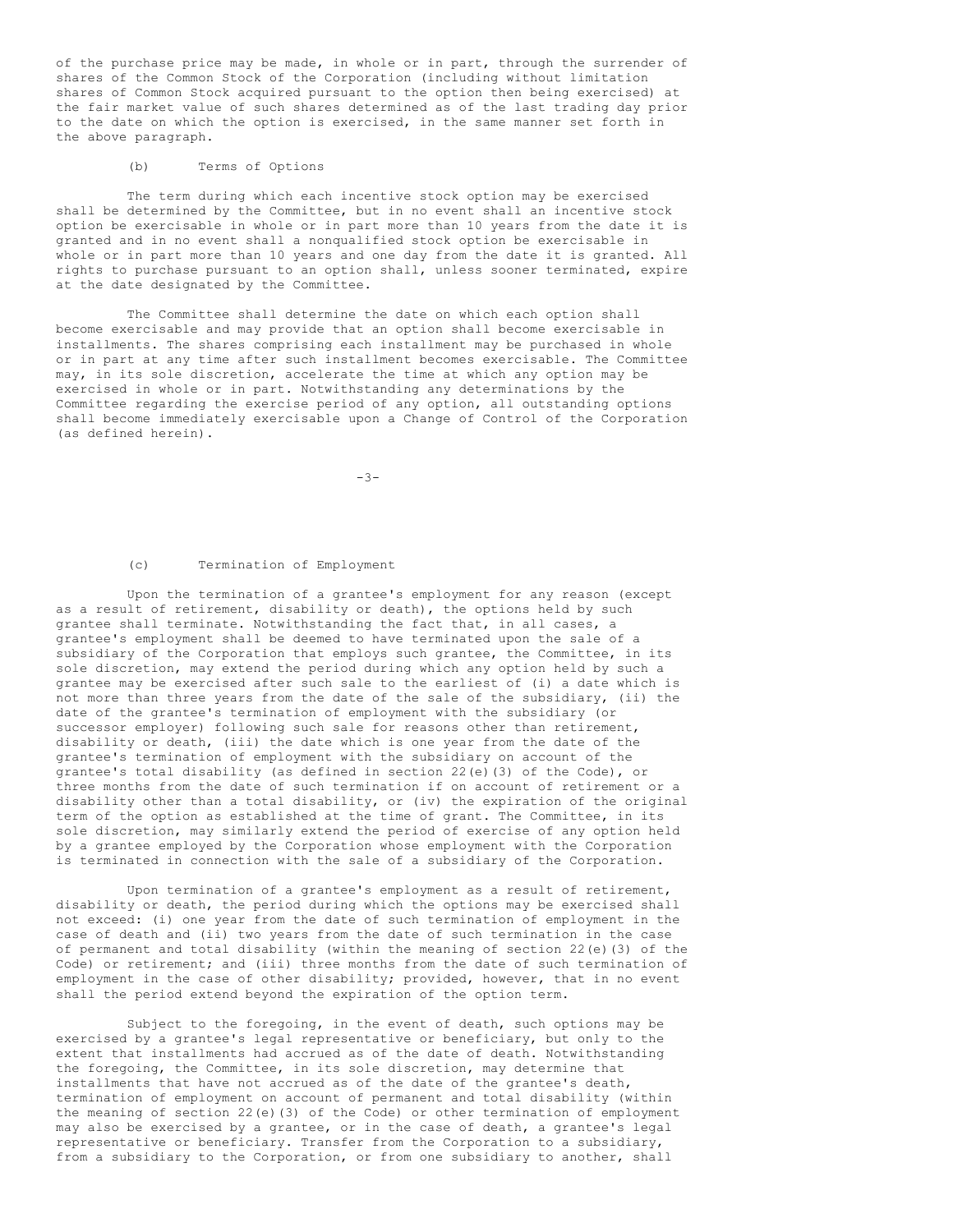of the purchase price may be made, in whole or in part, through the surrender of shares of the Common Stock of the Corporation (including without limitation shares of Common Stock acquired pursuant to the option then being exercised) at the fair market value of such shares determined as of the last trading day prior to the date on which the option is exercised, in the same manner set forth in the above paragraph.

(b) Terms of Options

The term during which each incentive stock option may be exercised shall be determined by the Committee, but in no event shall an incentive stock option be exercisable in whole or in part more than 10 years from the date it is granted and in no event shall a nonqualified stock option be exercisable in whole or in part more than 10 years and one day from the date it is granted. All rights to purchase pursuant to an option shall, unless sooner terminated, expire at the date designated by the Committee.

The Committee shall determine the date on which each option shall become exercisable and may provide that an option shall become exercisable in installments. The shares comprising each installment may be purchased in whole or in part at any time after such installment becomes exercisable. The Committee may, in its sole discretion, accelerate the time at which any option may be exercised in whole or in part. Notwithstanding any determinations by the Committee regarding the exercise period of any option, all outstanding options shall become immediately exercisable upon a Change of Control of the Corporation (as defined herein).

(c) Termination of Employment

Upon the termination of a grantee's employment for any reason (except as a result of retirement, disability or death), the options held by such grantee shall terminate. Notwithstanding the fact that, in all cases, a grantee's employment shall be deemed to have terminated upon the sale of a subsidiary of the Corporation that employs such grantee, the Committee, in its sole discretion, may extend the period during which any option held by such a grantee may be exercised after such sale to the earliest of (i) a date which is not more than three years from the date of the sale of the subsidiary, (ii) the date of the grantee's termination of employment with the subsidiary (or successor employer) following such sale for reasons other than retirement, disability or death, (iii) the date which is one year from the date of the grantee's termination of employment with the subsidiary on account of the grantee's total disability (as defined in section 22(e)(3) of the Code), or three months from the date of such termination if on account of retirement or a disability other than a total disability, or (iv) the expiration of the original term of the option as established at the time of grant. The Committee, in its sole discretion, may similarly extend the period of exercise of any option held by a grantee employed by the Corporation whose employment with the Corporation is terminated in connection with the sale of a subsidiary of the Corporation.

Upon termination of a grantee's employment as a result of retirement, disability or death, the period during which the options may be exercised shall not exceed: (i) one year from the date of such termination of employment in the case of death and (ii) two years from the date of such termination in the case of permanent and total disability (within the meaning of section 22(e)(3) of the Code) or retirement; and (iii) three months from the date of such termination of employment in the case of other disability; provided, however, that in no event shall the period extend beyond the expiration of the option term.

Subject to the foregoing, in the event of death, such options may be exercised by a grantee's legal representative or beneficiary, but only to the extent that installments had accrued as of the date of death. Notwithstanding the foregoing, the Committee, in its sole discretion, may determine that installments that have not accrued as of the date of the grantee's death, termination of employment on account of permanent and total disability (within the meaning of section 22(e)(3) of the Code) or other termination of employment may also be exercised by a grantee, or in the case of death, a grantee's legal representative or beneficiary. Transfer from the Corporation to a subsidiary, from a subsidiary to the Corporation, or from one subsidiary to another, shall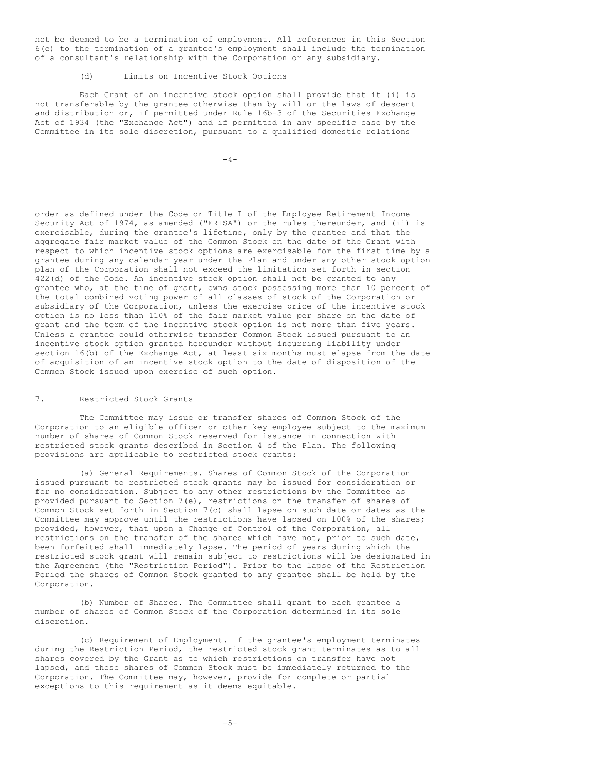not be deemed to be a termination of employment. All references in this Section 6(c) to the termination of a grantee's employment shall include the termination of a consultant's relationship with the Corporation or any subsidiary.

(d) Limits on Incentive Stock Options

Each Grant of an incentive stock option shall provide that it (i) is not transferable by the grantee otherwise than by will or the laws of descent and distribution or, if permitted under Rule 16b-3 of the Securities Exchange Act of 1934 (the "Exchange Act") and if permitted in any specific case by the Committee in its sole discretion, pursuant to a qualified domestic relations order as defined under the Code or Title I of the Employee Retirement Income Security Act of 1974, as amended ("ERISA") or the rules thereunder, and (ii) is exercisable, during the grantee's lifetime, only by the grantee and that the aggregate fair market value of the Common Stock on the date of the Grant with respect to which incentive stock options are exercisable for the first time by a grantee during any calendar year under the Plan and under any other stock option plan of the Corporation shall not exceed the limitation set forth in section 422(d) of the Code. An incentive stock option shall not be granted to any grantee who, at the time of grant, owns stock possessing more than 10 percent of the total combined voting power of all classes of stock of the Corporation or subsidiary of the Corporation, unless the exercise price of the incentive stock option is no less than 110% of the fair market value per share on the date of grant and the term of the incentive stock option is not more than five years. Unless a grantee could otherwise transfer Common Stock issued pursuant to an incentive stock option granted hereunder without incurring liability under section 16(b) of the Exchange Act, at least six months must elapse from the date of acquisition of an incentive stock option to the date of disposition of the Common Stock issued upon exercise of such option.

## 7. Restricted Stock Grants

The Committee may issue or transfer shares of Common Stock of the Corporation to an eligible officer or other key employee subject to the maximum number of shares of Common Stock reserved for issuance in connection with restricted stock grants described in Section 4 of the Plan. The following provisions are applicable to restricted stock grants:

(a) General Requirements. Shares of Common Stock of the Corporation issued pursuant to restricted stock grants may be issued for consideration or for no consideration. Subject to any other restrictions by the Committee as provided pursuant to Section 7(e), restrictions on the transfer of shares of Common Stock set forth in Section 7(c) shall lapse on such date or dates as the Committee may approve until the restrictions have lapsed on 100% of the shares; provided, however, that upon a Change of Control of the Corporation, all restrictions on the transfer of the shares which have not, prior to such date, been forfeited shall immediately lapse. The period of years during which the restricted stock grant will remain subject to restrictions will be designated in the Agreement (the "Restriction Period"). Prior to the lapse of the Restriction Period the shares of Common Stock granted to any grantee shall be held by the Corporation.

(b) Number of Shares. The Committee shall grant to each grantee a number of shares of Common Stock of the Corporation determined in its sole discretion.

(c) Requirement of Employment. If the grantee's employment terminates during the Restriction Period, the restricted stock grant terminates as to all shares covered by the Grant as to which restrictions on transfer have not lapsed, and those shares of Common Stock must be immediately returned to the Corporation. The Committee may, however, provide for complete or partial exceptions to this requirement as it deems equitable.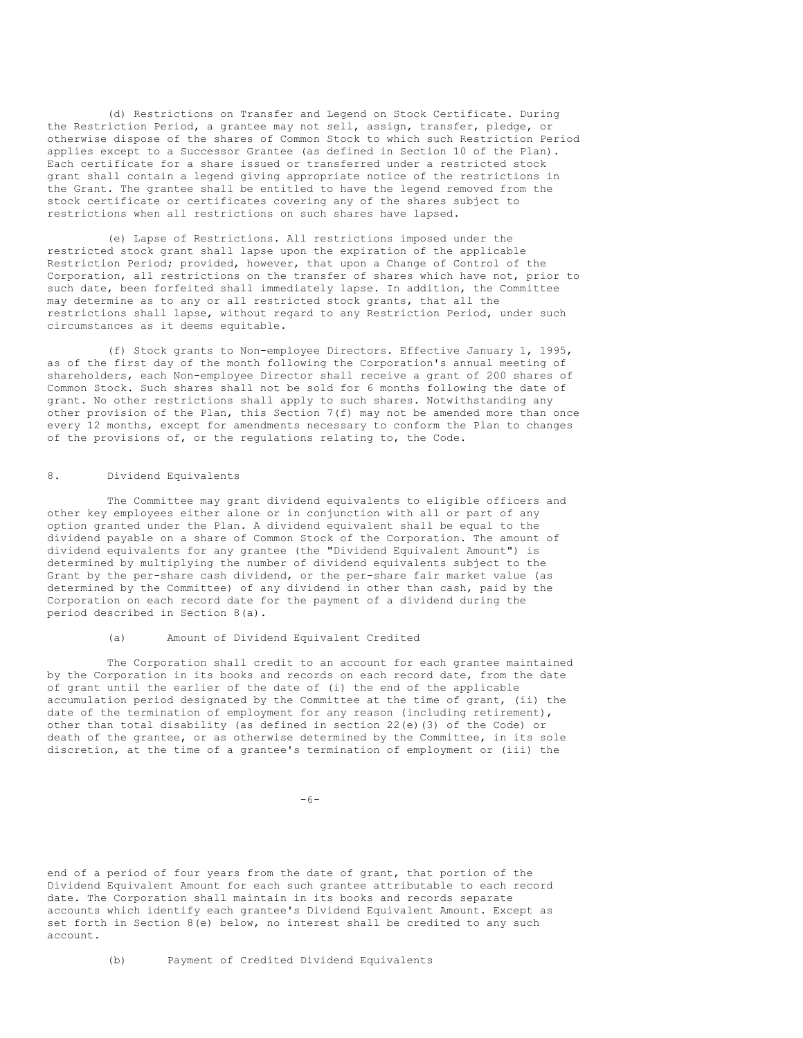(d) Restrictions on Transfer and Legend on Stock Certificate. During the Restriction Period, a grantee may not sell, assign, transfer, pledge, or otherwise dispose of the shares of Common Stock to which such Restriction Period applies except to a Successor Grantee (as defined in Section 10 of the Plan). Each certificate for a share issued or transferred under a restricted stock grant shall contain a legend giving appropriate notice of the restrictions in the Grant. The grantee shall be entitled to have the legend removed from the stock certificate or certificates covering any of the shares subject to restrictions when all restrictions on such shares have lapsed.

(e) Lapse of Restrictions. All restrictions imposed under the restricted stock grant shall lapse upon the expiration of the applicable Restriction Period; provided, however, that upon a Change of Control of the Corporation, all restrictions on the transfer of shares which have not, prior to such date, been forfeited shall immediately lapse. In addition, the Committee may determine as to any or all restricted stock grants, that all the restrictions shall lapse, without regard to any Restriction Period, under such circumstances as it deems equitable.

(f) Stock grants to Non-employee Directors. Effective January 1, 1995, as of the first day of the month following the Corporation's annual meeting of shareholders, each Non-employee Director shall receive a grant of 200 shares of Common Stock. Such shares shall not be sold for 6 months following the date of grant. No other restrictions shall apply to such shares. Notwithstanding any other provision of the Plan, this Section 7(f) may not be amended more than once every 12 months, except for amendments necessary to conform the Plan to changes of the provisions of, or the regulations relating to, the Code.

## 8. Dividend Equivalents

The Committee may grant dividend equivalents to eligible officers and other key employees either alone or in conjunction with all or part of any option granted under the Plan. A dividend equivalent shall be equal to the dividend payable on a share of Common Stock of the Corporation. The amount of dividend equivalents for any grantee (the "Dividend Equivalent Amount") is determined by multiplying the number of dividend equivalents subject to the Grant by the per-share cash dividend, or the per-share fair market value (as determined by the Committee) of any dividend in other than cash, paid by the Corporation on each record date for the payment of a dividend during the period described in Section 8(a).

### (a) Amount of Dividend Equivalent Credited

The Corporation shall credit to an account for each grantee maintained by the Corporation in its books and records on each record date, from the date of grant until the earlier of the date of (i) the end of the applicable accumulation period designated by the Committee at the time of grant, (ii) the date of the termination of employment for any reason (including retirement), other than total disability (as defined in section 22(e)(3) of the Code) or death of the grantee, or as otherwise determined by the Committee, in its sole discretion, at the time of a grantee's termination of employment or (iii) the end of a period of four years from the date of grant, that portion of the Dividend Equivalent Amount for each such grantee attributable to each record date. The Corporation shall maintain in its books and records separate accounts which identify each grantee's Dividend Equivalent Amount. Except as set forth in Section 8(e) below, no interest shall be credited to any such account.

### (b) Payment of Credited Dividend Equivalents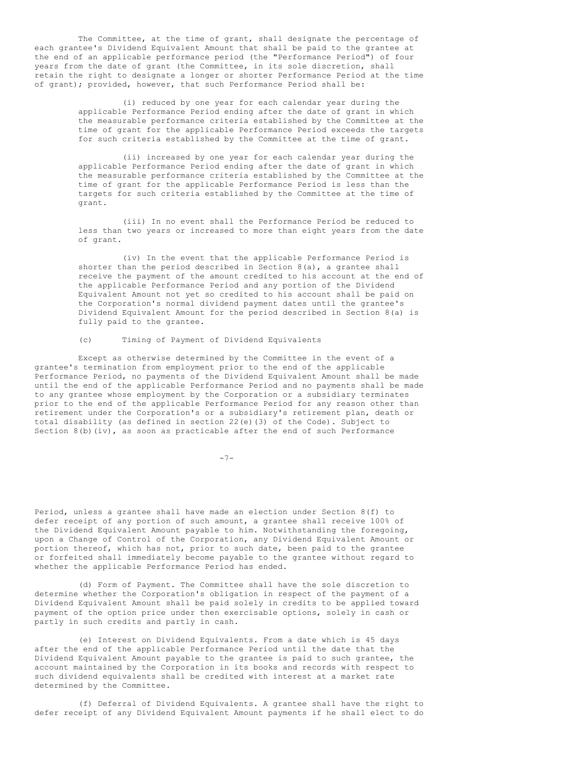The Committee, at the time of grant, shall designate the percentage of each grantee's Dividend Equivalent Amount that shall be paid to the grantee at the end of an applicable performance period (the "Performance Period") of four years from the date of grant (the Committee, in its sole discretion, shall retain the right to designate a longer or shorter Performance Period at the time of grant); provided, however, that such Performance Period shall be:

(i) reduced by one year for each calendar year during the applicable Performance Period ending after the date of grant in which the measurable performance criteria established by the Committee at the time of grant for the applicable Performance Period exceeds the targets for such criteria established by the Committee at the time of grant.

(ii) increased by one year for each calendar year during the applicable Performance Period ending after the date of grant in which the measurable performance criteria established by the Committee at the time of grant for the applicable Performance Period is less than the targets for such criteria established by the Committee at the time of grant.

(iii) In no event shall the Performance Period be reduced to less than two years or increased to more than eight years from the date of grant.

(iv) In the event that the applicable Performance Period is shorter than the period described in Section 8(a), a grantee shall receive the payment of the amount credited to his account at the end of the applicable Performance Period and any portion of the Dividend Equivalent Amount not yet so credited to his account shall be paid on the Corporation's normal dividend payment dates until the grantee's Dividend Equivalent Amount for the period described in Section 8(a) is fully paid to the grantee.

(c) Timing of Payment of Dividend Equivalents

Except as otherwise determined by the Committee in the event of a grantee's termination from employment prior to the end of the applicable Performance Period, no payments of the Dividend Equivalent Amount shall be made until the end of the applicable Performance Period and no payments shall be made to any grantee whose employment by the Corporation or a subsidiary terminates prior to the end of the applicable Performance Period for any reason other than retirement under the Corporation's or a subsidiary's retirement plan, death or total disability (as defined in section 22(e)(3) of the Code). Subject to Section 8(b)(iv), as soon as practicable after the end of such Performance Period, unless a grantee shall have made an election under Section 8(f) to defer receipt of any portion of such amount, a grantee shall receive 100% of the Dividend Equivalent Amount payable to him. Notwithstanding the foregoing, upon a Change of Control of the Corporation, any Dividend Equivalent Amount or portion thereof, which has not, prior to such date, been paid to the grantee or forfeited shall immediately become payable to the grantee without regard to whether the applicable Performance Period has ended.

(d) Form of Payment. The Committee shall have the sole discretion to determine whether the Corporation's obligation in respect of the payment of a Dividend Equivalent Amount shall be paid solely in credits to be applied toward payment of the option price under then exercisable options, solely in cash or partly in such credits and partly in cash.

(e) Interest on Dividend Equivalents. From a date which is 45 days after the end of the applicable Performance Period until the date that the Dividend Equivalent Amount payable to the grantee is paid to such grantee, the account maintained by the Corporation in its books and records with respect to such dividend equivalents shall be credited with interest at a market rate determined by the Committee.

(f) Deferral of Dividend Equivalents. A grantee shall have the right to defer receipt of any Dividend Equivalent Amount payments if he shall elect to do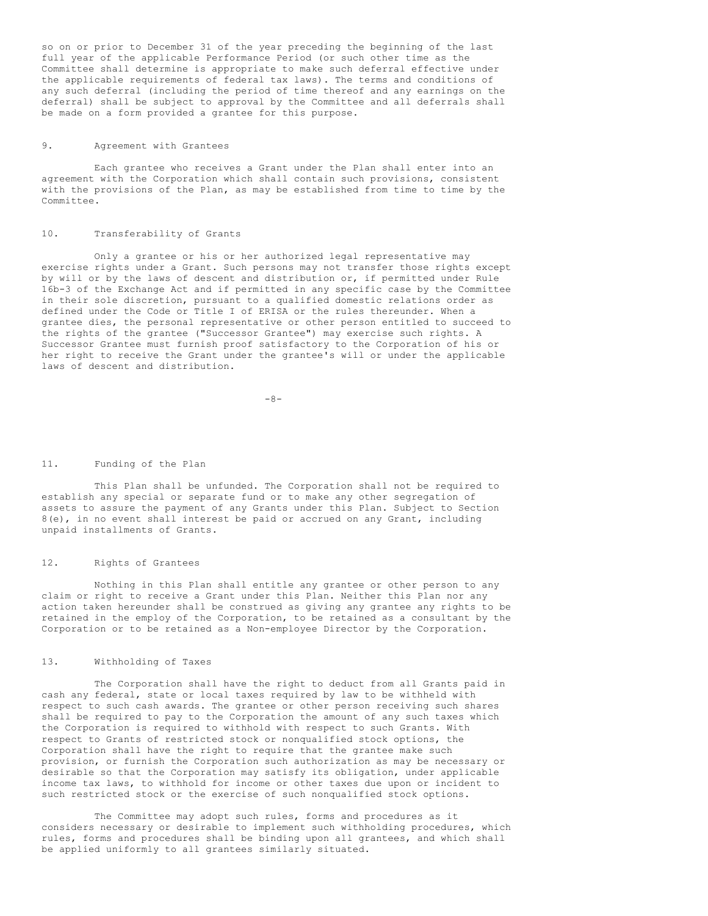so on or prior to December 31 of the year preceding the beginning of the last full year of the applicable Performance Period (or such other time as the Committee shall determine is appropriate to make such deferral effective under the applicable requirements of federal tax laws). The terms and conditions of any such deferral (including the period of time thereof and any earnings on the deferral) shall be subject to approval by the Committee and all deferrals shall be made on a form provided a grantee for this purpose.

## 9. Agreement with Grantees

Each grantee who receives a Grant under the Plan shall enter into an agreement with the Corporation which shall contain such provisions, consistent with the provisions of the Plan, as may be established from time to time by the Committee.

## 10. Transferability of Grants

Only a grantee or his or her authorized legal representative may exercise rights under a Grant. Such persons may not transfer those rights except by will or by the laws of descent and distribution or, if permitted under Rule 16b-3 of the Exchange Act and if permitted in any specific case by the Committee in their sole discretion, pursuant to a qualified domestic relations order as defined under the Code or Title I of ERISA or the rules thereunder. When a grantee dies, the personal representative or other person entitled to succeed to the rights of the grantee ("Successor Grantee") may exercise such rights. A Successor Grantee must furnish proof satisfactory to the Corporation of his or her right to receive the Grant under the grantee's will or under the applicable laws of descent and distribution.

## 11. Funding of the Plan

This Plan shall be unfunded. The Corporation shall not be required to establish any special or separate fund or to make any other segregation of assets to assure the payment of any Grants under this Plan. Subject to Section 8(e), in no event shall interest be paid or accrued on any Grant, including unpaid installments of Grants.

## 12. Rights of Grantees

Nothing in this Plan shall entitle any grantee or other person to any claim or right to receive a Grant under this Plan. Neither this Plan nor any action taken hereunder shall be construed as giving any grantee any rights to be retained in the employ of the Corporation, to be retained as a consultant by the Corporation or to be retained as a Non-employee Director by the Corporation.

## 13. Withholding of Taxes

The Corporation shall have the right to deduct from all Grants paid in cash any federal, state or local taxes required by law to be withheld with respect to such cash awards. The grantee or other person receiving such shares shall be required to pay to the Corporation the amount of any such taxes which the Corporation is required to withhold with respect to such Grants. With respect to Grants of restricted stock or nonqualified stock options, the Corporation shall have the right to require that the grantee make such provision, or furnish the Corporation such authorization as may be necessary or desirable so that the Corporation may satisfy its obligation, under applicable income tax laws, to withhold for income or other taxes due upon or incident to such restricted stock or the exercise of such nonqualified stock options.

The Committee may adopt such rules, forms and procedures as it considers necessary or desirable to implement such withholding procedures, which rules, forms and procedures shall be binding upon all grantees, and which shall be applied uniformly to all grantees similarly situated.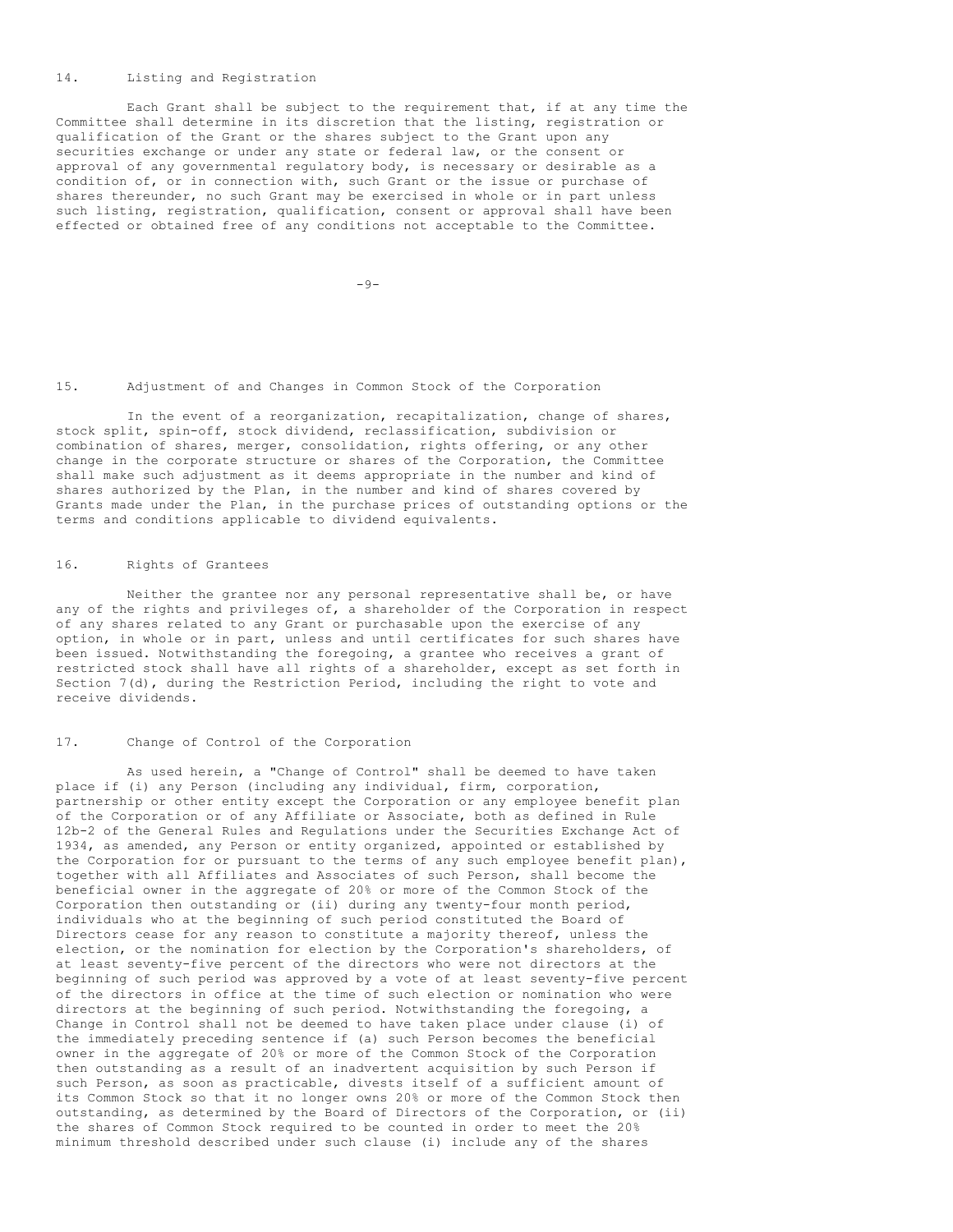## 14. Listing and Registration

Each Grant shall be subject to the requirement that, if at any time the Committee shall determine in its discretion that the listing, registration or qualification of the Grant or the shares subject to the Grant upon any securities exchange or under any state or federal law, or the consent or approval of any governmental regulatory body, is necessary or desirable as a condition of, or in connection with, such Grant or the issue or purchase of shares thereunder, no such Grant may be exercised in whole or in part unless such listing, registration, qualification, consent or approval shall have been effected or obtained free of any conditions not acceptable to the Committee.

## 15. Adjustment of and Changes in Common Stock of the Corporation

In the event of a reorganization, recapitalization, change of shares, stock split, spin-off, stock dividend, reclassification, subdivision or combination of shares, merger, consolidation, rights offering, or any other change in the corporate structure or shares of the Corporation, the Committee shall make such adjustment as it deems appropriate in the number and kind of shares authorized by the Plan, in the number and kind of shares covered by Grants made under the Plan, in the purchase prices of outstanding options or the terms and conditions applicable to dividend equivalents.

## 16. Rights of Grantees

Neither the grantee nor any personal representative shall be, or have any of the rights and privileges of, a shareholder of the Corporation in respect of any shares related to any Grant or purchasable upon the exercise of any option, in whole or in part, unless and until certificates for such shares have been issued. Notwithstanding the foregoing, a grantee who receives a grant of restricted stock shall have all rights of a shareholder, except as set forth in Section 7(d), during the Restriction Period, including the right to vote and receive dividends.

## 17. Change of Control of the Corporation

As used herein, a "Change of Control" shall be deemed to have taken place if (i) any Person (including any individual, firm, corporation, partnership or other entity except the Corporation or any employee benefit plan of the Corporation or of any Affiliate or Associate, both as defined in Rule 12b-2 of the General Rules and Regulations under the Securities Exchange Act of 1934, as amended, any Person or entity organized, appointed or established by the Corporation for or pursuant to the terms of any such employee benefit plan), together with all Affiliates and Associates of such Person, shall become the beneficial owner in the aggregate of 20% or more of the Common Stock of the Corporation then outstanding or (ii) during any twenty-four month period, individuals who at the beginning of such period constituted the Board of Directors cease for any reason to constitute a majority thereof, unless the election, or the nomination for election by the Corporation's shareholders, of at least seventy-five percent of the directors who were not directors at the beginning of such period was approved by a vote of at least seventy-five percent of the directors in office at the time of such election or nomination who were directors at the beginning of such period. Notwithstanding the foregoing, a Change in Control shall not be deemed to have taken place under clause (i) of the immediately preceding sentence if (a) such Person becomes the beneficial owner in the aggregate of 20% or more of the Common Stock of the Corporation then outstanding as a result of an inadvertent acquisition by such Person if such Person, as soon as practicable, divests itself of a sufficient amount of its Common Stock so that it no longer owns 20% or more of the Common Stock then outstanding, as determined by the Board of Directors of the Corporation, or (ii) the shares of Common Stock required to be counted in order to meet the 20% minimum threshold described under such clause (i) include any of the shares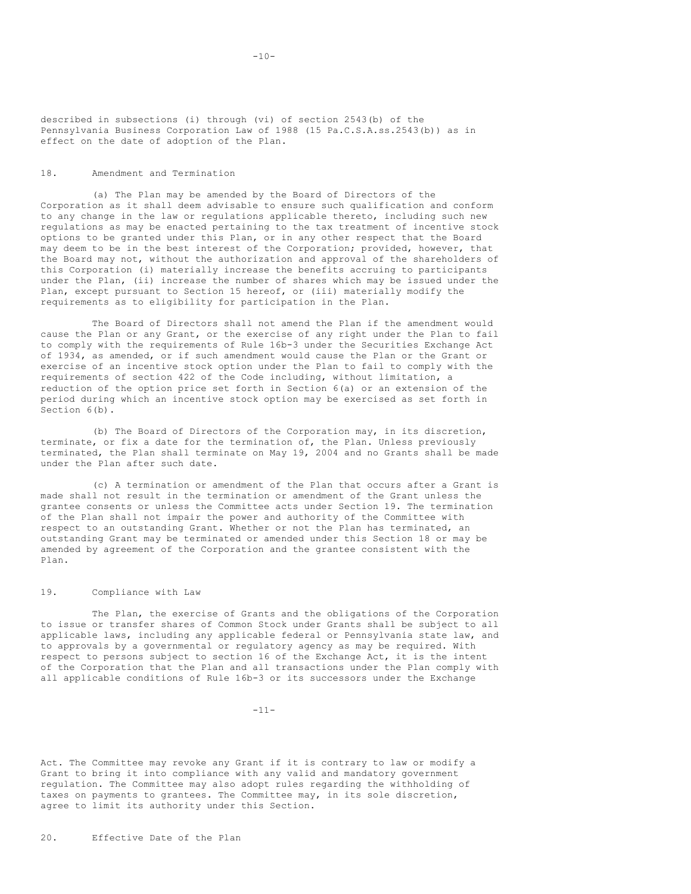described in subsections (i) through (vi) of section 2543(b) of the Pennsylvania Business Corporation Law of 1988 (15 Pa.C.S.A.ss.2543(b)) as in effect on the date of adoption of the Plan.

## 18. Amendment and Termination

(a) The Plan may be amended by the Board of Directors of the Corporation as it shall deem advisable to ensure such qualification and conform to any change in the law or regulations applicable thereto, including such new regulations as may be enacted pertaining to the tax treatment of incentive stock options to be granted under this Plan, or in any other respect that the Board may deem to be in the best interest of the Corporation; provided, however, that the Board may not, without the authorization and approval of the shareholders of this Corporation (i) materially increase the benefits accruing to participants under the Plan, (ii) increase the number of shares which may be issued under the Plan, except pursuant to Section 15 hereof, or (iii) materially modify the requirements as to eligibility for participation in the Plan.

The Board of Directors shall not amend the Plan if the amendment would cause the Plan or any Grant, or the exercise of any right under the Plan to fail to comply with the requirements of Rule 16b-3 under the Securities Exchange Act of 1934, as amended, or if such amendment would cause the Plan or the Grant or exercise of an incentive stock option under the Plan to fail to comply with the requirements of section 422 of the Code including, without limitation, a reduction of the option price set forth in Section 6(a) or an extension of the period during which an incentive stock option may be exercised as set forth in Section 6(b).

(b) The Board of Directors of the Corporation may, in its discretion, terminate, or fix a date for the termination of, the Plan. Unless previously terminated, the Plan shall terminate on May 19, 2004 and no Grants shall be made under the Plan after such date.

(c) A termination or amendment of the Plan that occurs after a Grant is made shall not result in the termination or amendment of the Grant unless the grantee consents or unless the Committee acts under Section 19. The termination of the Plan shall not impair the power and authority of the Committee with respect to an outstanding Grant. Whether or not the Plan has terminated, an outstanding Grant may be terminated or amended under this Section 18 or may be amended by agreement of the Corporation and the grantee consistent with the Plan.

## 19. Compliance with Law

The Plan, the exercise of Grants and the obligations of the Corporation to issue or transfer shares of Common Stock under Grants shall be subject to all applicable laws, including any applicable federal or Pennsylvania state law, and to approvals by a governmental or regulatory agency as may be required. With respect to persons subject to section 16 of the Exchange Act, it is the intent of the Corporation that the Plan and all transactions under the Plan comply with all applicable conditions of Rule 16b-3 or its successors under the Exchange Act. The Committee may revoke any Grant if it is contrary to law or modify a Grant to bring it into compliance with any valid and mandatory government regulation. The Committee may also adopt rules regarding the withholding of taxes on payments to grantees. The Committee may, in its sole discretion, agree to limit its authority under this Section.

## 20. Effective Date of the Plan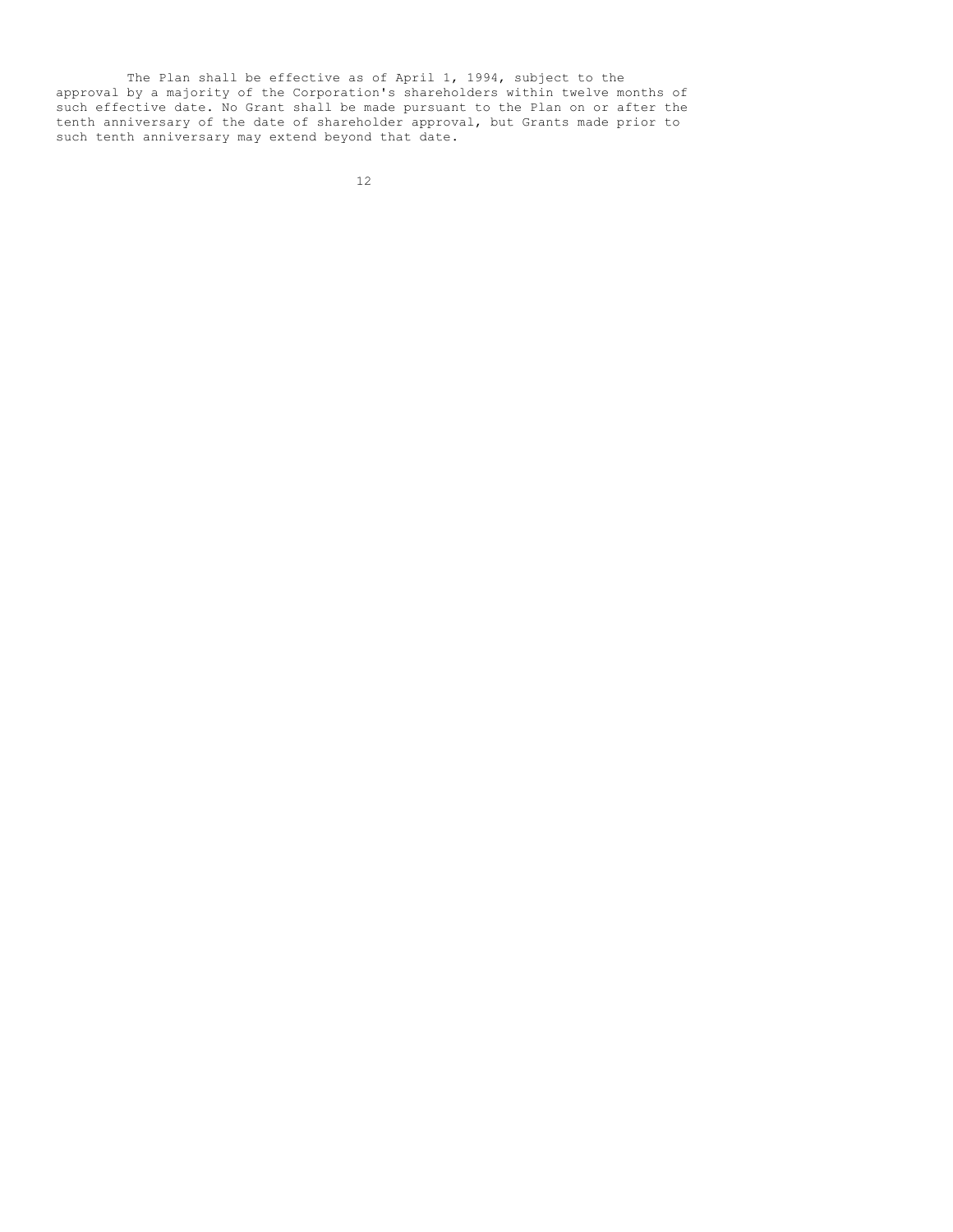The Plan shall be effective as of April 1, 1994, subject to the approval by a majority of the Corporation's shareholders within twelve months of such effective date. No Grant shall be made pursuant to the Plan on or after the tenth anniversary of the date of shareholder approval, but Grants made prior to such tenth anniversary may extend beyond that date.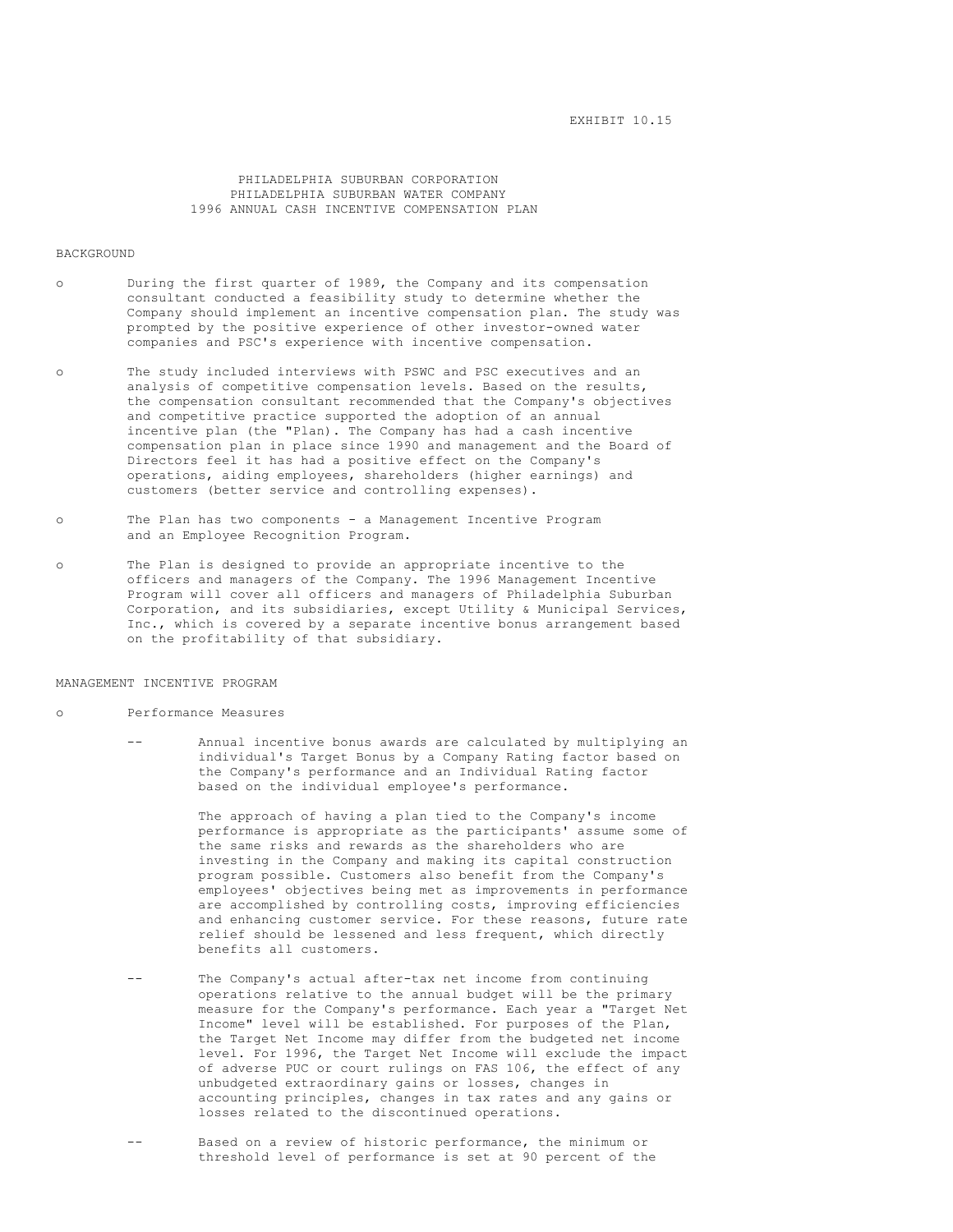EXHIBIT 10.15

# PHILADELPHIA SUBURBAN CORPORATION
# PHILADELPHIA SUBURBAN WATER COMPANY
# 1996 ANNUAL CASH INCENTIVE COMPENSATION PLAN

## BACKGROUND

- During the first quarter of 1989, the Company and its compensation consultant conducted a feasibility study to determine whether the Company should implement an incentive compensation plan. The study was prompted by the positive experience of other investor-owned water companies and PSC's experience with incentive compensation.

- The study included interviews with PSWC and PSC executives and an analysis of competitive compensation levels. Based on the results, the compensation consultant recommended that the Company's objectives and competitive practice supported the adoption of an annual incentive plan (the "Plan). The Company has had a cash incentive compensation plan in place since 1990 and management and the Board of Directors feel it has had a positive effect on the Company's operations, aiding employees, shareholders (higher earnings) and customers (better service and controlling expenses).

- The Plan has two components - a Management Incentive Program and an Employee Recognition Program.

- The Plan is designed to provide an appropriate incentive to the officers and managers of the Company. The 1996 Management Incentive Program will cover all officers and managers of Philadelphia Suburban Corporation, and its subsidiaries, except Utility & Municipal Services, Inc., which is covered by a separate incentive bonus arrangement based on the profitability of that subsidiary.

## MANAGEMENT INCENTIVE PROGRAM

- Performance Measures

  - Annual incentive bonus awards are calculated by multiplying an individual's Target Bonus by a Company Rating factor based on the Company's performance and an Individual Rating factor based on the individual employee's performance.

    The approach of having a plan tied to the Company's income performance is appropriate as the participants' assume some of the same risks and rewards as the shareholders who are investing in the Company and making its capital construction program possible. Customers also benefit from the Company's employees' objectives being met as improvements in performance are accomplished by controlling costs, improving efficiencies and enhancing customer service. For these reasons, future rate relief should be lessened and less frequent, which directly benefits all customers.

  - The Company's actual after-tax net income from continuing operations relative to the annual budget will be the primary measure for the Company's performance. Each year a "Target Net Income" level will be established. For purposes of the Plan, the Target Net Income may differ from the budgeted net income level. For 1996, the Target Net Income will exclude the impact of adverse PUC or court rulings on FAS 106, the effect of any unbudgeted extraordinary gains or losses, changes in accounting principles, changes in tax rates and any gains or losses related to the discontinued operations.

  - Based on a review of historic performance, the minimum or threshold level of performance is set at 90 percent of the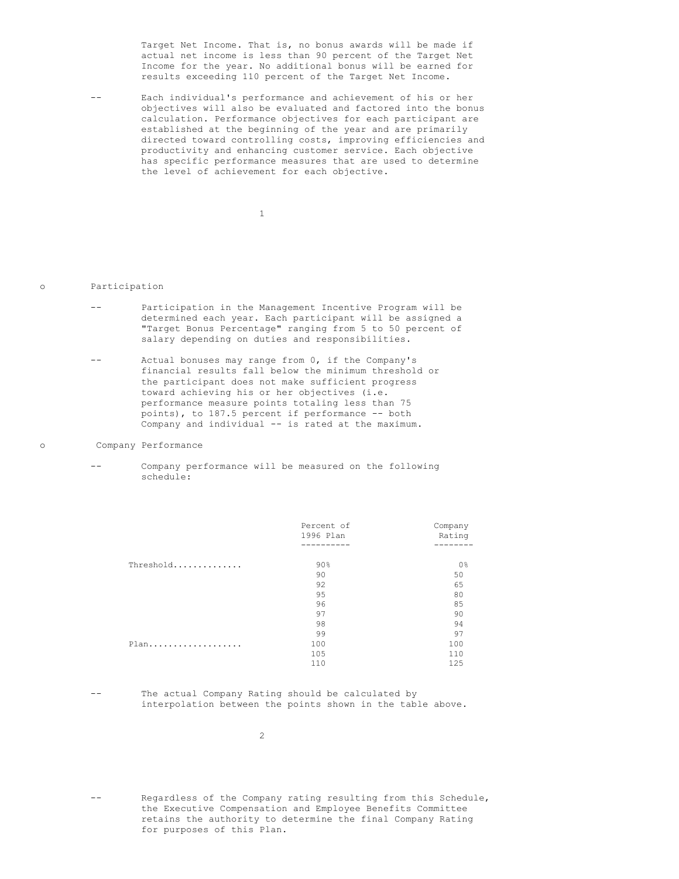Target Net Income. That is, no bonus awards will be made if actual net income is less than 90 percent of the Target Net Income for the year. No additional bonus will be earned for results exceeding 110 percent of the Target Net Income.

-- Each individual's performance and achievement of his or her objectives will also be evaluated and factored into the bonus calculation. Performance objectives for each participant are established at the beginning of the year and are primarily directed toward controlling costs, improving efficiencies and productivity and enhancing customer service. Each objective has specific performance measures that are used to determine the level of achievement for each objective.

- Participation

  -- Participation in the Management Incentive Program will be determined each year. Each participant will be assigned a "Target Bonus Percentage" ranging from 5 to 50 percent of salary depending on duties and responsibilities.

  -- Actual bonuses may range from 0, if the Company's financial results fall below the minimum threshold or the participant does not make sufficient progress toward achieving his or her objectives (i.e. performance measure points totaling less than 75 points), to 187.5 percent if performance -- both Company and individual -- is rated at the maximum.

- Company Performance

  -- Company performance will be measured on the following schedule:

| | Percent of 1996 Plan | Company Rating |
|---|---|---|
| Threshold.............. | 90% | 0% |
| | 90 | 50 |
| | 92 | 65 |
| | 95 | 80 |
| | 96 | 85 |
| | 97 | 90 |
| | 98 | 94 |
| | 99 | 97 |
| Plan................... | 100 | 100 |
| | 105 | 110 |
| | 110 | 125 |

  -- The actual Company Rating should be calculated by interpolation between the points shown in the table above.

  -- Regardless of the Company rating resulting from this Schedule, the Executive Compensation and Employee Benefits Committee retains the authority to determine the final Company Rating for purposes of this Plan.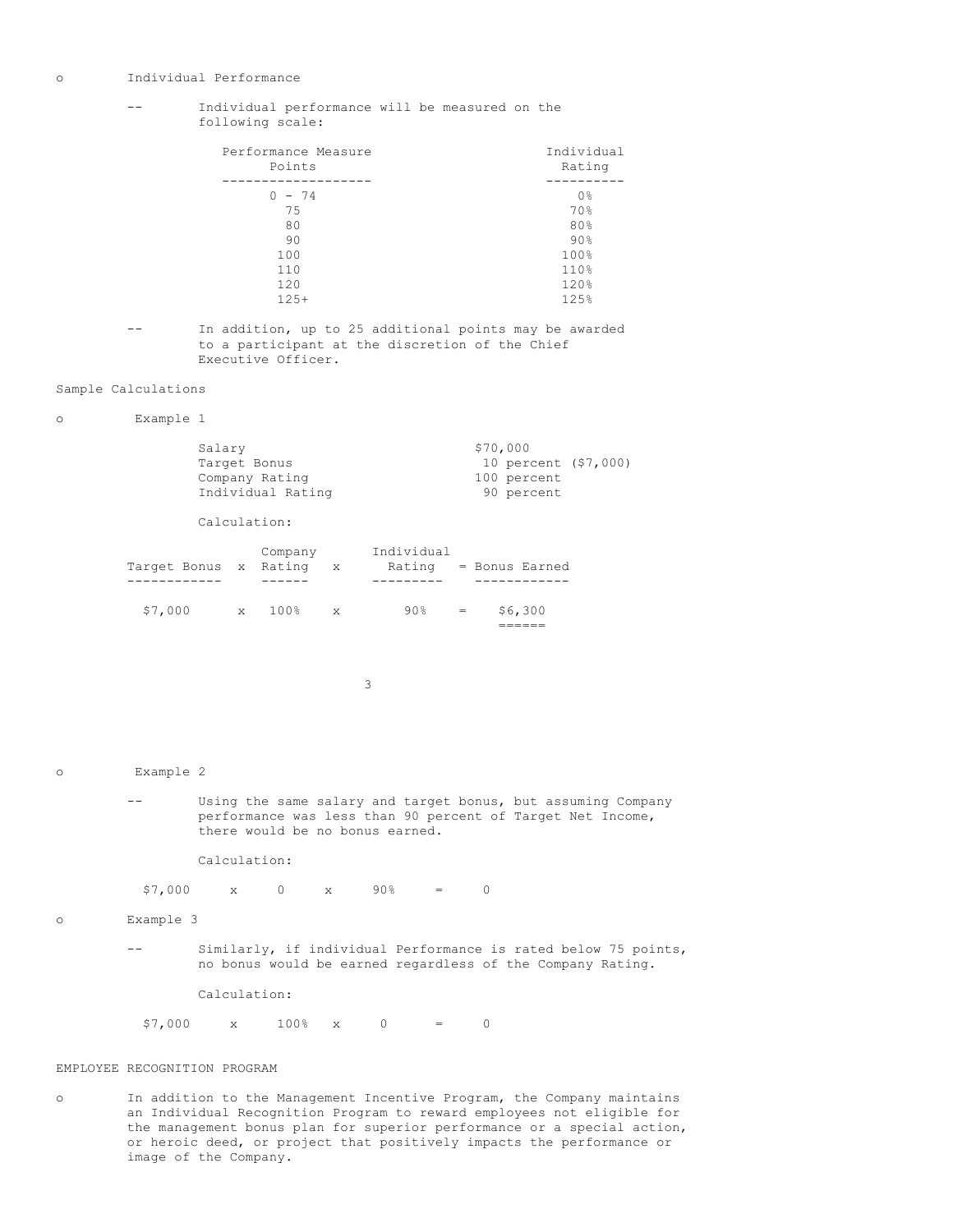- Individual Performance

  - Individual performance will be measured on the following scale:

| Performance Measure Points | Individual Rating |
|---|---|
| 0 - 74 | 0% |
| 75 | 70% |
| 80 | 80% |
| 90 | 90% |
| 100 | 100% |
| 110 | 110% |
| 120 | 120% |
| 125+ | 125% |

  - In addition, up to 25 additional points may be awarded to a participant at the discretion of the Chief Executive Officer.

Sample Calculations

- Example 1

| | |
|---|---|
| Salary | $70,000 |
| Target Bonus | 10 percent ($7,000) |
| Company Rating | 100 percent |
| Individual Rating | 90 percent |

  Calculation:

| Target Bonus | x | Company Rating | x | Individual Rating | = | Bonus Earned |
|---|---|---|---|---|---|---|
| $7,000 | x | 100% | x | 90% | = | $6,300 |

- Example 2

  - Using the same salary and target bonus, but assuming Company performance was less than 90 percent of Target Net Income, there would be no bonus earned.

  Calculation:

  $7,000 x 0 x 90% = 0

- Example 3

  - Similarly, if individual Performance is rated below 75 points, no bonus would be earned regardless of the Company Rating.

  Calculation:

  $7,000 x 100% x 0 = 0

EMPLOYEE RECOGNITION PROGRAM

- In addition to the Management Incentive Program, the Company maintains an Individual Recognition Program to reward employees not eligible for the management bonus plan for superior performance or a special action, or heroic deed, or project that positively impacts the performance or image of the Company.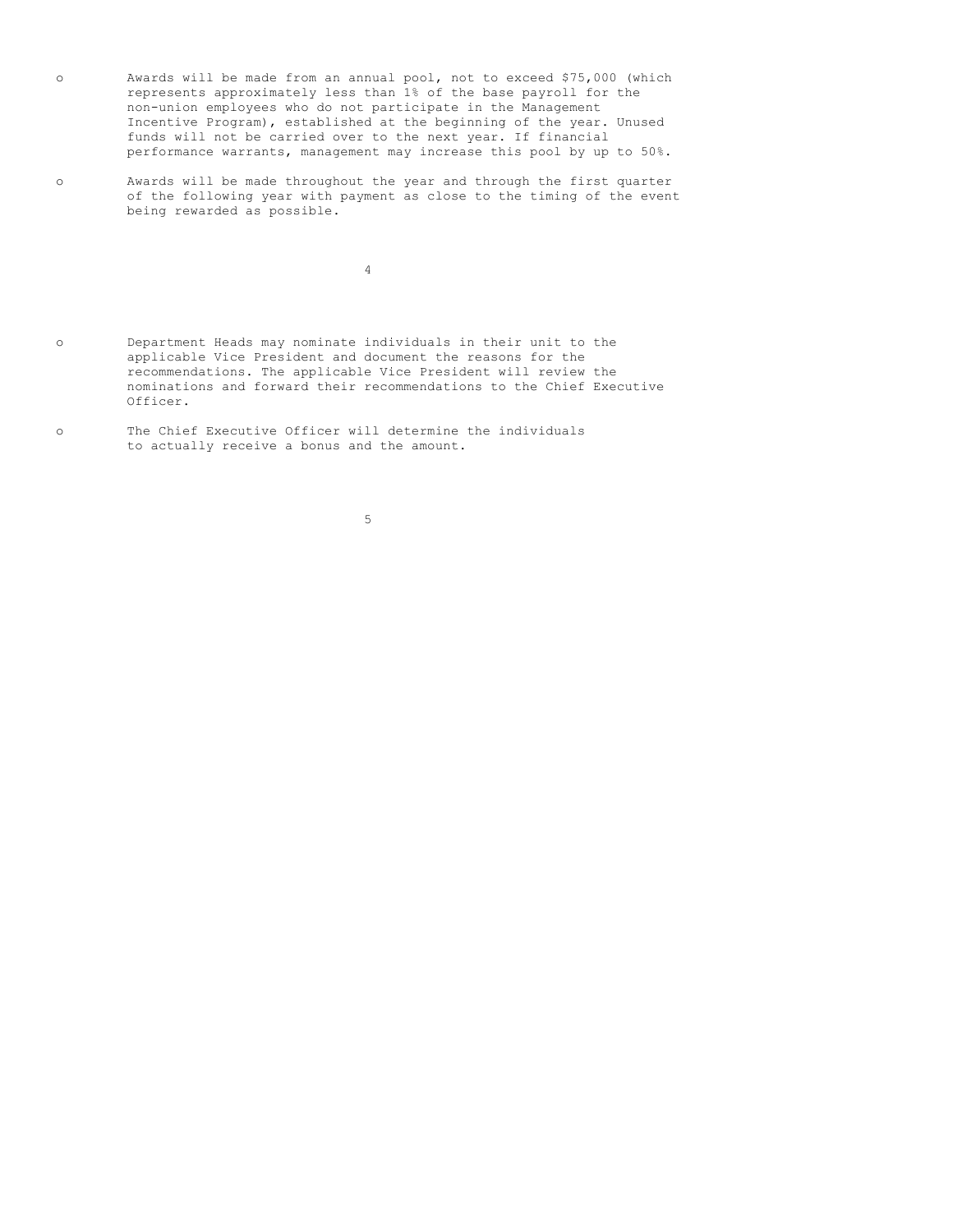- Awards will be made from an annual pool, not to exceed $75,000 (which represents approximately less than 1% of the base payroll for the non-union employees who do not participate in the Management Incentive Program), established at the beginning of the year. Unused funds will not be carried over to the next year. If financial performance warrants, management may increase this pool by up to 50%.

- Awards will be made throughout the year and through the first quarter of the following year with payment as close to the timing of the event being rewarded as possible.

- Department Heads may nominate individuals in their unit to the applicable Vice President and document the reasons for the recommendations. The applicable Vice President will review the nominations and forward their recommendations to the Chief Executive Officer.

- The Chief Executive Officer will determine the individuals to actually receive a bonus and the amount.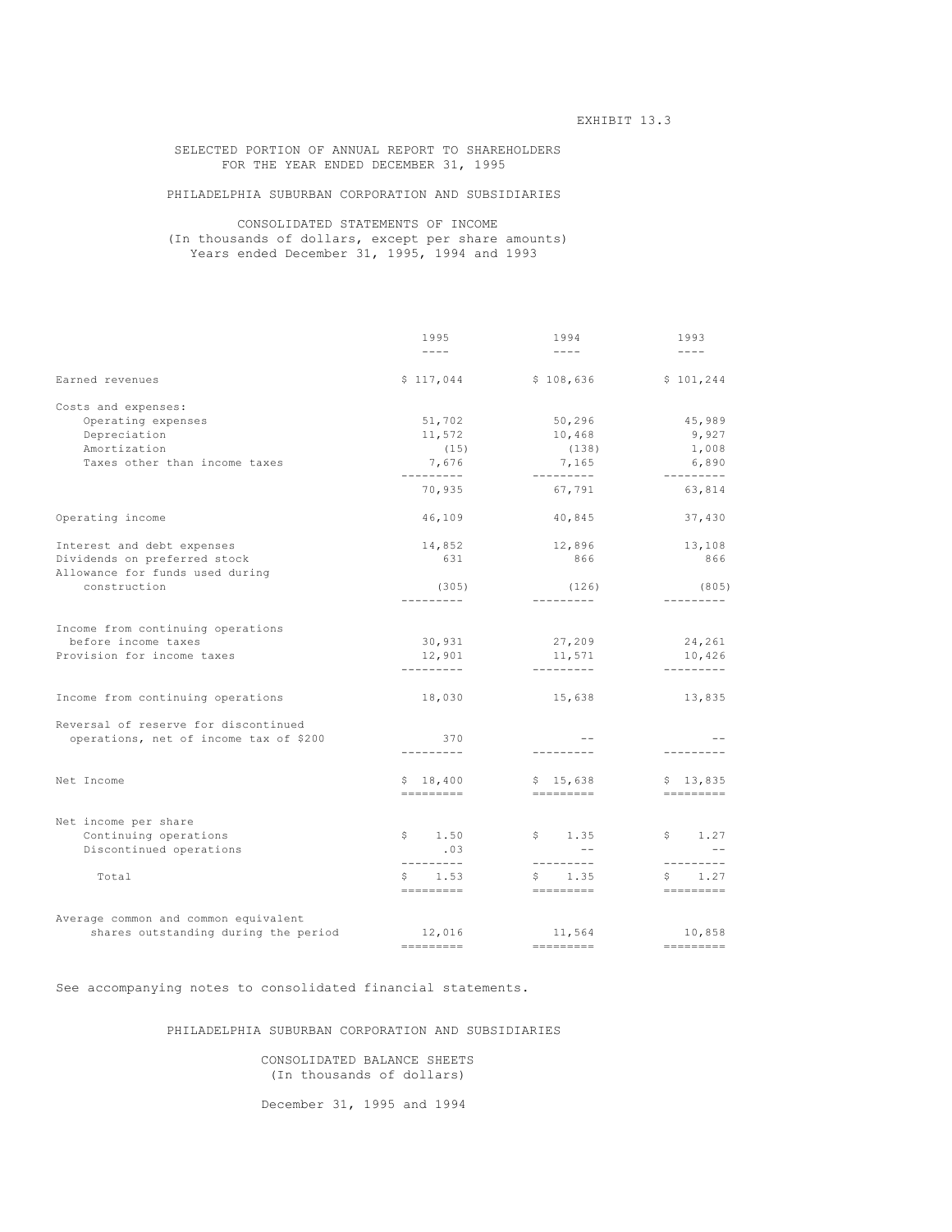EXHIBIT 13.3

SELECTED PORTION OF ANNUAL REPORT TO SHAREHOLDERS
FOR THE YEAR ENDED DECEMBER 31, 1995

PHILADELPHIA SUBURBAN CORPORATION AND SUBSIDIARIES

CONSOLIDATED STATEMENTS OF INCOME
(In thousands of dollars, except per share amounts)
Years ended December 31, 1995, 1994 and 1993

| | 1995 | 1994 | 1993 |
|---|---|---|---|
| Earned revenues | $ 117,044 | $ 108,636 | $ 101,244 |
| Costs and expenses: | | | |
| Operating expenses | 51,702 | 50,296 | 45,989 |
| Depreciation | 11,572 | 10,468 | 9,927 |
| Amortization | (15) | (138) | 1,008 |
| Taxes other than income taxes | 7,676 | 7,165 | 6,890 |
| | 70,935 | 67,791 | 63,814 |
| Operating income | 46,109 | 40,845 | 37,430 |
| Interest and debt expenses | 14,852 | 12,896 | 13,108 |
| Dividends on preferred stock | 631 | 866 | 866 |
| Allowance for funds used during construction | (305) | (126) | (805) |
| Income from continuing operations before income taxes | 30,931 | 27,209 | 24,261 |
| Provision for income taxes | 12,901 | 11,571 | 10,426 |
| Income from continuing operations | 18,030 | 15,638 | 13,835 |
| Reversal of reserve for discontinued operations, net of income tax of $200 | 370 | -- | -- |
| Net Income | $ 18,400 | $ 15,638 | $ 13,835 |
| Net income per share | | | |
| Continuing operations | $ 1.50 | $ 1.35 | $ 1.27 |
| Discontinued operations | .03 | -- | -- |
| Total | $ 1.53 | $ 1.35 | $ 1.27 |
| Average common and common equivalent shares outstanding during the period | 12,016 | 11,564 | 10,858 |

See accompanying notes to consolidated financial statements.

PHILADELPHIA SUBURBAN CORPORATION AND SUBSIDIARIES

CONSOLIDATED BALANCE SHEETS
(In thousands of dollars)

December 31, 1995 and 1994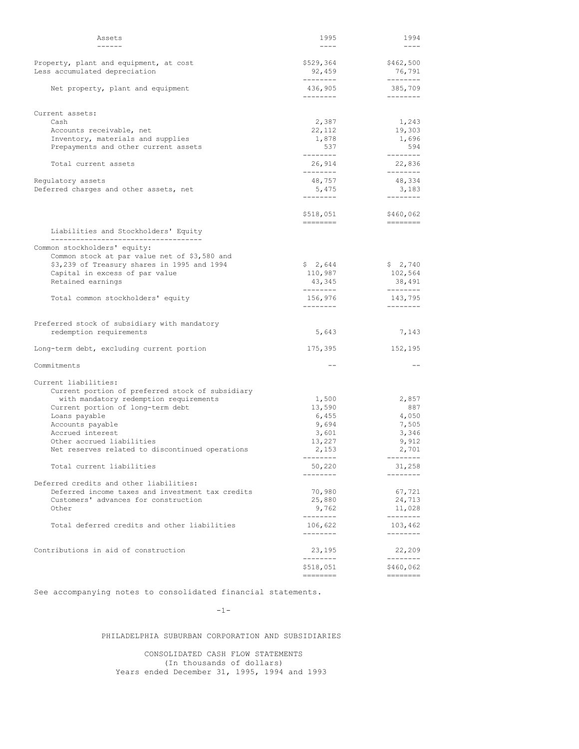| Assets | 1995 | 1994 |
|---|---|---|
| Property, plant and equipment, at cost | $529,364 | $462,500 |
| Less accumulated depreciation | 92,459 | 76,791 |
| Net property, plant and equipment | 436,905 | 385,709 |
| Current assets: | | |
| Cash | 2,387 | 1,243 |
| Accounts receivable, net | 22,112 | 19,303 |
| Inventory, materials and supplies | 1,878 | 1,696 |
| Prepayments and other current assets | 537 | 594 |
| Total current assets | 26,914 | 22,836 |
| Regulatory assets | 48,757 | 48,334 |
| Deferred charges and other assets, net | 5,475 | 3,183 |
| | $518,051 | $460,062 |
| **Liabilities and Stockholders' Equity** | | |
| Common stockholders' equity: | | |
| Common stock at par value net of $3,580 and $3,239 of Treasury shares in 1995 and 1994 | $ 2,644 | $ 2,740 |
| Capital in excess of par value | 110,987 | 102,564 |
| Retained earnings | 43,345 | 38,491 |
| Total common stockholders' equity | 156,976 | 143,795 |
| Preferred stock of subsidiary with mandatory redemption requirements | 5,643 | 7,143 |
| Long-term debt, excluding current portion | 175,395 | 152,195 |
| Commitments | -- | -- |
| Current liabilities: | | |
| Current portion of preferred stock of subsidiary with mandatory redemption requirements | 1,500 | 2,857 |
| Current portion of long-term debt | 13,590 | 887 |
| Loans payable | 6,455 | 4,050 |
| Accounts payable | 9,694 | 7,505 |
| Accrued interest | 3,601 | 3,346 |
| Other accrued liabilities | 13,227 | 9,912 |
| Net reserves related to discontinued operations | 2,153 | 2,701 |
| Total current liabilities | 50,220 | 31,258 |
| Deferred credits and other liabilities: | | |
| Deferred income taxes and investment tax credits | 70,980 | 67,721 |
| Customers' advances for construction | 25,880 | 24,713 |
| Other | 9,762 | 11,028 |
| Total deferred credits and other liabilities | 106,622 | 103,462 |
| Contributions in aid of construction | 23,195 | 22,209 |
| | $518,051 | $460,062 |

See accompanying notes to consolidated financial statements.

PHILADELPHIA SUBURBAN CORPORATION AND SUBSIDIARIES

CONSOLIDATED CASH FLOW STATEMENTS
(In thousands of dollars)
Years ended December 31, 1995, 1994 and 1993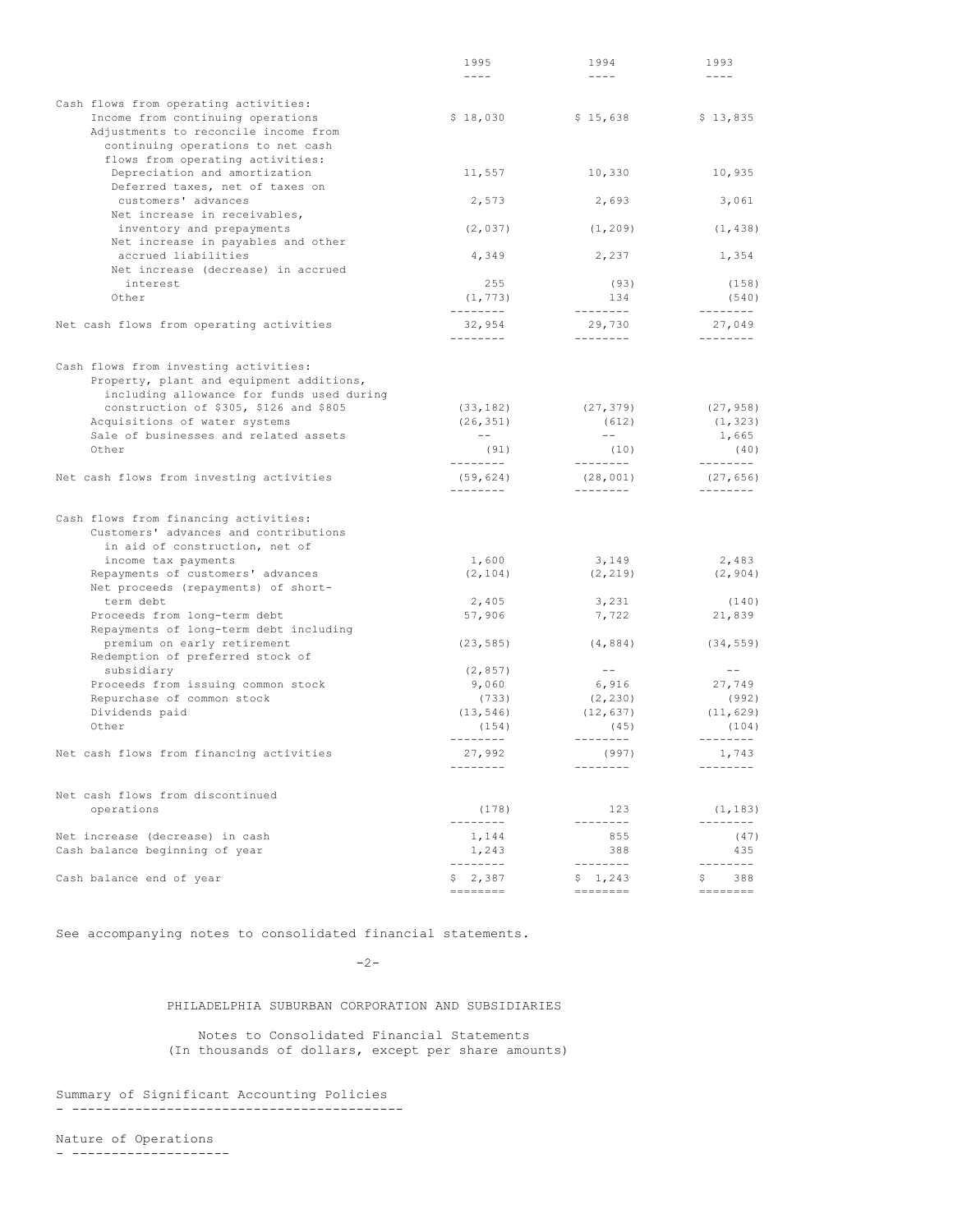| | 1995 | 1994 | 1993 |
|---|---|---|---|
| Cash flows from operating activities: | | | |
| Income from continuing operations | $ 18,030 | $ 15,638 | $ 13,835 |
| Adjustments to reconcile income from continuing operations to net cash flows from operating activities: | | | |
| Depreciation and amortization | 11,557 | 10,330 | 10,935 |
| Deferred taxes, net of taxes on customers' advances | 2,573 | 2,693 | 3,061 |
| Net increase in receivables, inventory and prepayments | (2,037) | (1,209) | (1,438) |
| Net increase in payables and other accrued liabilities | 4,349 | 2,237 | 1,354 |
| Net increase (decrease) in accrued interest | 255 | (93) | (158) |
| Other | (1,773) | 134 | (540) |
| Net cash flows from operating activities | 32,954 | 29,730 | 27,049 |
| Cash flows from investing activities: | | | |
| Property, plant and equipment additions, including allowance for funds used during construction of $305, $126 and $805 | (33,182) | (27,379) | (27,958) |
| Acquisitions of water systems | (26,351) | (612) | (1,323) |
| Sale of businesses and related assets | -- | -- | 1,665 |
| Other | (91) | (10) | (40) |
| Net cash flows from investing activities | (59,624) | (28,001) | (27,656) |
| Cash flows from financing activities: | | | |
| Customers' advances and contributions in aid of construction, net of income tax payments | 1,600 | 3,149 | 2,483 |
| Repayments of customers' advances | (2,104) | (2,219) | (2,904) |
| Net proceeds (repayments) of short-term debt | 2,405 | 3,231 | (140) |
| Proceeds from long-term debt | 57,906 | 7,722 | 21,839 |
| Repayments of long-term debt including premium on early retirement | (23,585) | (4,884) | (34,559) |
| Redemption of preferred stock of subsidiary | (2,857) | -- | -- |
| Proceeds from issuing common stock | 9,060 | 6,916 | 27,749 |
| Repurchase of common stock | (733) | (2,230) | (992) |
| Dividends paid | (13,546) | (12,637) | (11,629) |
| Other | (154) | (45) | (104) |
| Net cash flows from financing activities | 27,992 | (997) | 1,743 |
| Net cash flows from discontinued operations | (178) | 123 | (1,183) |
| Net increase (decrease) in cash | 1,144 | 855 | (47) |
| Cash balance beginning of year | 1,243 | 388 | 435 |
| Cash balance end of year | $ 2,387 | $ 1,243 | $ 388 |

See accompanying notes to consolidated financial statements.

PHILADELPHIA SUBURBAN CORPORATION AND SUBSIDIARIES

Notes to Consolidated Financial Statements
(In thousands of dollars, except per share amounts)

## Summary of Significant Accounting Policies

### Nature of Operations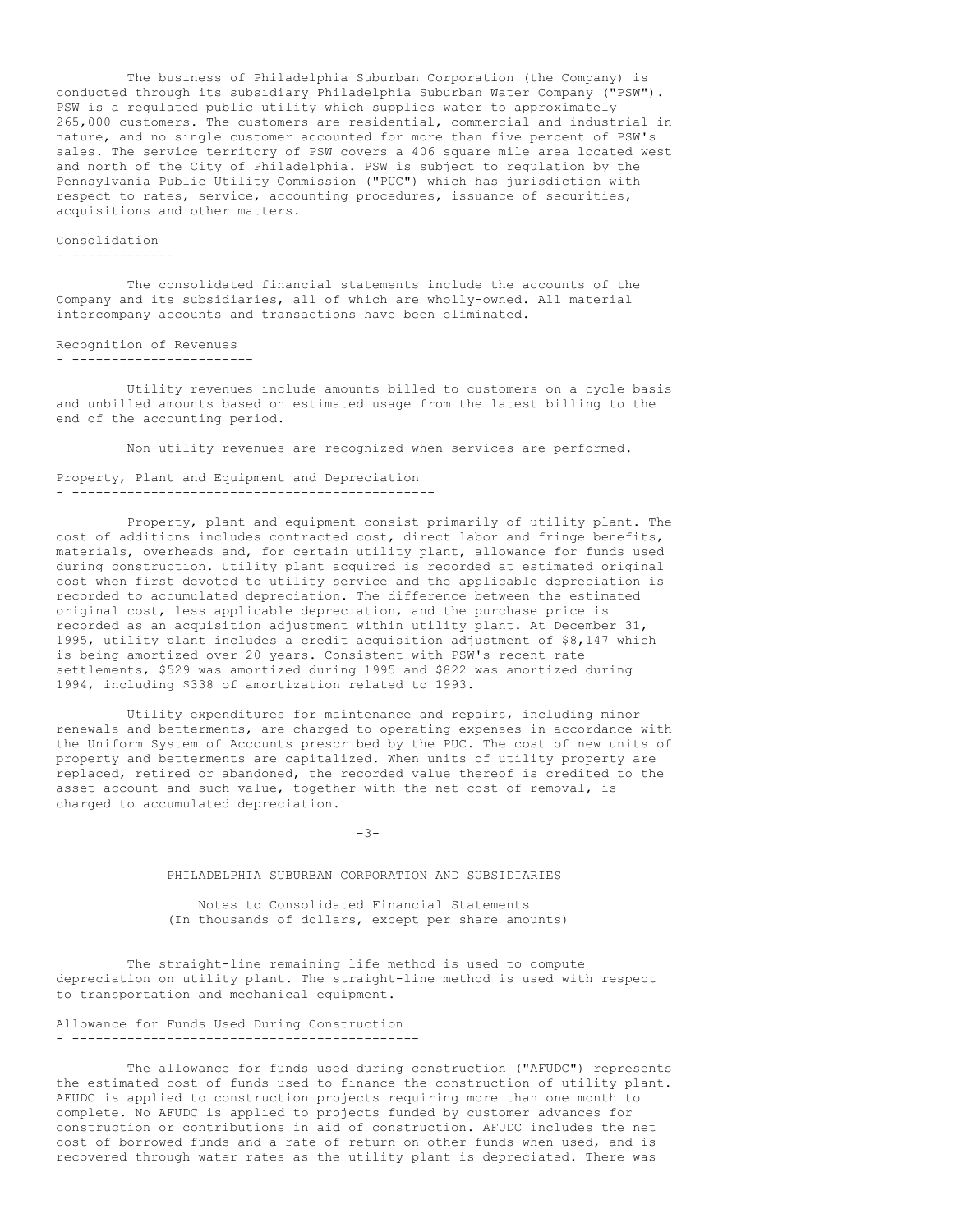The business of Philadelphia Suburban Corporation (the Company) is conducted through its subsidiary Philadelphia Suburban Water Company ("PSW"). PSW is a regulated public utility which supplies water to approximately 265,000 customers. The customers are residential, commercial and industrial in nature, and no single customer accounted for more than five percent of PSW's sales. The service territory of PSW covers a 406 square mile area located west and north of the City of Philadelphia. PSW is subject to regulation by the Pennsylvania Public Utility Commission ("PUC") which has jurisdiction with respect to rates, service, accounting procedures, issuance of securities, acquisitions and other matters.

## Consolidation

The consolidated financial statements include the accounts of the Company and its subsidiaries, all of which are wholly-owned. All material intercompany accounts and transactions have been eliminated.

## Recognition of Revenues

Utility revenues include amounts billed to customers on a cycle basis and unbilled amounts based on estimated usage from the latest billing to the end of the accounting period.

Non-utility revenues are recognized when services are performed.

## Property, Plant and Equipment and Depreciation

Property, plant and equipment consist primarily of utility plant. The cost of additions includes contracted cost, direct labor and fringe benefits, materials, overheads and, for certain utility plant, allowance for funds used during construction. Utility plant acquired is recorded at estimated original cost when first devoted to utility service and the applicable depreciation is recorded to accumulated depreciation. The difference between the estimated original cost, less applicable depreciation, and the purchase price is recorded as an acquisition adjustment within utility plant. At December 31, 1995, utility plant includes a credit acquisition adjustment of $8,147 which is being amortized over 20 years. Consistent with PSW's recent rate settlements, $529 was amortized during 1995 and $822 was amortized during 1994, including $338 of amortization related to 1993.

Utility expenditures for maintenance and repairs, including minor renewals and betterments, are charged to operating expenses in accordance with the Uniform System of Accounts prescribed by the PUC. The cost of new units of property and betterments are capitalized. When units of utility property are replaced, retired or abandoned, the recorded value thereof is credited to the asset account and such value, together with the net cost of removal, is charged to accumulated depreciation.

PHILADELPHIA SUBURBAN CORPORATION AND SUBSIDIARIES

Notes to Consolidated Financial Statements
(In thousands of dollars, except per share amounts)

The straight-line remaining life method is used to compute depreciation on utility plant. The straight-line method is used with respect to transportation and mechanical equipment.

## Allowance for Funds Used During Construction

The allowance for funds used during construction ("AFUDC") represents the estimated cost of funds used to finance the construction of utility plant. AFUDC is applied to construction projects requiring more than one month to complete. No AFUDC is applied to projects funded by customer advances for construction or contributions in aid of construction. AFUDC includes the net cost of borrowed funds and a rate of return on other funds when used, and is recovered through water rates as the utility plant is depreciated. There was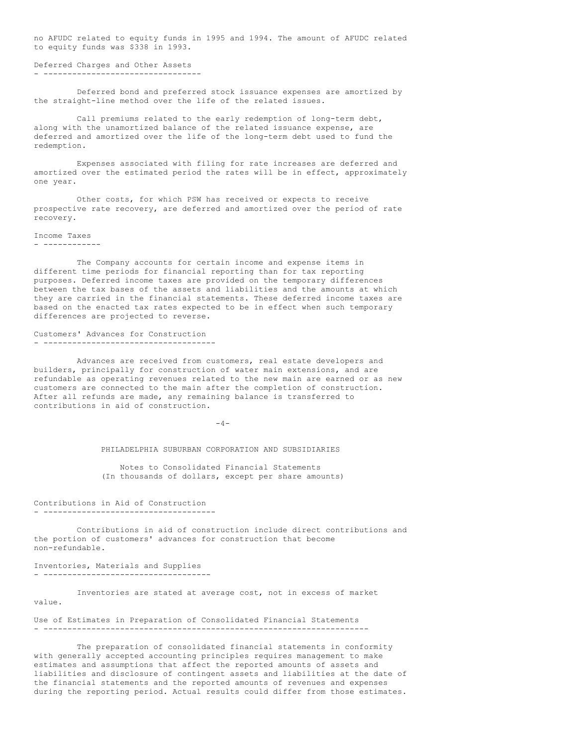no AFUDC related to equity funds in 1995 and 1994. The amount of AFUDC related to equity funds was $338 in 1993.

### Deferred Charges and Other Assets

Deferred bond and preferred stock issuance expenses are amortized by the straight-line method over the life of the related issues.

Call premiums related to the early redemption of long-term debt, along with the unamortized balance of the related issuance expense, are deferred and amortized over the life of the long-term debt used to fund the redemption.

Expenses associated with filing for rate increases are deferred and amortized over the estimated period the rates will be in effect, approximately one year.

Other costs, for which PSW has received or expects to receive prospective rate recovery, are deferred and amortized over the period of rate recovery.

### Income Taxes

The Company accounts for certain income and expense items in different time periods for financial reporting than for tax reporting purposes. Deferred income taxes are provided on the temporary differences between the tax bases of the assets and liabilities and the amounts at which they are carried in the financial statements. These deferred income taxes are based on the enacted tax rates expected to be in effect when such temporary differences are projected to reverse.

### Customers' Advances for Construction

Advances are received from customers, real estate developers and builders, principally for construction of water main extensions, and are refundable as operating revenues related to the new main are earned or as new customers are connected to the main after the completion of construction. After all refunds are made, any remaining balance is transferred to contributions in aid of construction.

PHILADELPHIA SUBURBAN CORPORATION AND SUBSIDIARIES

Notes to Consolidated Financial Statements
(In thousands of dollars, except per share amounts)

### Contributions in Aid of Construction

Contributions in aid of construction include direct contributions and the portion of customers' advances for construction that become non-refundable.

### Inventories, Materials and Supplies

Inventories are stated at average cost, not in excess of market value.

### Use of Estimates in Preparation of Consolidated Financial Statements

The preparation of consolidated financial statements in conformity with generally accepted accounting principles requires management to make estimates and assumptions that affect the reported amounts of assets and liabilities and disclosure of contingent assets and liabilities at the date of the financial statements and the reported amounts of revenues and expenses during the reporting period. Actual results could differ from those estimates.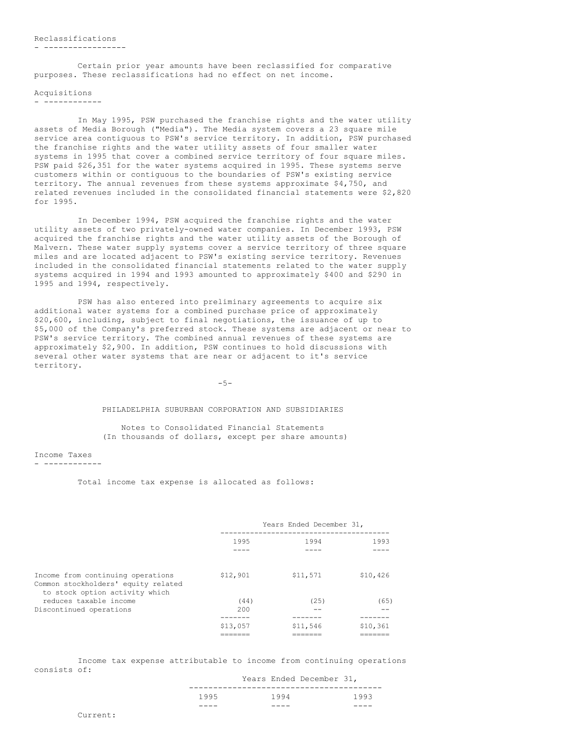### Reclassifications

Certain prior year amounts have been reclassified for comparative purposes. These reclassifications had no effect on net income.

### Acquisitions

In May 1995, PSW purchased the franchise rights and the water utility assets of Media Borough ("Media"). The Media system covers a 23 square mile service area contiguous to PSW's service territory. In addition, PSW purchased the franchise rights and the water utility assets of four smaller water systems in 1995 that cover a combined service territory of four square miles. PSW paid $26,351 for the water systems acquired in 1995. These systems serve customers within or contiguous to the boundaries of PSW's existing service territory. The annual revenues from these systems approximate $4,750, and related revenues included in the consolidated financial statements were $2,820 for 1995.

In December 1994, PSW acquired the franchise rights and the water utility assets of two privately-owned water companies. In December 1993, PSW acquired the franchise rights and the water utility assets of the Borough of Malvern. These water supply systems cover a service territory of three square miles and are located adjacent to PSW's existing service territory. Revenues included in the consolidated financial statements related to the water supply systems acquired in 1994 and 1993 amounted to approximately $400 and $290 in 1995 and 1994, respectively.

PSW has also entered into preliminary agreements to acquire six additional water systems for a combined purchase price of approximately $20,600, including, subject to final negotiations, the issuance of up to $5,000 of the Company's preferred stock. These systems are adjacent or near to PSW's service territory. The combined annual revenues of these systems are approximately $2,900. In addition, PSW continues to hold discussions with several other water systems that are near or adjacent to it's service territory.

PHILADELPHIA SUBURBAN CORPORATION AND SUBSIDIARIES

Notes to Consolidated Financial Statements
(In thousands of dollars, except per share amounts)

### Income Taxes

Total income tax expense is allocated as follows:

| | Years Ended December 31, | | |
|---|---|---|---|
| | 1995 | 1994 | 1993 |
| Income from continuing operations | $12,901 | $11,571 | $10,426 |
| Common stockholders' equity related to stock option activity which reduces taxable income | (44) | (25) | (65) |
| Discontinued operations | 200 | -- | -- |
| | $13,057 | $11,546 | $10,361 |

Income tax expense attributable to income from continuing operations consists of:

| | Years Ended December 31, | | |
|---|---|---|---|
| | 1995 | 1994 | 1993 |
| Current: | | | |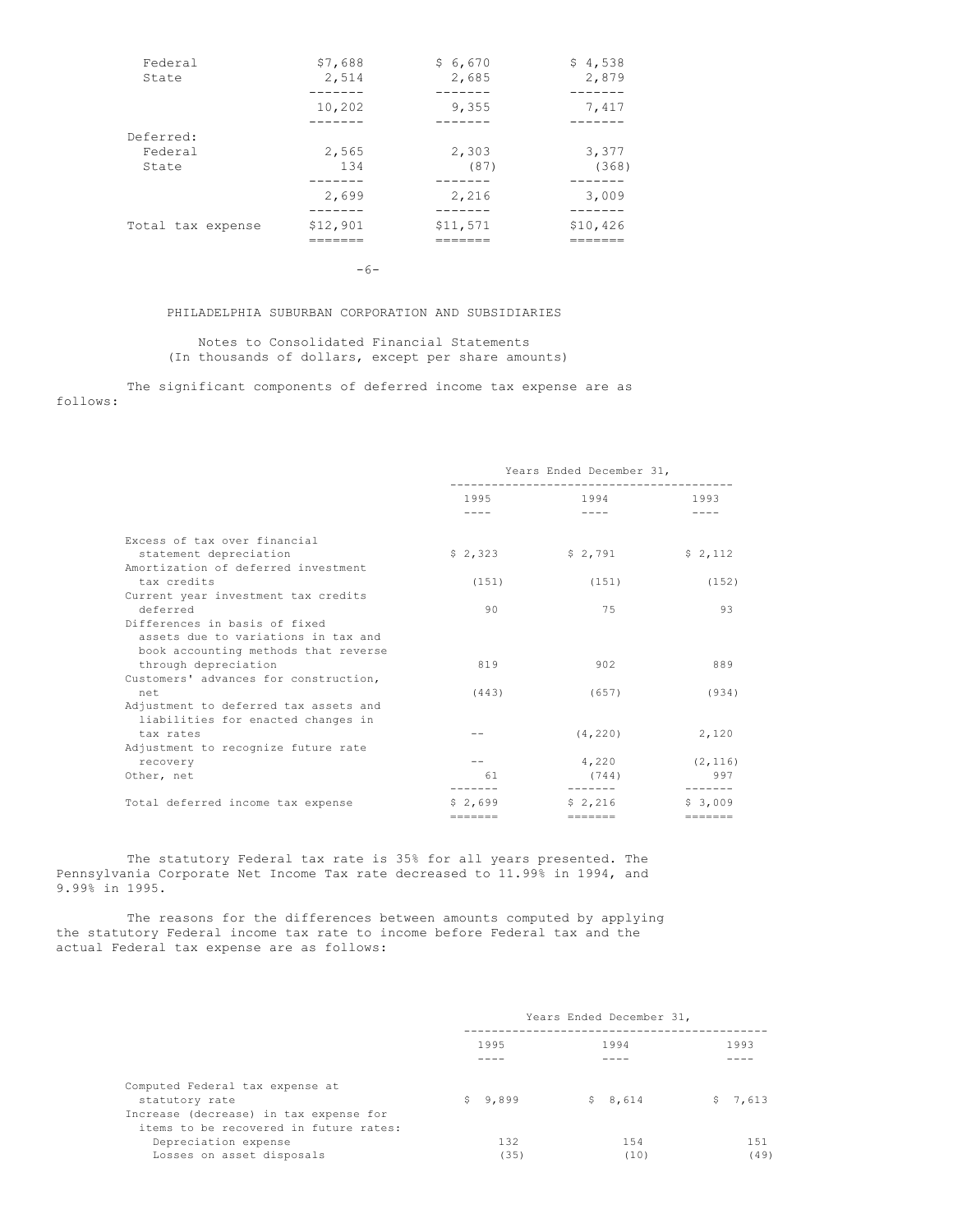| | | | |
|---|---|---|---|
| Federal | $7,688 | $ 6,670 | $ 4,538 |
| State | 2,514 | 2,685 | 2,879 |
| | 10,202 | 9,355 | 7,417 |
| Deferred: | | | |
| Federal | 2,565 | 2,303 | 3,377 |
| State | 134 | (87) | (368) |
| | 2,699 | 2,216 | 3,009 |
| Total tax expense | $12,901 | $11,571 | $10,426 |

PHILADELPHIA SUBURBAN CORPORATION AND SUBSIDIARIES

Notes to Consolidated Financial Statements
(In thousands of dollars, except per share amounts)

The significant components of deferred income tax expense are as follows:

| | Years Ended December 31, | | |
|---|---|---|---|
| | 1995 | 1994 | 1993 |
| Excess of tax over financial statement depreciation | $ 2,323 | $ 2,791 | $ 2,112 |
| Amortization of deferred investment tax credits | (151) | (151) | (152) |
| Current year investment tax credits deferred | 90 | 75 | 93 |
| Differences in basis of fixed assets due to variations in tax and book accounting methods that reverse through depreciation | 819 | 902 | 889 |
| Customers' advances for construction, net | (443) | (657) | (934) |
| Adjustment to deferred tax assets and liabilities for enacted changes in tax rates | -- | (4,220) | 2,120 |
| Adjustment to recognize future rate recovery | -- | 4,220 | (2,116) |
| Other, net | 61 | (744) | 997 |
| Total deferred income tax expense | $ 2,699 | $ 2,216 | $ 3,009 |

The statutory Federal tax rate is 35% for all years presented. The Pennsylvania Corporate Net Income Tax rate decreased to 11.99% in 1994, and 9.99% in 1995.

The reasons for the differences between amounts computed by applying the statutory Federal income tax rate to income before Federal tax and the actual Federal tax expense are as follows:

| | Years Ended December 31, | | |
|---|---|---|---|
| | 1995 | 1994 | 1993 |
| Computed Federal tax expense at statutory rate | $ 9,899 | $ 8,614 | $ 7,613 |
| Increase (decrease) in tax expense for items to be recovered in future rates: | | | |
| Depreciation expense | 132 | 154 | 151 |
| Losses on asset disposals | (35) | (10) | (49) |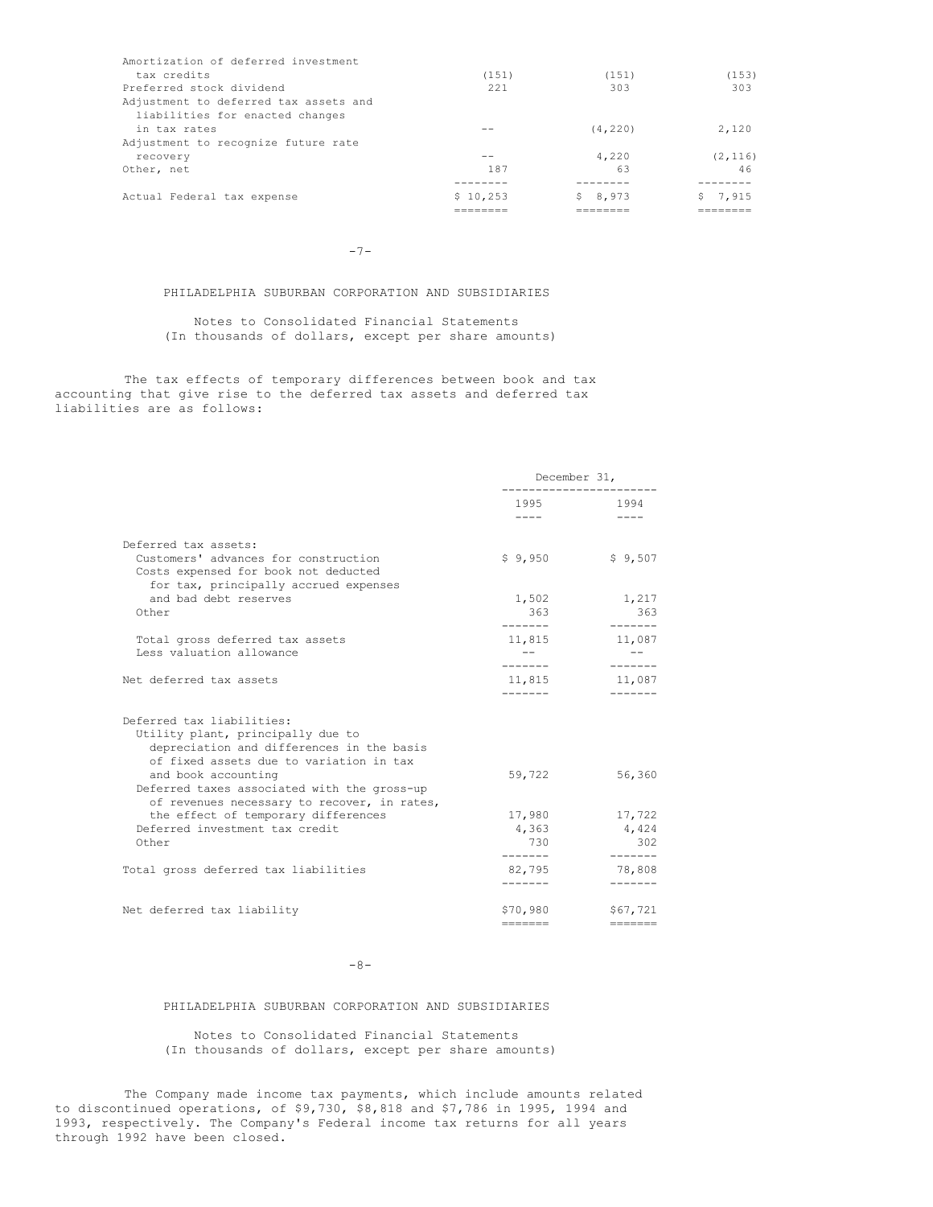| | | | |
|---|---|---|---|
| Amortization of deferred investment tax credits | (151) | (151) | (153) |
| Preferred stock dividend | 221 | 303 | 303 |
| Adjustment to deferred tax assets and liabilities for enacted changes in tax rates | -- | (4,220) | 2,120 |
| Adjustment to recognize future rate recovery | -- | 4,220 | (2,116) |
| Other, net | 187 | 63 | 46 |
| Actual Federal tax expense | $ 10,253 | $ 8,973 | $ 7,915 |

PHILADELPHIA SUBURBAN CORPORATION AND SUBSIDIARIES

Notes to Consolidated Financial Statements
(In thousands of dollars, except per share amounts)

The tax effects of temporary differences between book and tax accounting that give rise to the deferred tax assets and deferred tax liabilities are as follows:

| | December 31, | |
|---|---|---|
| | 1995 | 1994 |
| Deferred tax assets: | | |
| Customers' advances for construction | $ 9,950 | $ 9,507 |
| Costs expensed for book not deducted for tax, principally accrued expenses and bad debt reserves | 1,502 | 1,217 |
| Other | 363 | 363 |
| Total gross deferred tax assets | 11,815 | 11,087 |
| Less valuation allowance | -- | -- |
| Net deferred tax assets | 11,815 | 11,087 |
| Deferred tax liabilities: | | |
| Utility plant, principally due to depreciation and differences in the basis of fixed assets due to variation in tax and book accounting | 59,722 | 56,360 |
| Deferred taxes associated with the gross-up of revenues necessary to recover, in rates, the effect of temporary differences | 17,980 | 17,722 |
| Deferred investment tax credit | 4,363 | 4,424 |
| Other | 730 | 302 |
| Total gross deferred tax liabilities | 82,795 | 78,808 |
| Net deferred tax liability | $70,980 | $67,721 |

PHILADELPHIA SUBURBAN CORPORATION AND SUBSIDIARIES

Notes to Consolidated Financial Statements
(In thousands of dollars, except per share amounts)

The Company made income tax payments, which include amounts related to discontinued operations, of $9,730, $8,818 and $7,786 in 1995, 1994 and 1993, respectively. The Company's Federal income tax returns for all years through 1992 have been closed.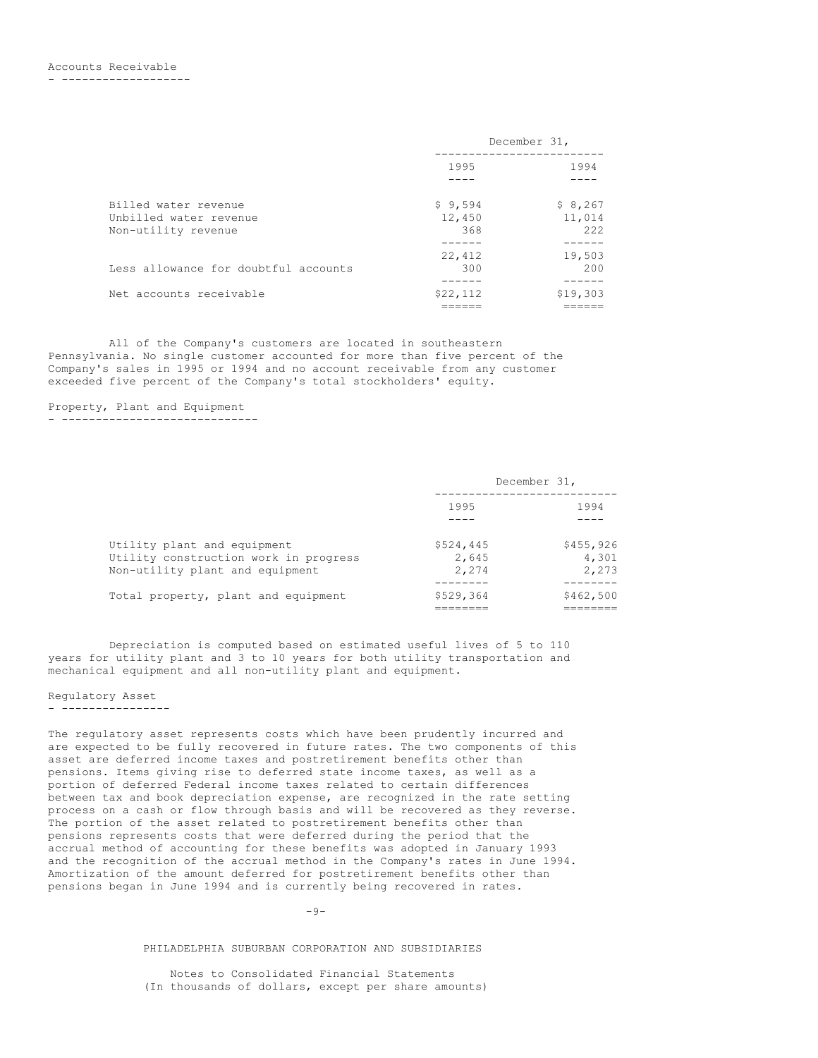### Accounts Receivable

| | December 31, | |
|---|---|---|
| | 1995 | 1994 |
| Billed water revenue | $ 9,594 | $ 8,267 |
| Unbilled water revenue | 12,450 | 11,014 |
| Non-utility revenue | 368 | 222 |
| | 22,412 | 19,503 |
| Less allowance for doubtful accounts | 300 | 200 |
| Net accounts receivable | $22,112 | $19,303 |

All of the Company's customers are located in southeastern Pennsylvania. No single customer accounted for more than five percent of the Company's sales in 1995 or 1994 and no account receivable from any customer exceeded five percent of the Company's total stockholders' equity.

### Property, Plant and Equipment

| | December 31, | |
|---|---|---|
| | 1995 | 1994 |
| Utility plant and equipment | $524,445 | $455,926 |
| Utility construction work in progress | 2,645 | 4,301 |
| Non-utility plant and equipment | 2,274 | 2,273 |
| Total property, plant and equipment | $529,364 | $462,500 |

Depreciation is computed based on estimated useful lives of 5 to 110 years for utility plant and 3 to 10 years for both utility transportation and mechanical equipment and all non-utility plant and equipment.

### Regulatory Asset

The regulatory asset represents costs which have been prudently incurred and are expected to be fully recovered in future rates. The two components of this asset are deferred income taxes and postretirement benefits other than pensions. Items giving rise to deferred state income taxes, as well as a portion of deferred Federal income taxes related to certain differences between tax and book depreciation expense, are recognized in the rate setting process on a cash or flow through basis and will be recovered as they reverse. The portion of the asset related to postretirement benefits other than pensions represents costs that were deferred during the period that the accrual method of accounting for these benefits was adopted in January 1993 and the recognition of the accrual method in the Company's rates in June 1994. Amortization of the amount deferred for postretirement benefits other than pensions began in June 1994 and is currently being recovered in rates.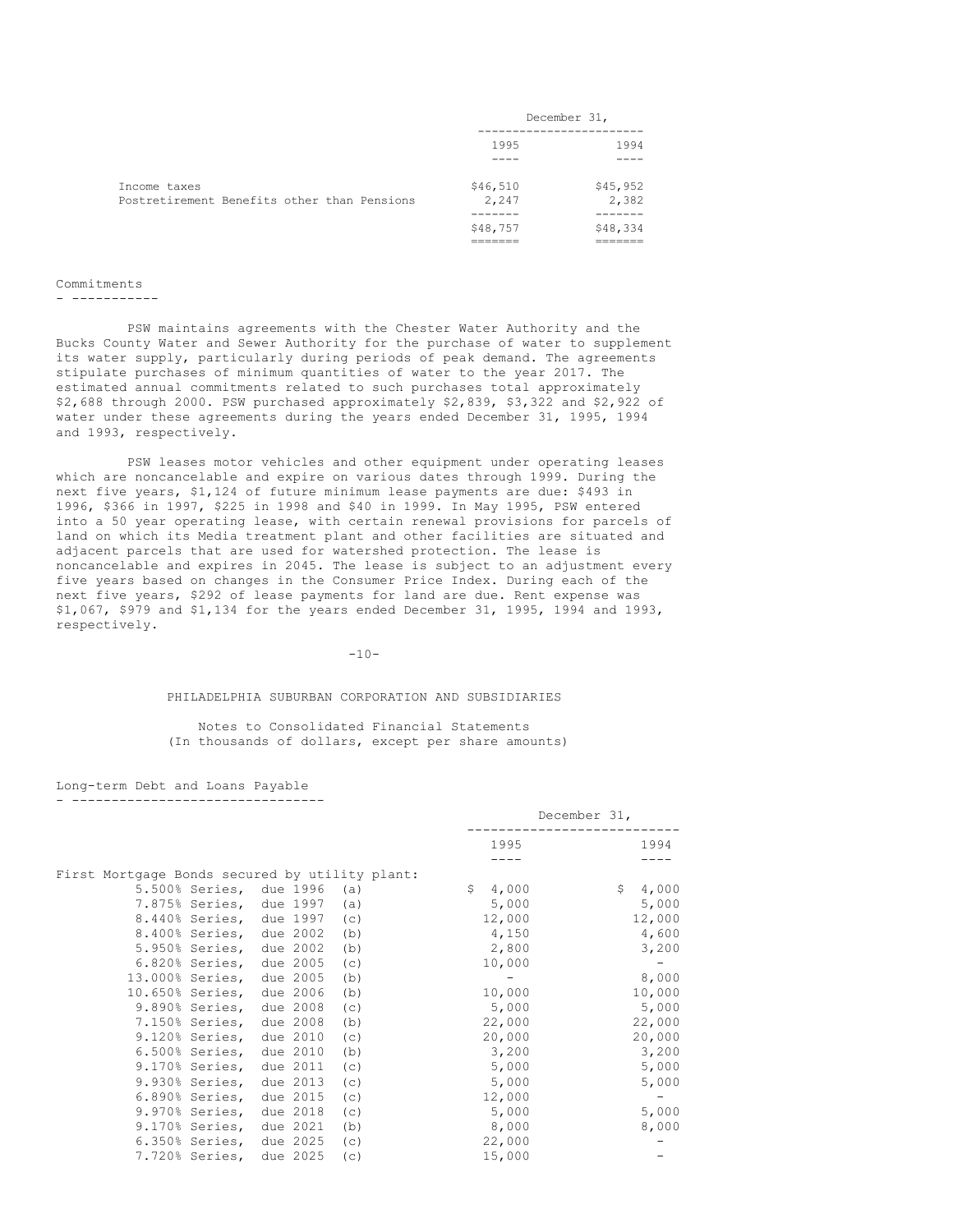| | December 31, | |
|---|---|---|
| | 1995 | 1994 |
| Income taxes | $46,510 | $45,952 |
| Postretirement Benefits other than Pensions | 2,247 | 2,382 |
| | $48,757 | $48,334 |

## Commitments

PSW maintains agreements with the Chester Water Authority and the Bucks County Water and Sewer Authority for the purchase of water to supplement its water supply, particularly during periods of peak demand. The agreements stipulate purchases of minimum quantities of water to the year 2017. The estimated annual commitments related to such purchases total approximately $2,688 through 2000. PSW purchased approximately $2,839, $3,322 and $2,922 of water under these agreements during the years ended December 31, 1995, 1994 and 1993, respectively.

PSW leases motor vehicles and other equipment under operating leases which are noncancelable and expire on various dates through 1999. During the next five years, $1,124 of future minimum lease payments are due: $493 in 1996, $366 in 1997, $225 in 1998 and $40 in 1999. In May 1995, PSW entered into a 50 year operating lease, with certain renewal provisions for parcels of land on which its Media treatment plant and other facilities are situated and adjacent parcels that are used for watershed protection. The lease is noncancelable and expires in 2045. The lease is subject to an adjustment every five years based on changes in the Consumer Price Index. During each of the next five years, $292 of lease payments for land are due. Rent expense was $1,067, $979 and $1,134 for the years ended December 31, 1995, 1994 and 1993, respectively.

PHILADELPHIA SUBURBAN CORPORATION AND SUBSIDIARIES

Notes to Consolidated Financial Statements
(In thousands of dollars, except per share amounts)

## Long-term Debt and Loans Payable

| | December 31, | |
|---|---|---|
| | 1995 | 1994 |
| First Mortgage Bonds secured by utility plant: | | |
| 5.500% Series, due 1996 (a) | $ 4,000 | $ 4,000 |
| 7.875% Series, due 1997 (a) | 5,000 | 5,000 |
| 8.440% Series, due 1997 (c) | 12,000 | 12,000 |
| 8.400% Series, due 2002 (b) | 4,150 | 4,600 |
| 5.950% Series, due 2002 (b) | 2,800 | 3,200 |
| 6.820% Series, due 2005 (c) | 10,000 | - |
| 13.000% Series, due 2005 (b) | - | 8,000 |
| 10.650% Series, due 2006 (b) | 10,000 | 10,000 |
| 9.890% Series, due 2008 (c) | 5,000 | 5,000 |
| 7.150% Series, due 2008 (b) | 22,000 | 22,000 |
| 9.120% Series, due 2010 (c) | 20,000 | 20,000 |
| 6.500% Series, due 2010 (b) | 3,200 | 3,200 |
| 9.170% Series, due 2011 (c) | 5,000 | 5,000 |
| 9.930% Series, due 2013 (c) | 5,000 | 5,000 |
| 6.890% Series, due 2015 (c) | 12,000 | - |
| 9.970% Series, due 2018 (c) | 5,000 | 5,000 |
| 9.170% Series, due 2021 (b) | 8,000 | 8,000 |
| 6.350% Series, due 2025 (c) | 22,000 | - |
| 7.720% Series, due 2025 (c) | 15,000 | - |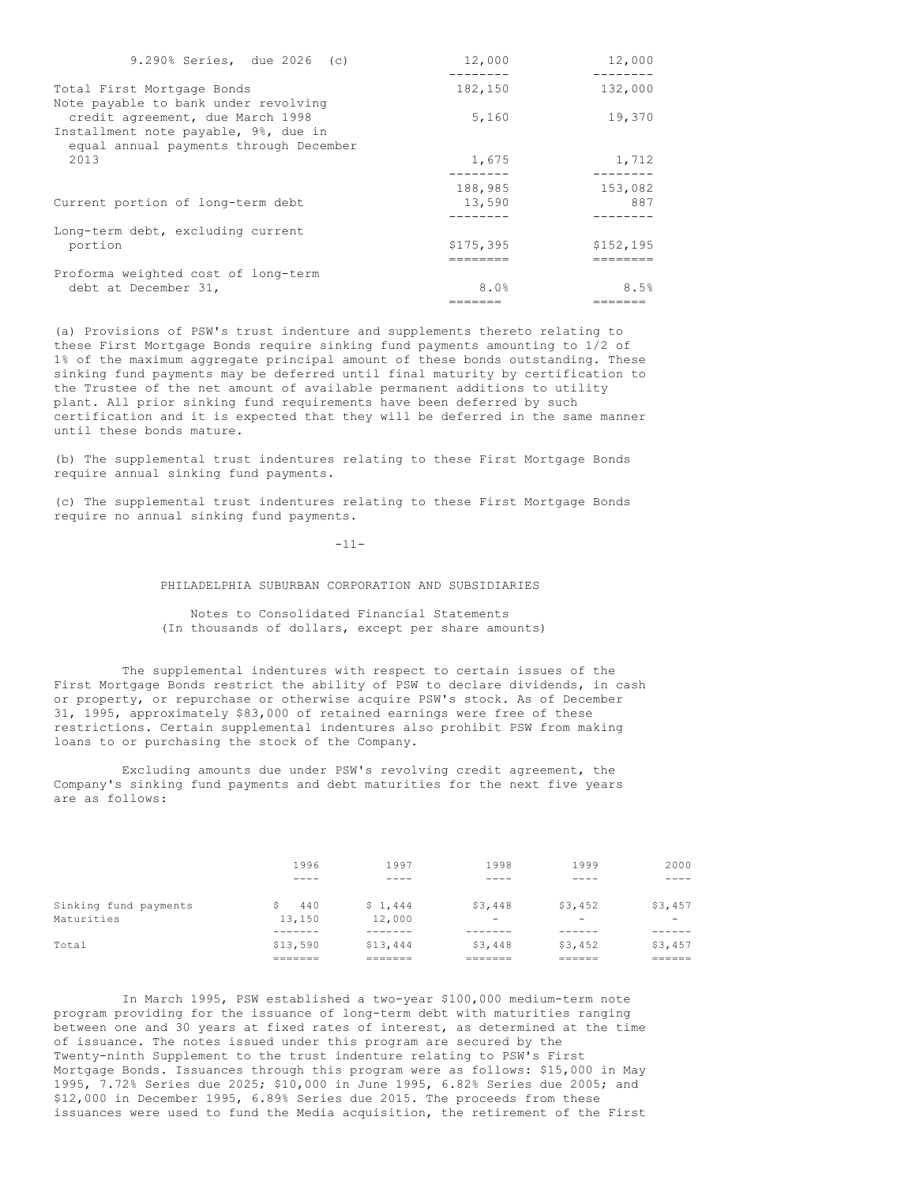| | | |
|---|---|---|
| 9.290% Series, due 2026 (c) | 12,000 | 12,000 |
| Total First Mortgage Bonds | 182,150 | 132,000 |
| Note payable to bank under revolving credit agreement, due March 1998 | 5,160 | 19,370 |
| Installment note payable, 9%, due in equal annual payments through December 2013 | 1,675 | 1,712 |
| | 188,985 | 153,082 |
| Current portion of long-term debt | 13,590 | 887 |
| Long-term debt, excluding current portion | $175,395 | $152,195 |
| Proforma weighted cost of long-term debt at December 31, | 8.0% | 8.5% |

(a) Provisions of PSW's trust indenture and supplements thereto relating to these First Mortgage Bonds require sinking fund payments amounting to 1/2 of 1% of the maximum aggregate principal amount of these bonds outstanding. These sinking fund payments may be deferred until final maturity by certification to the Trustee of the net amount of available permanent additions to utility plant. All prior sinking fund requirements have been deferred by such certification and it is expected that they will be deferred in the same manner until these bonds mature.

(b) The supplemental trust indentures relating to these First Mortgage Bonds require annual sinking fund payments.

(c) The supplemental trust indentures relating to these First Mortgage Bonds require no annual sinking fund payments.

PHILADELPHIA SUBURBAN CORPORATION AND SUBSIDIARIES

Notes to Consolidated Financial Statements
(In thousands of dollars, except per share amounts)

The supplemental indentures with respect to certain issues of the First Mortgage Bonds restrict the ability of PSW to declare dividends, in cash or property, or repurchase or otherwise acquire PSW's stock. As of December 31, 1995, approximately $83,000 of retained earnings were free of these restrictions. Certain supplemental indentures also prohibit PSW from making loans to or purchasing the stock of the Company.

Excluding amounts due under PSW's revolving credit agreement, the Company's sinking fund payments and debt maturities for the next five years are as follows:

| | 1996 | 1997 | 1998 | 1999 | 2000 |
|---|---|---|---|---|---|
| Sinking fund payments | $ 440 | $ 1,444 | $3,448 | $3,452 | $3,457 |
| Maturities | 13,150 | 12,000 | - | - | - |
| Total | $13,590 | $13,444 | $3,448 | $3,452 | $3,457 |

In March 1995, PSW established a two-year $100,000 medium-term note program providing for the issuance of long-term debt with maturities ranging between one and 30 years at fixed rates of interest, as determined at the time of issuance. The notes issued under this program are secured by the Twenty-ninth Supplement to the trust indenture relating to PSW's First Mortgage Bonds. Issuances through this program were as follows: $15,000 in May 1995, 7.72% Series due 2025; $10,000 in June 1995, 6.82% Series due 2005; and $12,000 in December 1995, 6.89% Series due 2015. The proceeds from these issuances were used to fund the Media acquisition, the retirement of the First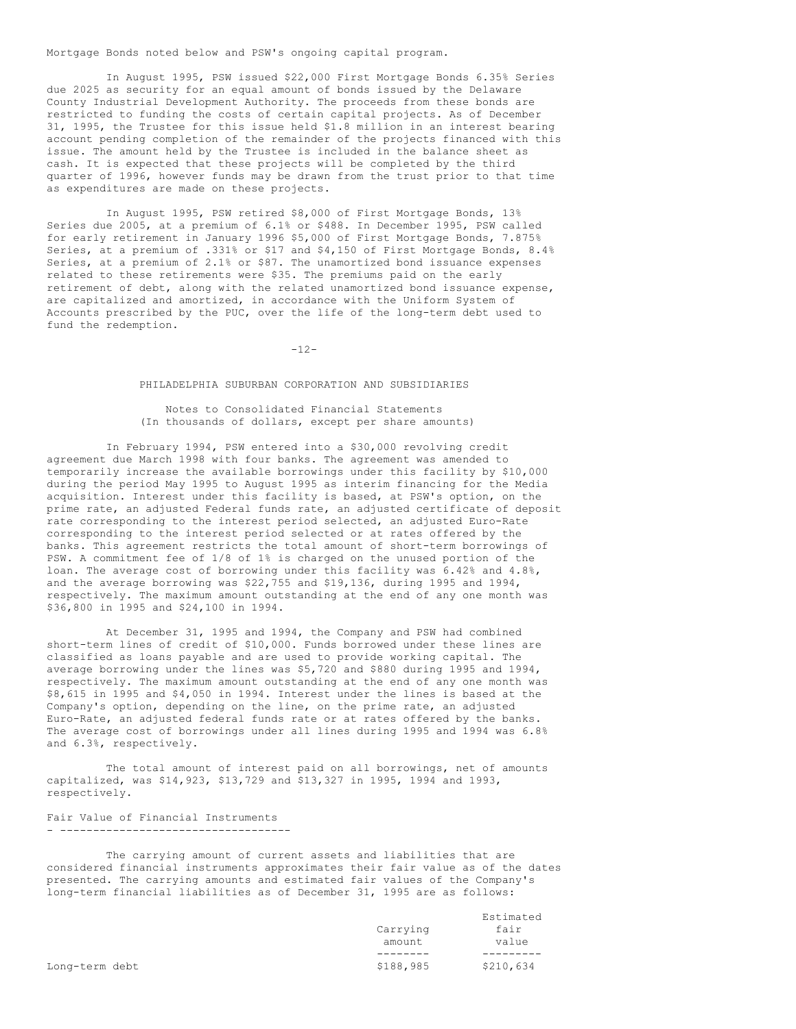Mortgage Bonds noted below and PSW's ongoing capital program.

In August 1995, PSW issued $22,000 First Mortgage Bonds 6.35% Series due 2025 as security for an equal amount of bonds issued by the Delaware County Industrial Development Authority. The proceeds from these bonds are restricted to funding the costs of certain capital projects. As of December 31, 1995, the Trustee for this issue held $1.8 million in an interest bearing account pending completion of the remainder of the projects financed with this issue. The amount held by the Trustee is included in the balance sheet as cash. It is expected that these projects will be completed by the third quarter of 1996, however funds may be drawn from the trust prior to that time as expenditures are made on these projects.

In August 1995, PSW retired $8,000 of First Mortgage Bonds, 13% Series due 2005, at a premium of 6.1% or $488. In December 1995, PSW called for early retirement in January 1996 $5,000 of First Mortgage Bonds, 7.875% Series, at a premium of .331% or $17 and $4,150 of First Mortgage Bonds, 8.4% Series, at a premium of 2.1% or $87. The unamortized bond issuance expenses related to these retirements were $35. The premiums paid on the early retirement of debt, along with the related unamortized bond issuance expense, are capitalized and amortized, in accordance with the Uniform System of Accounts prescribed by the PUC, over the life of the long-term debt used to fund the redemption.

PHILADELPHIA SUBURBAN CORPORATION AND SUBSIDIARIES

Notes to Consolidated Financial Statements
(In thousands of dollars, except per share amounts)

In February 1994, PSW entered into a $30,000 revolving credit agreement due March 1998 with four banks. The agreement was amended to temporarily increase the available borrowings under this facility by $10,000 during the period May 1995 to August 1995 as interim financing for the Media acquisition. Interest under this facility is based, at PSW's option, on the prime rate, an adjusted Federal funds rate, an adjusted certificate of deposit rate corresponding to the interest period selected, an adjusted Euro-Rate corresponding to the interest period selected or at rates offered by the banks. This agreement restricts the total amount of short-term borrowings of PSW. A commitment fee of 1/8 of 1% is charged on the unused portion of the loan. The average cost of borrowing under this facility was 6.42% and 4.8%, and the average borrowing was $22,755 and $19,136, during 1995 and 1994, respectively. The maximum amount outstanding at the end of any one month was $36,800 in 1995 and $24,100 in 1994.

At December 31, 1995 and 1994, the Company and PSW had combined short-term lines of credit of $10,000. Funds borrowed under these lines are classified as loans payable and are used to provide working capital. The average borrowing under the lines was $5,720 and $880 during 1995 and 1994, respectively. The maximum amount outstanding at the end of any one month was $8,615 in 1995 and $4,050 in 1994. Interest under the lines is based at the Company's option, depending on the line, on the prime rate, an adjusted Euro-Rate, an adjusted federal funds rate or at rates offered by the banks. The average cost of borrowings under all lines during 1995 and 1994 was 6.8% and 6.3%, respectively.

The total amount of interest paid on all borrowings, net of amounts capitalized, was $14,923, $13,729 and $13,327 in 1995, 1994 and 1993, respectively.

## Fair Value of Financial Instruments

The carrying amount of current assets and liabilities that are considered financial instruments approximates their fair value as of the dates presented. The carrying amounts and estimated fair values of the Company's long-term financial liabilities as of December 31, 1995 are as follows:

| | Carrying amount | Estimated fair value |
|---|---|---|
| Long-term debt | $188,985 | $210,634 |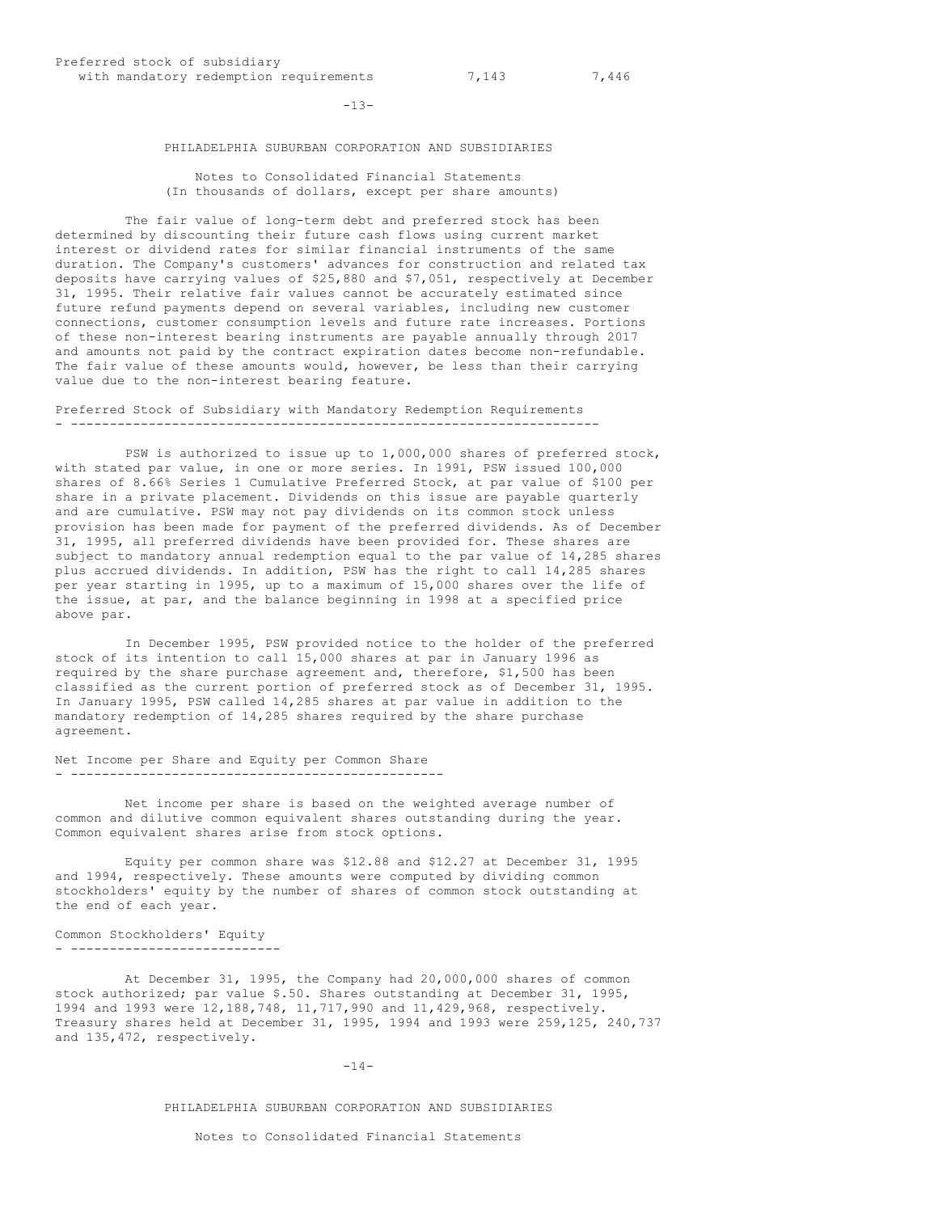| | | |
|---|---|---|
| Preferred stock of subsidiary with mandatory redemption requirements | 7,143 | 7,446 |

PHILADELPHIA SUBURBAN CORPORATION AND SUBSIDIARIES

Notes to Consolidated Financial Statements
(In thousands of dollars, except per share amounts)

The fair value of long-term debt and preferred stock has been determined by discounting their future cash flows using current market interest or dividend rates for similar financial instruments of the same duration. The Company's customers' advances for construction and related tax deposits have carrying values of $25,880 and $7,051, respectively at December 31, 1995. Their relative fair values cannot be accurately estimated since future refund payments depend on several variables, including new customer connections, customer consumption levels and future rate increases. Portions of these non-interest bearing instruments are payable annually through 2017 and amounts not paid by the contract expiration dates become non-refundable. The fair value of these amounts would, however, be less than their carrying value due to the non-interest bearing feature.

## Preferred Stock of Subsidiary with Mandatory Redemption Requirements

PSW is authorized to issue up to 1,000,000 shares of preferred stock, with stated par value, in one or more series. In 1991, PSW issued 100,000 shares of 8.66% Series 1 Cumulative Preferred Stock, at par value of $100 per share in a private placement. Dividends on this issue are payable quarterly and are cumulative. PSW may not pay dividends on its common stock unless provision has been made for payment of the preferred dividends. As of December 31, 1995, all preferred dividends have been provided for. These shares are subject to mandatory annual redemption equal to the par value of 14,285 shares plus accrued dividends. In addition, PSW has the right to call 14,285 shares per year starting in 1995, up to a maximum of 15,000 shares over the life of the issue, at par, and the balance beginning in 1998 at a specified price above par.

In December 1995, PSW provided notice to the holder of the preferred stock of its intention to call 15,000 shares at par in January 1996 as required by the share purchase agreement and, therefore, $1,500 has been classified as the current portion of preferred stock as of December 31, 1995. In January 1995, PSW called 14,285 shares at par value in addition to the mandatory redemption of 14,285 shares required by the share purchase agreement.

## Net Income per Share and Equity per Common Share

Net income per share is based on the weighted average number of common and dilutive common equivalent shares outstanding during the year. Common equivalent shares arise from stock options.

Equity per common share was $12.88 and $12.27 at December 31, 1995 and 1994, respectively. These amounts were computed by dividing common stockholders' equity by the number of shares of common stock outstanding at the end of each year.

## Common Stockholders' Equity

At December 31, 1995, the Company had 20,000,000 shares of common stock authorized; par value $.50. Shares outstanding at December 31, 1995, 1994 and 1993 were 12,188,748, 11,717,990 and 11,429,968, respectively. Treasury shares held at December 31, 1995, 1994 and 1993 were 259,125, 240,737 and 135,472, respectively.

PHILADELPHIA SUBURBAN CORPORATION AND SUBSIDIARIES

Notes to Consolidated Financial Statements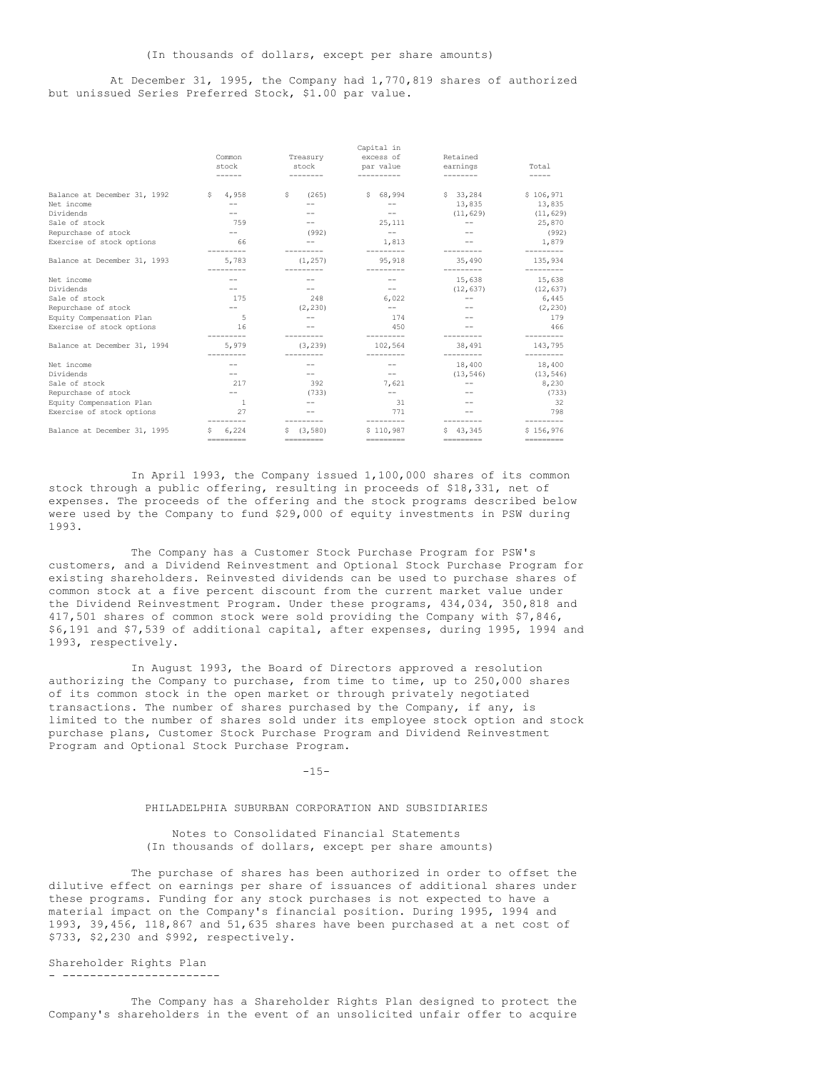(In thousands of dollars, except per share amounts)

At December 31, 1995, the Company had 1,770,819 shares of authorized but unissued Series Preferred Stock, $1.00 par value.

| | Common stock | Treasury stock | Capital in excess of par value | Retained earnings | Total |
|---|---|---|---|---|---|
| Balance at December 31, 1992 | $ 4,958 | $ (265) | $ 68,994 | $ 33,284 | $ 106,971 |
| Net income | -- | -- | -- | 13,835 | 13,835 |
| Dividends | -- | -- | -- | (11,629) | (11,629) |
| Sale of stock | 759 | -- | 25,111 | -- | 25,870 |
| Repurchase of stock | -- | (992) | -- | -- | (992) |
| Exercise of stock options | 66 | -- | 1,813 | -- | 1,879 |
| Balance at December 31, 1993 | 5,783 | (1,257) | 95,918 | 35,490 | 135,934 |
| Net income | -- | -- | -- | 15,638 | 15,638 |
| Dividends | -- | -- | -- | (12,637) | (12,637) |
| Sale of stock | 175 | 248 | 6,022 | -- | 6,445 |
| Repurchase of stock | -- | (2,230) | -- | -- | (2,230) |
| Equity Compensation Plan | 5 | -- | 174 | -- | 179 |
| Exercise of stock options | 16 | -- | 450 | -- | 466 |
| Balance at December 31, 1994 | 5,979 | (3,239) | 102,564 | 38,491 | 143,795 |
| Net income | -- | -- | -- | 18,400 | 18,400 |
| Dividends | -- | -- | -- | (13,546) | (13,546) |
| Sale of stock | 217 | 392 | 7,621 | -- | 8,230 |
| Repurchase of stock | -- | (733) | -- | -- | (733) |
| Equity Compensation Plan | 1 | -- | 31 | -- | 32 |
| Exercise of stock options | 27 | -- | 771 | -- | 798 |
| Balance at December 31, 1995 | $ 6,224 | $ (3,580) | $ 110,987 | $ 43,345 | $ 156,976 |

In April 1993, the Company issued 1,100,000 shares of its common stock through a public offering, resulting in proceeds of $18,331, net of expenses. The proceeds of the offering and the stock programs described below were used by the Company to fund $29,000 of equity investments in PSW during 1993.

The Company has a Customer Stock Purchase Program for PSW's customers, and a Dividend Reinvestment and Optional Stock Purchase Program for existing shareholders. Reinvested dividends can be used to purchase shares of common stock at a five percent discount from the current market value under the Dividend Reinvestment Program. Under these programs, 434,034, 350,818 and 417,501 shares of common stock were sold providing the Company with $7,846, $6,191 and $7,539 of additional capital, after expenses, during 1995, 1994 and 1993, respectively.

In August 1993, the Board of Directors approved a resolution authorizing the Company to purchase, from time to time, up to 250,000 shares of its common stock in the open market or through privately negotiated transactions. The number of shares purchased by the Company, if any, is limited to the number of shares sold under its employee stock option and stock purchase plans, Customer Stock Purchase Program and Dividend Reinvestment Program and Optional Stock Purchase Program.

PHILADELPHIA SUBURBAN CORPORATION AND SUBSIDIARIES

Notes to Consolidated Financial Statements
(In thousands of dollars, except per share amounts)

The purchase of shares has been authorized in order to offset the dilutive effect on earnings per share of issuances of additional shares under these programs. Funding for any stock purchases is not expected to have a material impact on the Company's financial position. During 1995, 1994 and 1993, 39,456, 118,867 and 51,635 shares have been purchased at a net cost of $733, $2,230 and $992, respectively.

## Shareholder Rights Plan

The Company has a Shareholder Rights Plan designed to protect the Company's shareholders in the event of an unsolicited unfair offer to acquire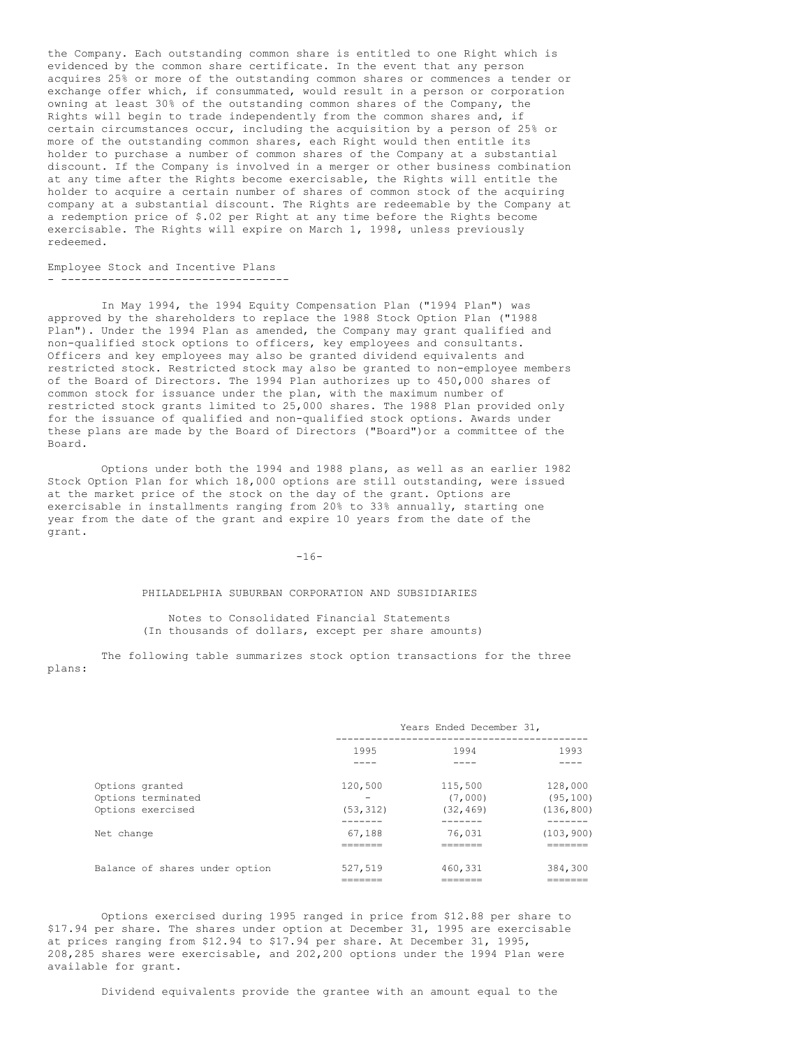the Company. Each outstanding common share is entitled to one Right which is evidenced by the common share certificate. In the event that any person acquires 25% or more of the outstanding common shares or commences a tender or exchange offer which, if consummated, would result in a person or corporation owning at least 30% of the outstanding common shares of the Company, the Rights will begin to trade independently from the common shares and, if certain circumstances occur, including the acquisition by a person of 25% or more of the outstanding common shares, each Right would then entitle its holder to purchase a number of common shares of the Company at a substantial discount. If the Company is involved in a merger or other business combination at any time after the Rights become exercisable, the Rights will entitle the holder to acquire a certain number of shares of common stock of the acquiring company at a substantial discount. The Rights are redeemable by the Company at a redemption price of $.02 per Right at any time before the Rights become exercisable. The Rights will expire on March 1, 1998, unless previously redeemed.

Employee Stock and Incentive Plans

In May 1994, the 1994 Equity Compensation Plan ("1994 Plan") was approved by the shareholders to replace the 1988 Stock Option Plan ("1988 Plan"). Under the 1994 Plan as amended, the Company may grant qualified and non-qualified stock options to officers, key employees and consultants. Officers and key employees may also be granted dividend equivalents and restricted stock. Restricted stock may also be granted to non-employee members of the Board of Directors. The 1994 Plan authorizes up to 450,000 shares of common stock for issuance under the plan, with the maximum number of restricted stock grants limited to 25,000 shares. The 1988 Plan provided only for the issuance of qualified and non-qualified stock options. Awards under these plans are made by the Board of Directors ("Board")or a committee of the Board.

Options under both the 1994 and 1988 plans, as well as an earlier 1982 Stock Option Plan for which 18,000 options are still outstanding, were issued at the market price of the stock on the day of the grant. Options are exercisable in installments ranging from 20% to 33% annually, starting one year from the date of the grant and expire 10 years from the date of the grant.

PHILADELPHIA SUBURBAN CORPORATION AND SUBSIDIARIES

Notes to Consolidated Financial Statements
(In thousands of dollars, except per share amounts)

The following table summarizes stock option transactions for the three plans:

| | Years Ended December 31, | | |
|---|---|---|---|
| | 1995 | 1994 | 1993 |
| Options granted | 120,500 | 115,500 | 128,000 |
| Options terminated | - | (7,000) | (95,100) |
| Options exercised | (53,312) | (32,469) | (136,800) |
| Net change | 67,188 | 76,031 | (103,900) |
| Balance of shares under option | 527,519 | 460,331 | 384,300 |

Options exercised during 1995 ranged in price from $12.88 per share to $17.94 per share. The shares under option at December 31, 1995 are exercisable at prices ranging from $12.94 to $17.94 per share. At December 31, 1995, 208,285 shares were exercisable, and 202,200 options under the 1994 Plan were available for grant.

Dividend equivalents provide the grantee with an amount equal to the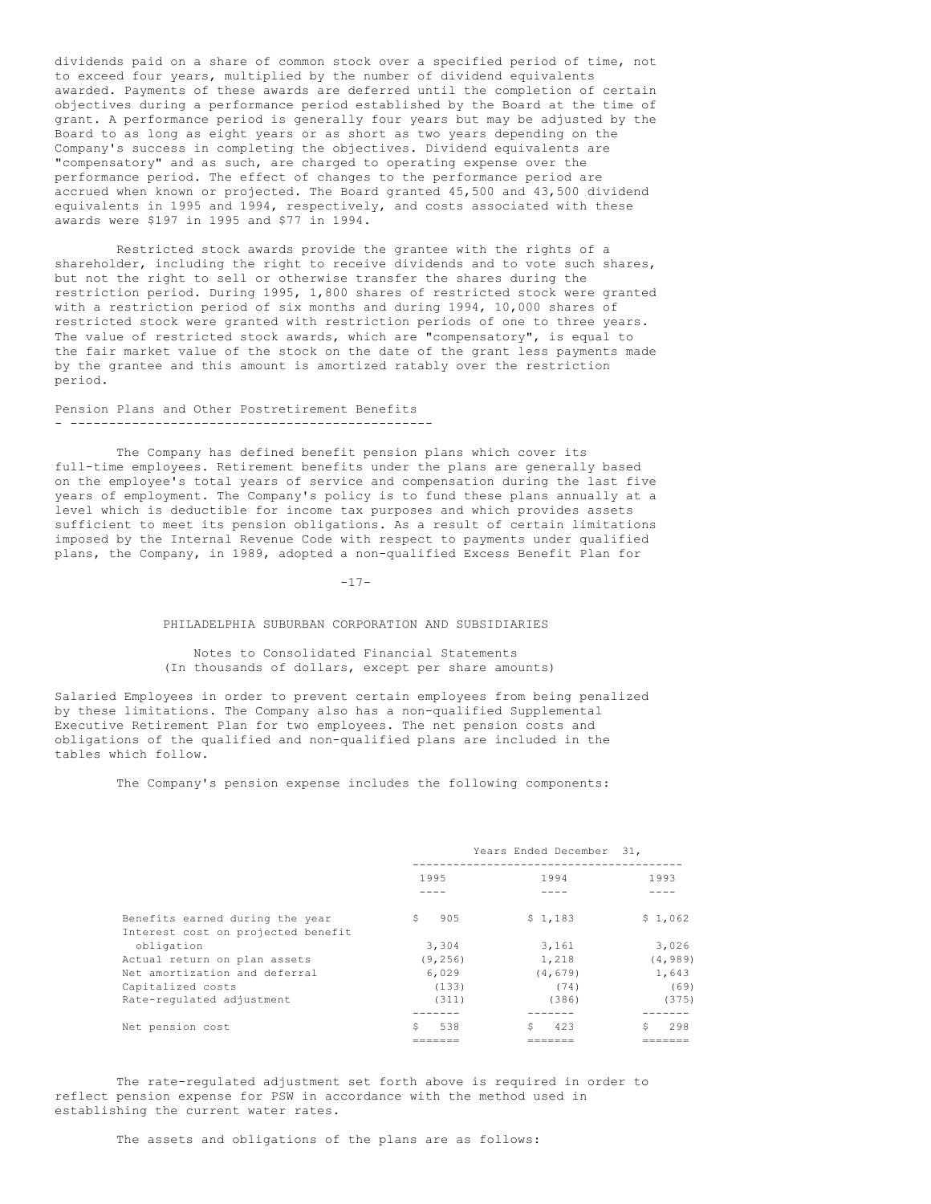dividends paid on a share of common stock over a specified period of time, not to exceed four years, multiplied by the number of dividend equivalents awarded. Payments of these awards are deferred until the completion of certain objectives during a performance period established by the Board at the time of grant. A performance period is generally four years but may be adjusted by the Board to as long as eight years or as short as two years depending on the Company's success in completing the objectives. Dividend equivalents are "compensatory" and as such, are charged to operating expense over the performance period. The effect of changes to the performance period are accrued when known or projected. The Board granted 45,500 and 43,500 dividend equivalents in 1995 and 1994, respectively, and costs associated with these awards were $197 in 1995 and $77 in 1994.

Restricted stock awards provide the grantee with the rights of a shareholder, including the right to receive dividends and to vote such shares, but not the right to sell or otherwise transfer the shares during the restriction period. During 1995, 1,800 shares of restricted stock were granted with a restriction period of six months and during 1994, 10,000 shares of restricted stock were granted with restriction periods of one to three years. The value of restricted stock awards, which are "compensatory", is equal to the fair market value of the stock on the date of the grant less payments made by the grantee and this amount is amortized ratably over the restriction period.

## Pension Plans and Other Postretirement Benefits

The Company has defined benefit pension plans which cover its full-time employees. Retirement benefits under the plans are generally based on the employee's total years of service and compensation during the last five years of employment. The Company's policy is to fund these plans annually at a level which is deductible for income tax purposes and which provides assets sufficient to meet its pension obligations. As a result of certain limitations imposed by the Internal Revenue Code with respect to payments under qualified plans, the Company, in 1989, adopted a non-qualified Excess Benefit Plan for Salaried Employees in order to prevent certain employees from being penalized by these limitations. The Company also has a non-qualified Supplemental Executive Retirement Plan for two employees. The net pension costs and obligations of the qualified and non-qualified plans are included in the tables which follow.

The Company's pension expense includes the following components:

| | Years Ended December 31, | | |
|---|---|---|---|
| | 1995 | 1994 | 1993 |
| Benefits earned during the year | $ 905 | $ 1,183 | $ 1,062 |
| Interest cost on projected benefit obligation | 3,304 | 3,161 | 3,026 |
| Actual return on plan assets | (9,256) | 1,218 | (4,989) |
| Net amortization and deferral | 6,029 | (4,679) | 1,643 |
| Capitalized costs | (133) | (74) | (69) |
| Rate-regulated adjustment | (311) | (386) | (375) |
| Net pension cost | $ 538 | $ 423 | $ 298 |

The rate-regulated adjustment set forth above is required in order to reflect pension expense for PSW in accordance with the method used in establishing the current water rates.

The assets and obligations of the plans are as follows: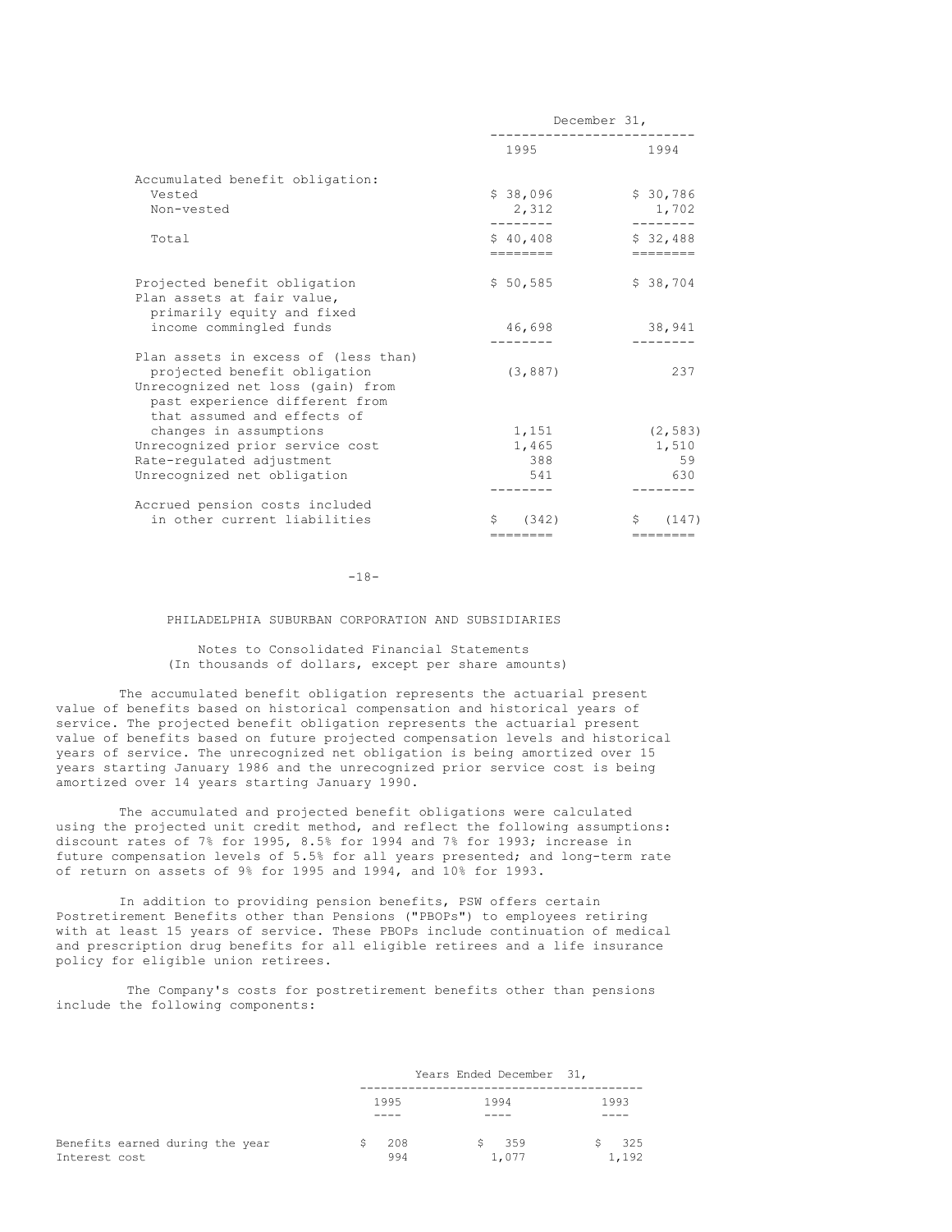| | December 31, | |
|---|---|---|
| | 1995 | 1994 |
| Accumulated benefit obligation: | | |
| Vested | $ 38,096 | $ 30,786 |
| Non-vested | 2,312 | 1,702 |
| Total | $ 40,408 | $ 32,488 |
| Projected benefit obligation | $ 50,585 | $ 38,704 |
| Plan assets at fair value, primarily equity and fixed income commingled funds | 46,698 | 38,941 |
| Plan assets in excess of (less than) projected benefit obligation | (3,887) | 237 |
| Unrecognized net loss (gain) from past experience different from that assumed and effects of changes in assumptions | 1,151 | (2,583) |
| Unrecognized prior service cost | 1,465 | 1,510 |
| Rate-regulated adjustment | 388 | 59 |
| Unrecognized net obligation | 541 | 630 |
| Accrued pension costs included in other current liabilities | $ (342) | $ (147) |

PHILADELPHIA SUBURBAN CORPORATION AND SUBSIDIARIES

Notes to Consolidated Financial Statements
(In thousands of dollars, except per share amounts)

The accumulated benefit obligation represents the actuarial present value of benefits based on historical compensation and historical years of service. The projected benefit obligation represents the actuarial present value of benefits based on future projected compensation levels and historical years of service. The unrecognized net obligation is being amortized over 15 years starting January 1986 and the unrecognized prior service cost is being amortized over 14 years starting January 1990.

The accumulated and projected benefit obligations were calculated using the projected unit credit method, and reflect the following assumptions: discount rates of 7% for 1995, 8.5% for 1994 and 7% for 1993; increase in future compensation levels of 5.5% for all years presented; and long-term rate of return on assets of 9% for 1995 and 1994, and 10% for 1993.

In addition to providing pension benefits, PSW offers certain Postretirement Benefits other than Pensions ("PBOPs") to employees retiring with at least 15 years of service. These PBOPs include continuation of medical and prescription drug benefits for all eligible retirees and a life insurance policy for eligible union retirees.

The Company's costs for postretirement benefits other than pensions include the following components:

| | Years Ended December 31, | | |
|---|---|---|---|
| | 1995 | 1994 | 1993 |
| Benefits earned during the year | $ 208 | $ 359 | $ 325 |
| Interest cost | 994 | 1,077 | 1,192 |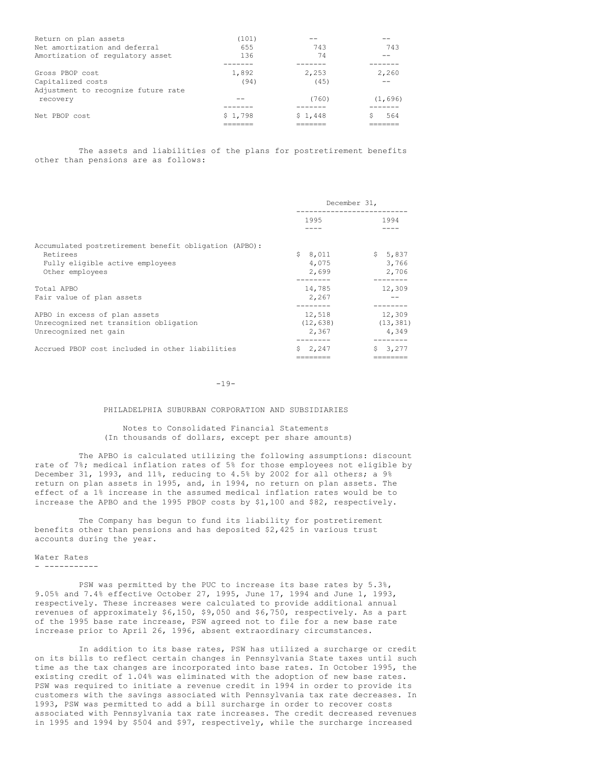| | | | |
|---|---|---|---|
| Return on plan assets | (101) | -- | -- |
| Net amortization and deferral | 655 | 743 | 743 |
| Amortization of regulatory asset | 136 | 74 | -- |
| Gross PBOP cost | 1,892 | 2,253 | 2,260 |
| Capitalized costs | (94) | (45) | -- |
| Adjustment to recognize future rate recovery | -- | (760) | (1,696) |
| Net PBOP cost | $ 1,798 | $ 1,448 | $ 564 |

The assets and liabilities of the plans for postretirement benefits other than pensions are as follows:

| | December 31, | |
|---|---|---|
| | 1995 | 1994 |
| Accumulated postretirement benefit obligation (APBO): | | |
| Retirees | $ 8,011 | $ 5,837 |
| Fully eligible active employees | 4,075 | 3,766 |
| Other employees | 2,699 | 2,706 |
| Total APBO | 14,785 | 12,309 |
| Fair value of plan assets | 2,267 | -- |
| APBO in excess of plan assets | 12,518 | 12,309 |
| Unrecognized net transition obligation | (12,638) | (13,381) |
| Unrecognized net gain | 2,367 | 4,349 |
| Accrued PBOP cost included in other liabilities | $ 2,247 | $ 3,277 |

PHILADELPHIA SUBURBAN CORPORATION AND SUBSIDIARIES

Notes to Consolidated Financial Statements
(In thousands of dollars, except per share amounts)

The APBO is calculated utilizing the following assumptions: discount rate of 7%; medical inflation rates of 5% for those employees not eligible by December 31, 1993, and 11%, reducing to 4.5% by 2002 for all others; a 9% return on plan assets in 1995, and, in 1994, no return on plan assets. The effect of a 1% increase in the assumed medical inflation rates would be to increase the APBO and the 1995 PBOP costs by $1,100 and $82, respectively.

The Company has begun to fund its liability for postretirement benefits other than pensions and has deposited $2,425 in various trust accounts during the year.

## Water Rates

PSW was permitted by the PUC to increase its base rates by 5.3%, 9.05% and 7.4% effective October 27, 1995, June 17, 1994 and June 1, 1993, respectively. These increases were calculated to provide additional annual revenues of approximately $6,150, $9,050 and $6,750, respectively. As a part of the 1995 base rate increase, PSW agreed not to file for a new base rate increase prior to April 26, 1996, absent extraordinary circumstances.

In addition to its base rates, PSW has utilized a surcharge or credit on its bills to reflect certain changes in Pennsylvania State taxes until such time as the tax changes are incorporated into base rates. In October 1995, the existing credit of 1.04% was eliminated with the adoption of new base rates. PSW was required to initiate a revenue credit in 1994 in order to provide its customers with the savings associated with Pennsylvania tax rate decreases. In 1993, PSW was permitted to add a bill surcharge in order to recover costs associated with Pennsylvania tax rate increases. The credit decreased revenues in 1995 and 1994 by $504 and $97, respectively, while the surcharge increased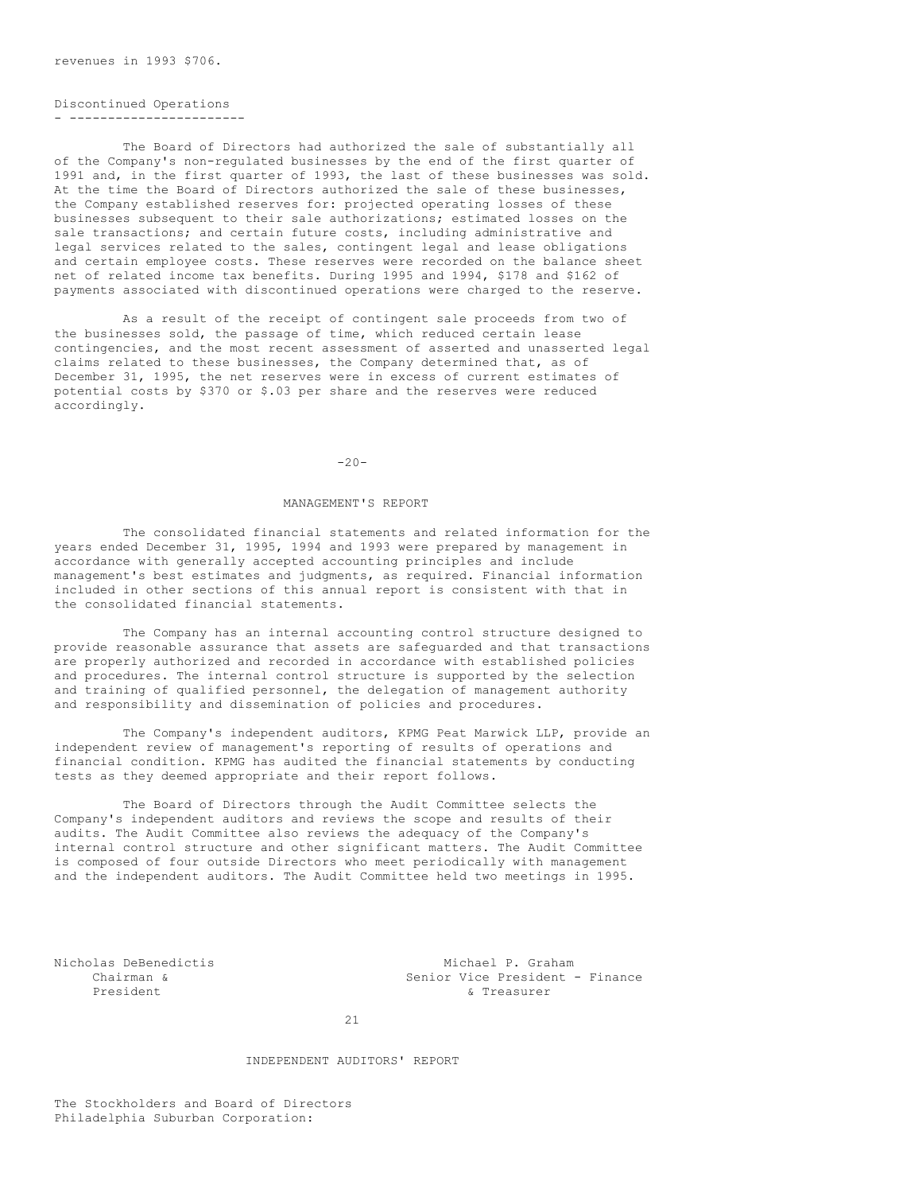revenues in 1993 $706.

## Discontinued Operations

The Board of Directors had authorized the sale of substantially all of the Company's non-regulated businesses by the end of the first quarter of 1991 and, in the first quarter of 1993, the last of these businesses was sold. At the time the Board of Directors authorized the sale of these businesses, the Company established reserves for: projected operating losses of these businesses subsequent to their sale authorizations; estimated losses on the sale transactions; and certain future costs, including administrative and legal services related to the sales, contingent legal and lease obligations and certain employee costs. These reserves were recorded on the balance sheet net of related income tax benefits. During 1995 and 1994, $178 and $162 of payments associated with discontinued operations were charged to the reserve.

As a result of the receipt of contingent sale proceeds from two of the businesses sold, the passage of time, which reduced certain lease contingencies, and the most recent assessment of asserted and unasserted legal claims related to these businesses, the Company determined that, as of December 31, 1995, the net reserves were in excess of current estimates of potential costs by $370 or $.03 per share and the reserves were reduced accordingly.

# MANAGEMENT'S REPORT

The consolidated financial statements and related information for the years ended December 31, 1995, 1994 and 1993 were prepared by management in accordance with generally accepted accounting principles and include management's best estimates and judgments, as required. Financial information included in other sections of this annual report is consistent with that in the consolidated financial statements.

The Company has an internal accounting control structure designed to provide reasonable assurance that assets are safeguarded and that transactions are properly authorized and recorded in accordance with established policies and procedures. The internal control structure is supported by the selection and training of qualified personnel, the delegation of management authority and responsibility and dissemination of policies and procedures.

The Company's independent auditors, KPMG Peat Marwick LLP, provide an independent review of management's reporting of results of operations and financial condition. KPMG has audited the financial statements by conducting tests as they deemed appropriate and their report follows.

The Board of Directors through the Audit Committee selects the Company's independent auditors and reviews the scope and results of their audits. The Audit Committee also reviews the adequacy of the Company's internal control structure and other significant matters. The Audit Committee is composed of four outside Directors who meet periodically with management and the independent auditors. The Audit Committee held two meetings in 1995.

Nicholas DeBenedictis
Chairman &
President

Michael P. Graham
Senior Vice President - Finance
& Treasurer

# INDEPENDENT AUDITORS' REPORT

The Stockholders and Board of Directors
Philadelphia Suburban Corporation: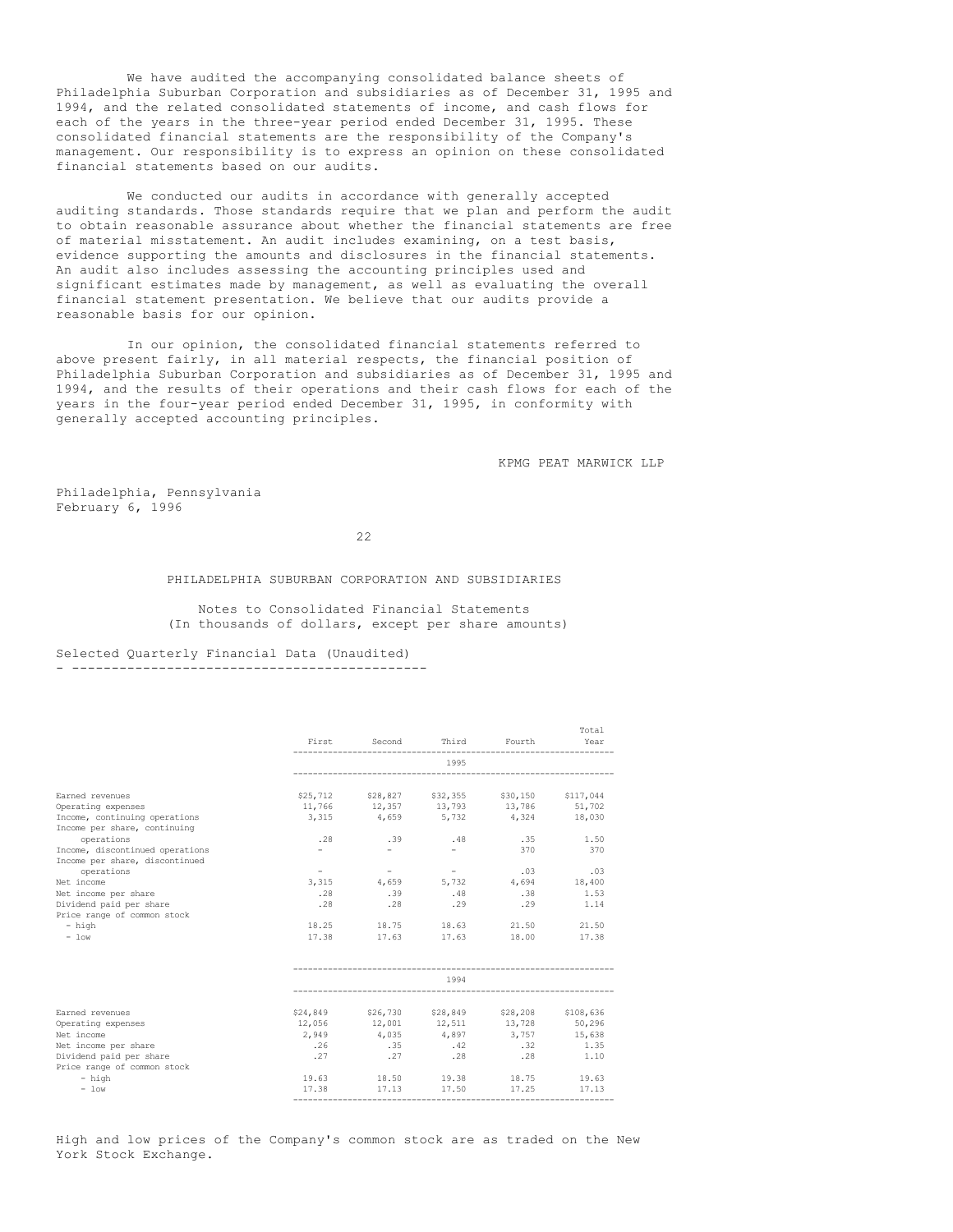We have audited the accompanying consolidated balance sheets of Philadelphia Suburban Corporation and subsidiaries as of December 31, 1995 and 1994, and the related consolidated statements of income, and cash flows for each of the years in the three-year period ended December 31, 1995. These consolidated financial statements are the responsibility of the Company's management. Our responsibility is to express an opinion on these consolidated financial statements based on our audits.

We conducted our audits in accordance with generally accepted auditing standards. Those standards require that we plan and perform the audit to obtain reasonable assurance about whether the financial statements are free of material misstatement. An audit includes examining, on a test basis, evidence supporting the amounts and disclosures in the financial statements. An audit also includes assessing the accounting principles used and significant estimates made by management, as well as evaluating the overall financial statement presentation. We believe that our audits provide a reasonable basis for our opinion.

In our opinion, the consolidated financial statements referred to above present fairly, in all material respects, the financial position of Philadelphia Suburban Corporation and subsidiaries as of December 31, 1995 and 1994, and the results of their operations and their cash flows for each of the years in the four-year period ended December 31, 1995, in conformity with generally accepted accounting principles.

KPMG PEAT MARWICK LLP

Philadelphia, Pennsylvania
February 6, 1996

PHILADELPHIA SUBURBAN CORPORATION AND SUBSIDIARIES

Notes to Consolidated Financial Statements
(In thousands of dollars, except per share amounts)

## Selected Quarterly Financial Data (Unaudited)

| | First | Second | Third | Fourth | Total Year |
|---|---|---|---|---|---|
| | | | 1995 | | |
| Earned revenues | $25,712 | $28,827 | $32,355 | $30,150 | $117,044 |
| Operating expenses | 11,766 | 12,357 | 13,793 | 13,786 | 51,702 |
| Income, continuing operations | 3,315 | 4,659 | 5,732 | 4,324 | 18,030 |
| Income per share, continuing operations | .28 | .39 | .48 | .35 | 1.50 |
| Income, discontinued operations | - | - | - | 370 | 370 |
| Income per share, discontinued operations | - | - | - | .03 | .03 |
| Net income | 3,315 | 4,659 | 5,732 | 4,694 | 18,400 |
| Net income per share | .28 | .39 | .48 | .38 | 1.53 |
| Dividend paid per share | .28 | .28 | .29 | .29 | 1.14 |
| Price range of common stock | | | | | |
| - high | 18.25 | 18.75 | 18.63 | 21.50 | 21.50 |
| - low | 17.38 | 17.63 | 17.63 | 18.00 | 17.38 |
| | | | 1994 | | |
| Earned revenues | $24,849 | $26,730 | $28,849 | $28,208 | $108,636 |
| Operating expenses | 12,056 | 12,001 | 12,511 | 13,728 | 50,296 |
| Net income | 2,949 | 4,035 | 4,897 | 3,757 | 15,638 |
| Net income per share | .26 | .35 | .42 | .32 | 1.35 |
| Dividend paid per share | .27 | .27 | .28 | .28 | 1.10 |
| Price range of common stock | | | | | |
| - high | 19.63 | 18.50 | 19.38 | 18.75 | 19.63 |
| - low | 17.38 | 17.13 | 17.50 | 17.25 | 17.13 |

High and low prices of the Company's common stock are as traded on the New York Stock Exchange.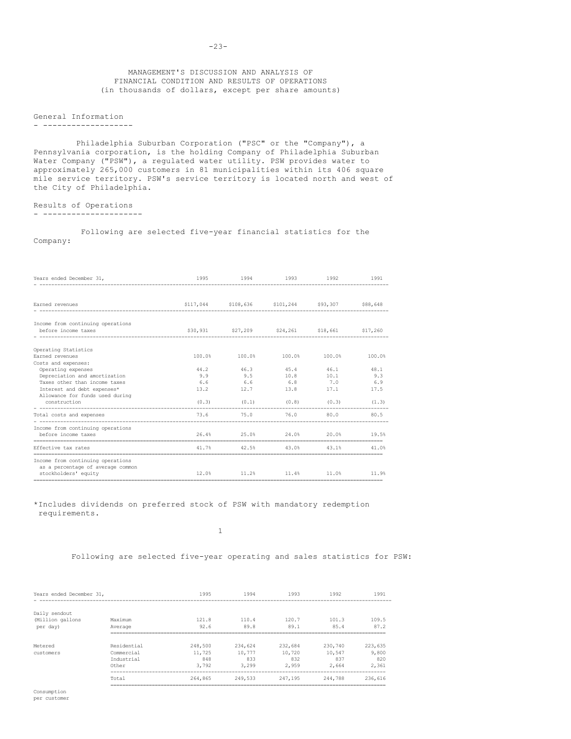# MANAGEMENT'S DISCUSSION AND ANALYSIS OF FINANCIAL CONDITION AND RESULTS OF OPERATIONS

(in thousands of dollars, except per share amounts)

## General Information

Philadelphia Suburban Corporation ("PSC" or the "Company"), a Pennsylvania corporation, is the holding Company of Philadelphia Suburban Water Company ("PSW"), a regulated water utility. PSW provides water to approximately 265,000 customers in 81 municipalities within its 406 square mile service territory. PSW's service territory is located north and west of the City of Philadelphia.

## Results of Operations

Following are selected five-year financial statistics for the Company:

| Years ended December 31, | 1995 | 1994 | 1993 | 1992 | 1991 |
|---|---|---|---|---|---|
| Earned revenues | $117,044 | $108,636 | $101,244 | $93,307 | $88,648 |
| Income from continuing operations before income taxes | $30,931 | $27,209 | $24,261 | $18,661 | $17,260 |
| **Operating Statistics** | | | | | |
| Earned revenues | 100.0% | 100.0% | 100.0% | 100.0% | 100.0% |
| Costs and expenses: | | | | | |
| Operating expenses | 44.2 | 46.3 | 45.4 | 46.1 | 48.1 |
| Depreciation and amortization | 9.9 | 9.5 | 10.8 | 10.1 | 9.3 |
| Taxes other than income taxes | 6.6 | 6.6 | 6.8 | 7.0 | 6.9 |
| Interest and debt expenses* | 13.2 | 12.7 | 13.8 | 17.1 | 17.5 |
| Allowance for funds used during construction | (0.3) | (0.1) | (0.8) | (0.3) | (1.3) |
| Total costs and expenses | 73.6 | 75.0 | 76.0 | 80.0 | 80.5 |
| Income from continuing operations before income taxes | 26.4% | 25.0% | 24.0% | 20.0% | 19.5% |
| Effective tax rates | 41.7% | 42.5% | 43.0% | 43.1% | 41.0% |
| Income from continuing operations as a percentage of average common stockholders' equity | 12.0% | 11.2% | 11.4% | 11.0% | 11.9% |

*Includes dividends on preferred stock of PSW with mandatory redemption requirements.

Following are selected five-year operating and sales statistics for PSW:

| Years ended December 31, | | 1995 | 1994 | 1993 | 1992 | 1991 |
|---|---|---|---|---|---|---|
| Daily sendout (Million gallons per day) | Maximum | 121.8 | 110.4 | 120.7 | 101.3 | 109.5 |
| | Average | 92.6 | 89.8 | 89.1 | 85.4 | 87.2 |
| Metered customers | Residential | 248,500 | 234,624 | 232,684 | 230,740 | 223,635 |
| | Commercial | 11,725 | 10,777 | 10,720 | 10,547 | 9,800 |
| | Industrial | 848 | 833 | 832 | 837 | 820 |
| | Other | 3,792 | 3,299 | 2,959 | 2,664 | 2,361 |
| | Total | 264,865 | 249,533 | 247,195 | 244,788 | 236,616 |

Consumption per customer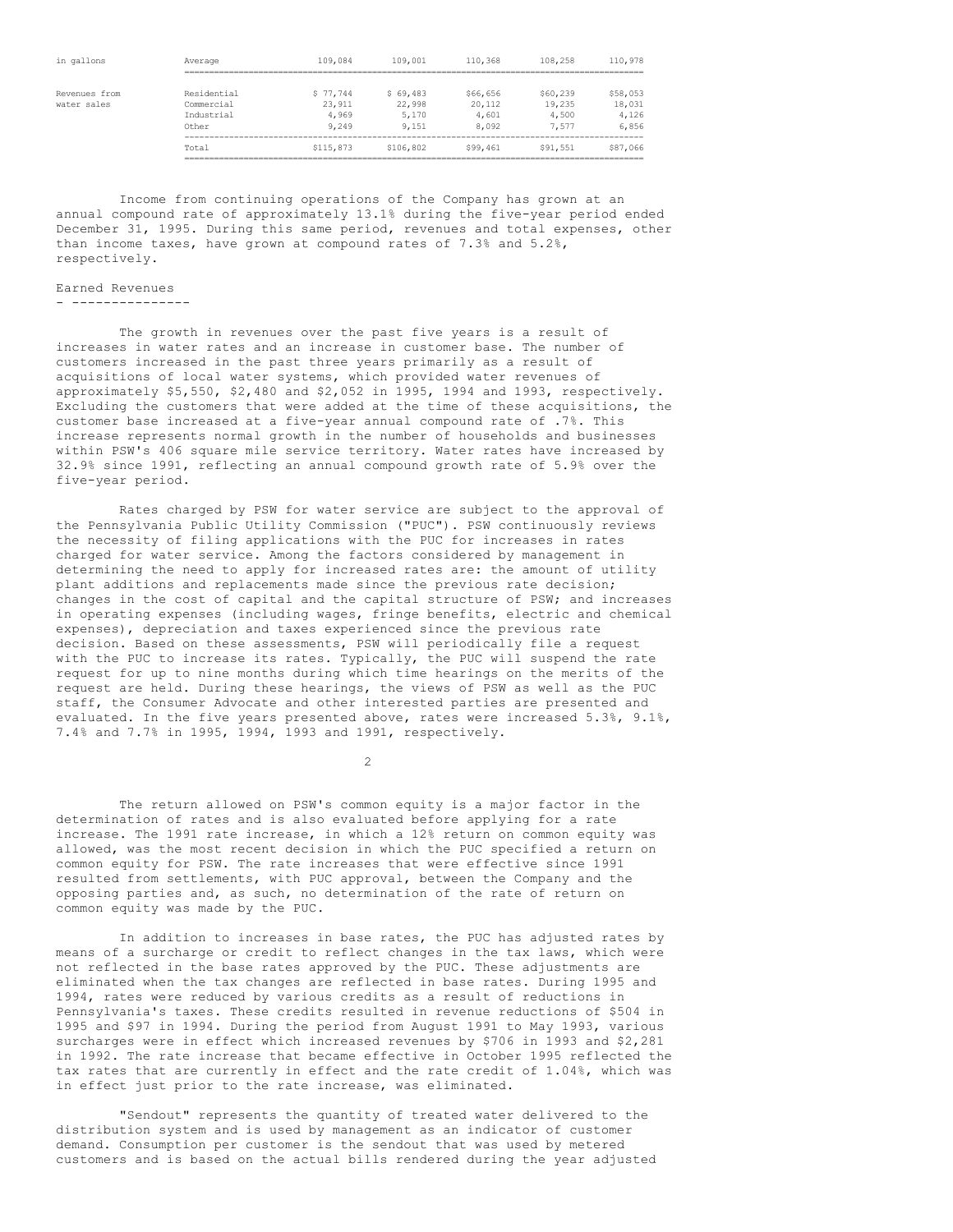| in gallons | Average | 109,084 | 109,001 | 110,368 | 108,258 | 110,978 |
|---|---|---|---|---|---|---|
| Revenues from water sales | Residential | $ 77,744 | $ 69,483 | $66,656 | $60,239 | $58,053 |
| | Commercial | 23,911 | 22,998 | 20,112 | 19,235 | 18,031 |
| | Industrial | 4,969 | 5,170 | 4,601 | 4,500 | 4,126 |
| | Other | 9,249 | 9,151 | 8,092 | 7,577 | 6,856 |
| | Total | $115,873 | $106,802 | $99,461 | $91,551 | $87,066 |

Income from continuing operations of the Company has grown at an annual compound rate of approximately 13.1% during the five-year period ended December 31, 1995. During this same period, revenues and total expenses, other than income taxes, have grown at compound rates of 7.3% and 5.2%, respectively.

## Earned Revenues

The growth in revenues over the past five years is a result of increases in water rates and an increase in customer base. The number of customers increased in the past three years primarily as a result of acquisitions of local water systems, which provided water revenues of approximately $5,550, $2,480 and $2,052 in 1995, 1994 and 1993, respectively. Excluding the customers that were added at the time of these acquisitions, the customer base increased at a five-year annual compound rate of .7%. This increase represents normal growth in the number of households and businesses within PSW's 406 square mile service territory. Water rates have increased by 32.9% since 1991, reflecting an annual compound growth rate of 5.9% over the five-year period.

Rates charged by PSW for water service are subject to the approval of the Pennsylvania Public Utility Commission ("PUC"). PSW continuously reviews the necessity of filing applications with the PUC for increases in rates charged for water service. Among the factors considered by management in determining the need to apply for increased rates are: the amount of utility plant additions and replacements made since the previous rate decision; changes in the cost of capital and the capital structure of PSW; and increases in operating expenses (including wages, fringe benefits, electric and chemical expenses), depreciation and taxes experienced since the previous rate decision. Based on these assessments, PSW will periodically file a request with the PUC to increase its rates. Typically, the PUC will suspend the rate request for up to nine months during which time hearings on the merits of the request are held. During these hearings, the views of PSW as well as the PUC staff, the Consumer Advocate and other interested parties are presented and evaluated. In the five years presented above, rates were increased 5.3%, 9.1%, 7.4% and 7.7% in 1995, 1994, 1993 and 1991, respectively.

The return allowed on PSW's common equity is a major factor in the determination of rates and is also evaluated before applying for a rate increase. The 1991 rate increase, in which a 12% return on common equity was allowed, was the most recent decision in which the PUC specified a return on common equity for PSW. The rate increases that were effective since 1991 resulted from settlements, with PUC approval, between the Company and the opposing parties and, as such, no determination of the rate of return on common equity was made by the PUC.

In addition to increases in base rates, the PUC has adjusted rates by means of a surcharge or credit to reflect changes in the tax laws, which were not reflected in the base rates approved by the PUC. These adjustments are eliminated when the tax changes are reflected in base rates. During 1995 and 1994, rates were reduced by various credits as a result of reductions in Pennsylvania's taxes. These credits resulted in revenue reductions of $504 in 1995 and $97 in 1994. During the period from August 1991 to May 1993, various surcharges were in effect which increased revenues by $706 in 1993 and $2,281 in 1992. The rate increase that became effective in October 1995 reflected the tax rates that are currently in effect and the rate credit of 1.04%, which was in effect just prior to the rate increase, was eliminated.

"Sendout" represents the quantity of treated water delivered to the distribution system and is used by management as an indicator of customer demand. Consumption per customer is the sendout that was used by metered customers and is based on the actual bills rendered during the year adjusted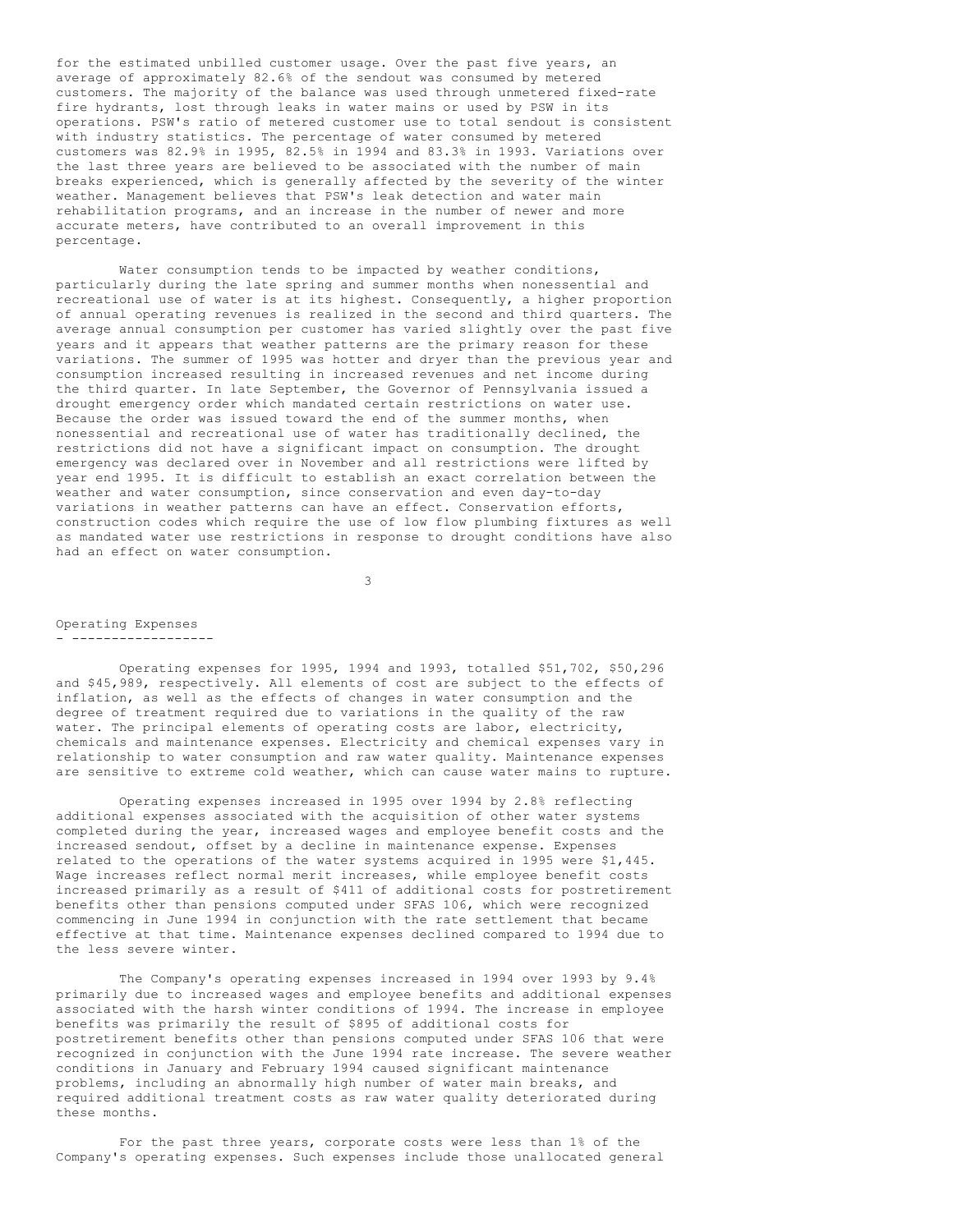for the estimated unbilled customer usage. Over the past five years, an average of approximately 82.6% of the sendout was consumed by metered customers. The majority of the balance was used through unmetered fixed-rate fire hydrants, lost through leaks in water mains or used by PSW in its operations. PSW's ratio of metered customer use to total sendout is consistent with industry statistics. The percentage of water consumed by metered customers was 82.9% in 1995, 82.5% in 1994 and 83.3% in 1993. Variations over the last three years are believed to be associated with the number of main breaks experienced, which is generally affected by the severity of the winter weather. Management believes that PSW's leak detection and water main rehabilitation programs, and an increase in the number of newer and more accurate meters, have contributed to an overall improvement in this percentage.

Water consumption tends to be impacted by weather conditions, particularly during the late spring and summer months when nonessential and recreational use of water is at its highest. Consequently, a higher proportion of annual operating revenues is realized in the second and third quarters. The average annual consumption per customer has varied slightly over the past five years and it appears that weather patterns are the primary reason for these variations. The summer of 1995 was hotter and dryer than the previous year and consumption increased resulting in increased revenues and net income during the third quarter. In late September, the Governor of Pennsylvania issued a drought emergency order which mandated certain restrictions on water use. Because the order was issued toward the end of the summer months, when nonessential and recreational use of water has traditionally declined, the restrictions did not have a significant impact on consumption. The drought emergency was declared over in November and all restrictions were lifted by year end 1995. It is difficult to establish an exact correlation between the weather and water consumption, since conservation and even day-to-day variations in weather patterns can have an effect. Conservation efforts, construction codes which require the use of low flow plumbing fixtures as well as mandated water use restrictions in response to drought conditions have also had an effect on water consumption.

## Operating Expenses

Operating expenses for 1995, 1994 and 1993, totalled $51,702, $50,296 and $45,989, respectively. All elements of cost are subject to the effects of inflation, as well as the effects of changes in water consumption and the degree of treatment required due to variations in the quality of the raw water. The principal elements of operating costs are labor, electricity, chemicals and maintenance expenses. Electricity and chemical expenses vary in relationship to water consumption and raw water quality. Maintenance expenses are sensitive to extreme cold weather, which can cause water mains to rupture.

Operating expenses increased in 1995 over 1994 by 2.8% reflecting additional expenses associated with the acquisition of other water systems completed during the year, increased wages and employee benefit costs and the increased sendout, offset by a decline in maintenance expense. Expenses related to the operations of the water systems acquired in 1995 were $1,445. Wage increases reflect normal merit increases, while employee benefit costs increased primarily as a result of $411 of additional costs for postretirement benefits other than pensions computed under SFAS 106, which were recognized commencing in June 1994 in conjunction with the rate settlement that became effective at that time. Maintenance expenses declined compared to 1994 due to the less severe winter.

The Company's operating expenses increased in 1994 over 1993 by 9.4% primarily due to increased wages and employee benefits and additional expenses associated with the harsh winter conditions of 1994. The increase in employee benefits was primarily the result of $895 of additional costs for postretirement benefits other than pensions computed under SFAS 106 that were recognized in conjunction with the June 1994 rate increase. The severe weather conditions in January and February 1994 caused significant maintenance problems, including an abnormally high number of water main breaks, and required additional treatment costs as raw water quality deteriorated during these months.

For the past three years, corporate costs were less than 1% of the Company's operating expenses. Such expenses include those unallocated general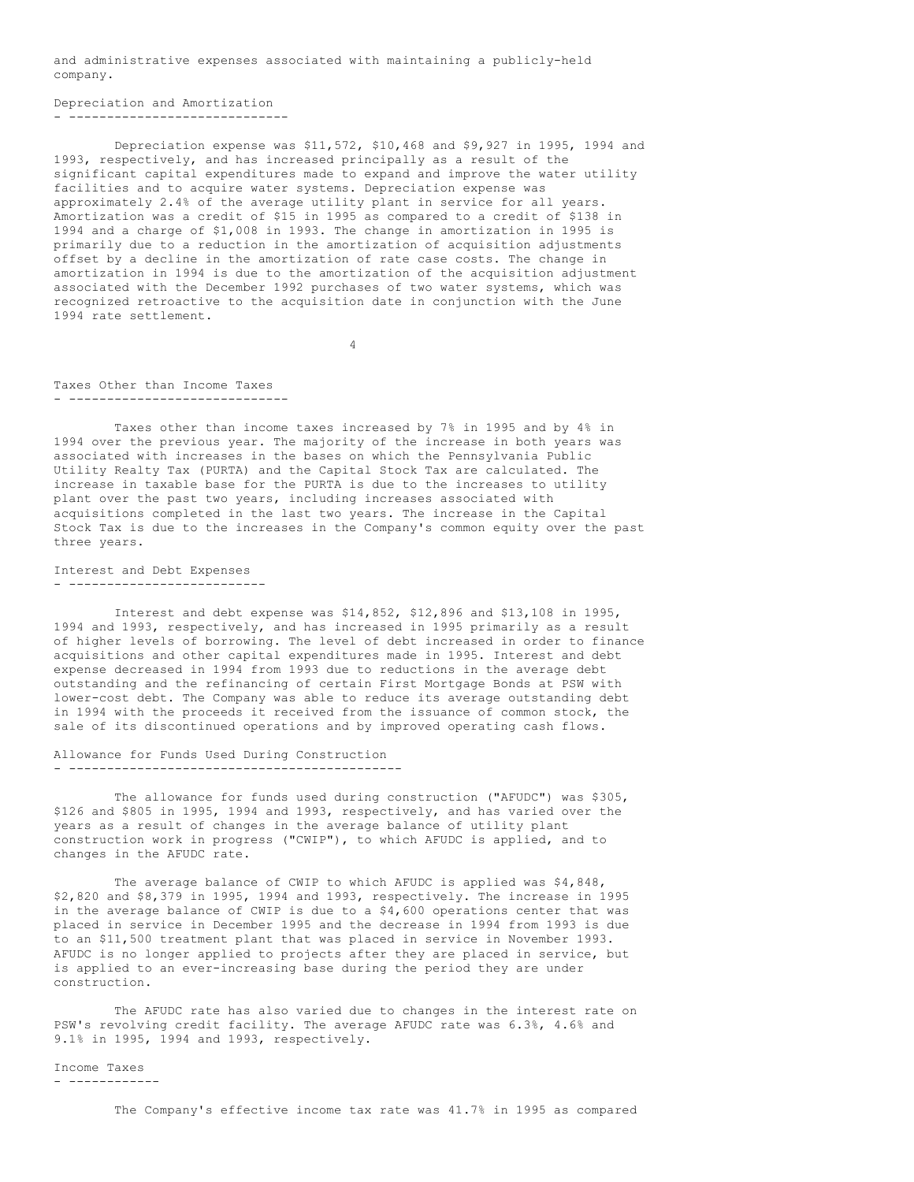and administrative expenses associated with maintaining a publicly-held company.

## Depreciation and Amortization

Depreciation expense was $11,572, $10,468 and $9,927 in 1995, 1994 and 1993, respectively, and has increased principally as a result of the significant capital expenditures made to expand and improve the water utility facilities and to acquire water systems. Depreciation expense was approximately 2.4% of the average utility plant in service for all years. Amortization was a credit of $15 in 1995 as compared to a credit of $138 in 1994 and a charge of $1,008 in 1993. The change in amortization in 1995 is primarily due to a reduction in the amortization of acquisition adjustments offset by a decline in the amortization of rate case costs. The change in amortization in 1994 is due to the amortization of the acquisition adjustment associated with the December 1992 purchases of two water systems, which was recognized retroactive to the acquisition date in conjunction with the June 1994 rate settlement.

## Taxes Other than Income Taxes

Taxes other than income taxes increased by 7% in 1995 and by 4% in 1994 over the previous year. The majority of the increase in both years was associated with increases in the bases on which the Pennsylvania Public Utility Realty Tax (PURTA) and the Capital Stock Tax are calculated. The increase in taxable base for the PURTA is due to the increases to utility plant over the past two years, including increases associated with acquisitions completed in the last two years. The increase in the Capital Stock Tax is due to the increases in the Company's common equity over the past three years.

## Interest and Debt Expenses

Interest and debt expense was $14,852, $12,896 and $13,108 in 1995, 1994 and 1993, respectively, and has increased in 1995 primarily as a result of higher levels of borrowing. The level of debt increased in order to finance acquisitions and other capital expenditures made in 1995. Interest and debt expense decreased in 1994 from 1993 due to reductions in the average debt outstanding and the refinancing of certain First Mortgage Bonds at PSW with lower-cost debt. The Company was able to reduce its average outstanding debt in 1994 with the proceeds it received from the issuance of common stock, the sale of its discontinued operations and by improved operating cash flows.

## Allowance for Funds Used During Construction

The allowance for funds used during construction ("AFUDC") was $305, $126 and $805 in 1995, 1994 and 1993, respectively, and has varied over the years as a result of changes in the average balance of utility plant construction work in progress ("CWIP"), to which AFUDC is applied, and to changes in the AFUDC rate.

The average balance of CWIP to which AFUDC is applied was $4,848, $2,820 and $8,379 in 1995, 1994 and 1993, respectively. The increase in 1995 in the average balance of CWIP is due to a $4,600 operations center that was placed in service in December 1995 and the decrease in 1994 from 1993 is due to an $11,500 treatment plant that was placed in service in November 1993. AFUDC is no longer applied to projects after they are placed in service, but is applied to an ever-increasing base during the period they are under construction.

The AFUDC rate has also varied due to changes in the interest rate on PSW's revolving credit facility. The average AFUDC rate was 6.3%, 4.6% and 9.1% in 1995, 1994 and 1993, respectively.

## Income Taxes

The Company's effective income tax rate was 41.7% in 1995 as compared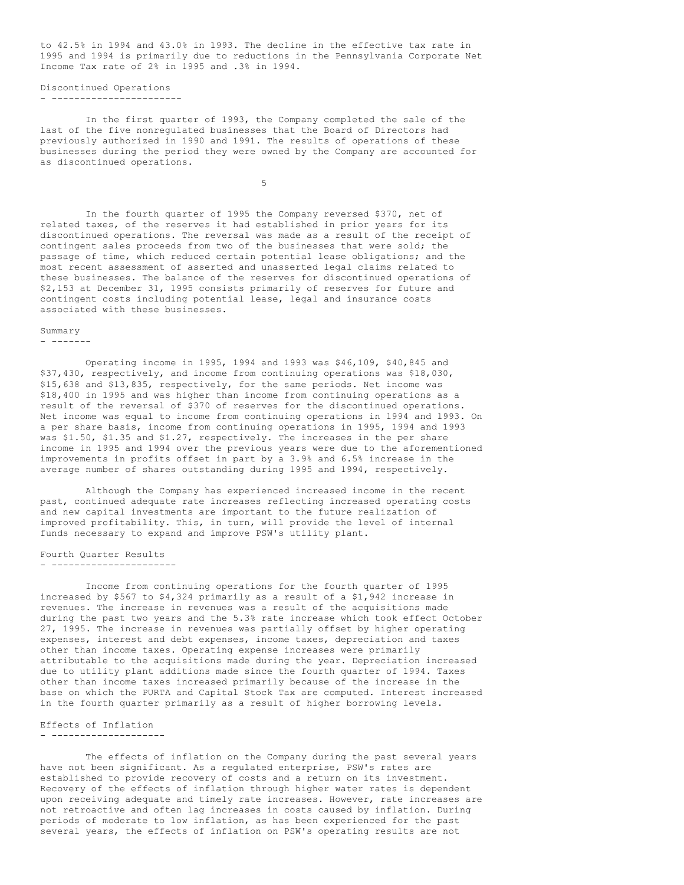to 42.5% in 1994 and 43.0% in 1993. The decline in the effective tax rate in 1995 and 1994 is primarily due to reductions in the Pennsylvania Corporate Net Income Tax rate of 2% in 1995 and .3% in 1994.

### Discontinued Operations

In the first quarter of 1993, the Company completed the sale of the last of the five nonregulated businesses that the Board of Directors had previously authorized in 1990 and 1991. The results of operations of these businesses during the period they were owned by the Company are accounted for as discontinued operations.

In the fourth quarter of 1995 the Company reversed $370, net of related taxes, of the reserves it had established in prior years for its discontinued operations. The reversal was made as a result of the receipt of contingent sales proceeds from two of the businesses that were sold; the passage of time, which reduced certain potential lease obligations; and the most recent assessment of asserted and unasserted legal claims related to these businesses. The balance of the reserves for discontinued operations of $2,153 at December 31, 1995 consists primarily of reserves for future and contingent costs including potential lease, legal and insurance costs associated with these businesses.

### Summary

Operating income in 1995, 1994 and 1993 was $46,109, $40,845 and $37,430, respectively, and income from continuing operations was $18,030, $15,638 and $13,835, respectively, for the same periods. Net income was $18,400 in 1995 and was higher than income from continuing operations as a result of the reversal of $370 of reserves for the discontinued operations. Net income was equal to income from continuing operations in 1994 and 1993. On a per share basis, income from continuing operations in 1995, 1994 and 1993 was $1.50, $1.35 and $1.27, respectively. The increases in the per share income in 1995 and 1994 over the previous years were due to the aforementioned improvements in profits offset in part by a 3.9% and 6.5% increase in the average number of shares outstanding during 1995 and 1994, respectively.

Although the Company has experienced increased income in the recent past, continued adequate rate increases reflecting increased operating costs and new capital investments are important to the future realization of improved profitability. This, in turn, will provide the level of internal funds necessary to expand and improve PSW's utility plant.

### Fourth Quarter Results

Income from continuing operations for the fourth quarter of 1995 increased by $567 to $4,324 primarily as a result of a $1,942 increase in revenues. The increase in revenues was a result of the acquisitions made during the past two years and the 5.3% rate increase which took effect October 27, 1995. The increase in revenues was partially offset by higher operating expenses, interest and debt expenses, income taxes, depreciation and taxes other than income taxes. Operating expense increases were primarily attributable to the acquisitions made during the year. Depreciation increased due to utility plant additions made since the fourth quarter of 1994. Taxes other than income taxes increased primarily because of the increase in the base on which the PURTA and Capital Stock Tax are computed. Interest increased in the fourth quarter primarily as a result of higher borrowing levels.

### Effects of Inflation

The effects of inflation on the Company during the past several years have not been significant. As a regulated enterprise, PSW's rates are established to provide recovery of costs and a return on its investment. Recovery of the effects of inflation through higher water rates is dependent upon receiving adequate and timely rate increases. However, rate increases are not retroactive and often lag increases in costs caused by inflation. During periods of moderate to low inflation, as has been experienced for the past several years, the effects of inflation on PSW's operating results are not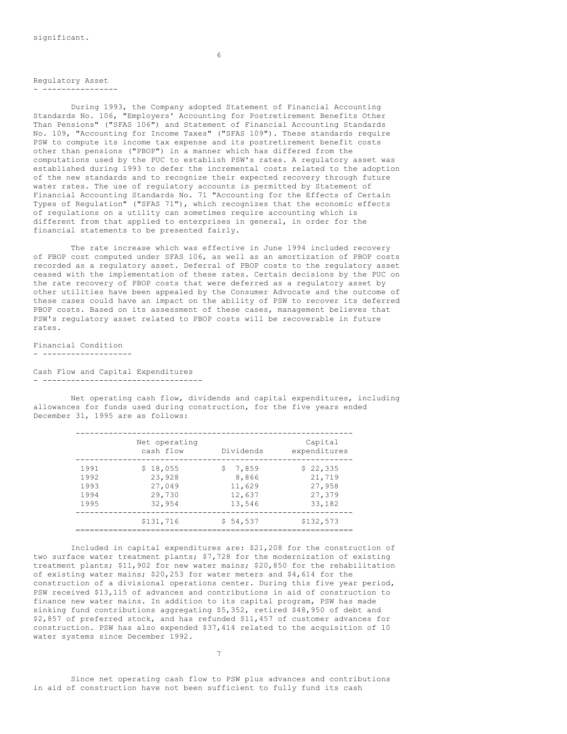significant.

## Regulatory Asset

During 1993, the Company adopted Statement of Financial Accounting Standards No. 106, "Employers' Accounting for Postretirement Benefits Other Than Pensions" ("SFAS 106") and Statement of Financial Accounting Standards No. 109, "Accounting for Income Taxes" ("SFAS 109"). These standards require PSW to compute its income tax expense and its postretirement benefit costs other than pensions ("PBOP") in a manner which has differed from the computations used by the PUC to establish PSW's rates. A regulatory asset was established during 1993 to defer the incremental costs related to the adoption of the new standards and to recognize their expected recovery through future water rates. The use of regulatory accounts is permitted by Statement of Financial Accounting Standards No. 71 "Accounting for the Effects of Certain Types of Regulation" ("SFAS 71"), which recognizes that the economic effects of regulations on a utility can sometimes require accounting which is different from that applied to enterprises in general, in order for the financial statements to be presented fairly.

The rate increase which was effective in June 1994 included recovery of PBOP cost computed under SFAS 106, as well as an amortization of PBOP costs recorded as a regulatory asset. Deferral of PBOP costs to the regulatory asset ceased with the implementation of these rates. Certain decisions by the PUC on the rate recovery of PBOP costs that were deferred as a regulatory asset by other utilities have been appealed by the Consumer Advocate and the outcome of these cases could have an impact on the ability of PSW to recover its deferred PBOP costs. Based on its assessment of these cases, management believes that PSW's regulatory asset related to PBOP costs will be recoverable in future rates.

## Financial Condition

### Cash Flow and Capital Expenditures

Net operating cash flow, dividends and capital expenditures, including allowances for funds used during construction, for the five years ended December 31, 1995 are as follows:

| | Net operating cash flow | Dividends | Capital expenditures |
|---|---|---|---|
| 1991 | $ 18,055 | $ 7,859 | $ 22,335 |
| 1992 | 23,928 | 8,866 | 21,719 |
| 1993 | 27,049 | 11,629 | 27,958 |
| 1994 | 29,730 | 12,637 | 27,379 |
| 1995 | 32,954 | 13,546 | 33,182 |
| | $131,716 | $ 54,537 | $132,573 |

Included in capital expenditures are: $21,208 for the construction of two surface water treatment plants; $7,728 for the modernization of existing treatment plants; $11,902 for new water mains; $20,850 for the rehabilitation of existing water mains; $20,253 for water meters and $4,614 for the construction of a divisional operations center. During this five year period, PSW received $13,115 of advances and contributions in aid of construction to finance new water mains. In addition to its capital program, PSW has made sinking fund contributions aggregating $5,352, retired $48,950 of debt and $2,857 of preferred stock, and has refunded $11,457 of customer advances for construction. PSW has also expended $37,414 related to the acquisition of 10 water systems since December 1992.

Since net operating cash flow to PSW plus advances and contributions in aid of construction have not been sufficient to fully fund its cash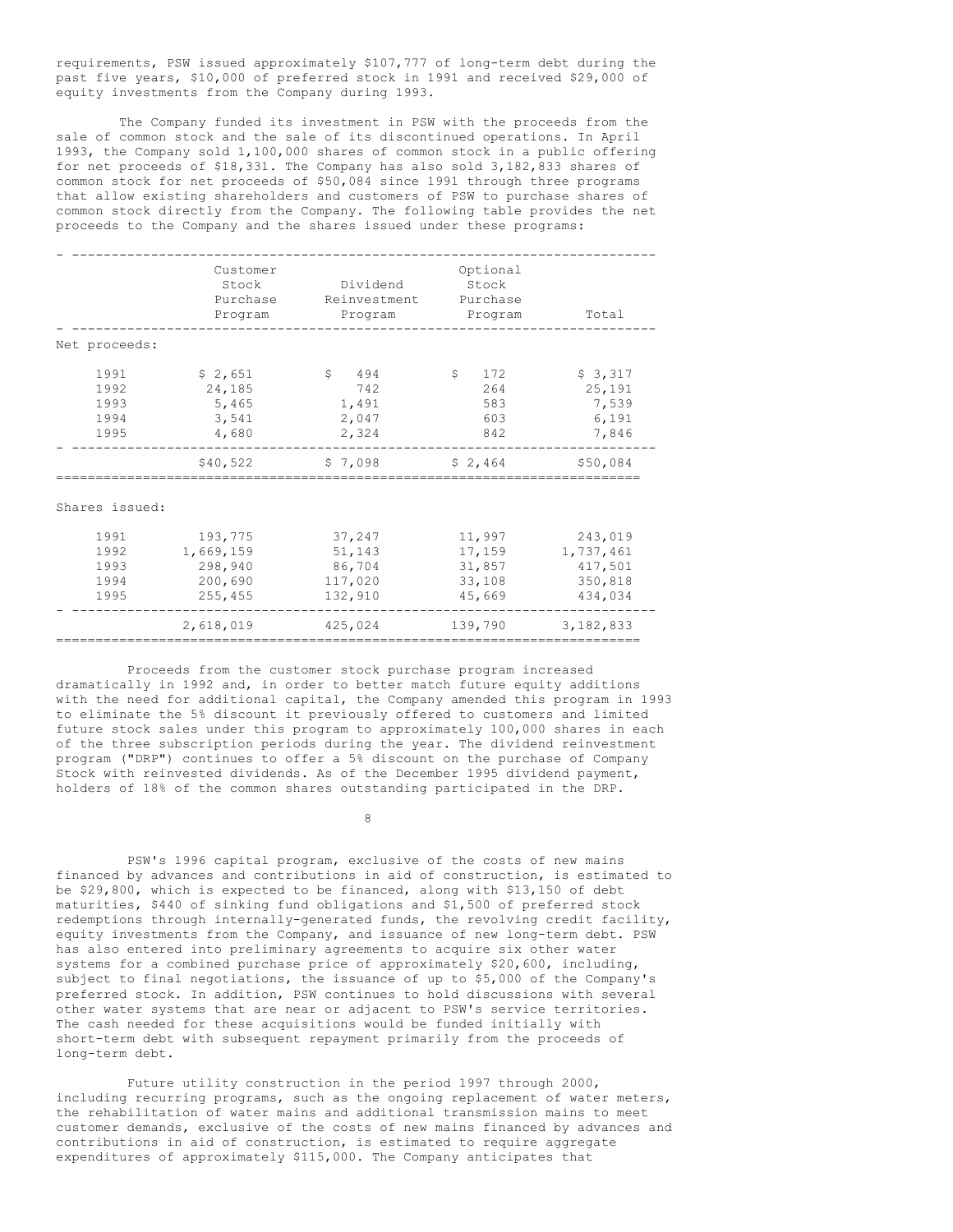requirements, PSW issued approximately $107,777 of long-term debt during the past five years, $10,000 of preferred stock in 1991 and received $29,000 of equity investments from the Company during 1993.

The Company funded its investment in PSW with the proceeds from the sale of common stock and the sale of its discontinued operations. In April 1993, the Company sold 1,100,000 shares of common stock in a public offering for net proceeds of $18,331. The Company has also sold 3,182,833 shares of common stock for net proceeds of $50,084 since 1991 through three programs that allow existing shareholders and customers of PSW to purchase shares of common stock directly from the Company. The following table provides the net proceeds to the Company and the shares issued under these programs:

| | Customer Stock Purchase Program | Dividend Reinvestment Program | Optional Stock Purchase Program | Total |
|---|---|---|---|---|
| Net proceeds: | | | | |
| 1991 | $ 2,651 | $ 494 | $ 172 | $ 3,317 |
| 1992 | 24,185 | 742 | 264 | 25,191 |
| 1993 | 5,465 | 1,491 | 583 | 7,539 |
| 1994 | 3,541 | 2,047 | 603 | 6,191 |
| 1995 | 4,680 | 2,324 | 842 | 7,846 |
| | $40,522 | $ 7,098 | $ 2,464 | $50,084 |
| Shares issued: | | | | |
| 1991 | 193,775 | 37,247 | 11,997 | 243,019 |
| 1992 | 1,669,159 | 51,143 | 17,159 | 1,737,461 |
| 1993 | 298,940 | 86,704 | 31,857 | 417,501 |
| 1994 | 200,690 | 117,020 | 33,108 | 350,818 |
| 1995 | 255,455 | 132,910 | 45,669 | 434,034 |
| | 2,618,019 | 425,024 | 139,790 | 3,182,833 |

Proceeds from the customer stock purchase program increased dramatically in 1992 and, in order to better match future equity additions with the need for additional capital, the Company amended this program in 1993 to eliminate the 5% discount it previously offered to customers and limited future stock sales under this program to approximately 100,000 shares in each of the three subscription periods during the year. The dividend reinvestment program ("DRP") continues to offer a 5% discount on the purchase of Company Stock with reinvested dividends. As of the December 1995 dividend payment, holders of 18% of the common shares outstanding participated in the DRP.

PSW's 1996 capital program, exclusive of the costs of new mains financed by advances and contributions in aid of construction, is estimated to be $29,800, which is expected to be financed, along with $13,150 of debt maturities, $440 of sinking fund obligations and $1,500 of preferred stock redemptions through internally-generated funds, the revolving credit facility, equity investments from the Company, and issuance of new long-term debt. PSW has also entered into preliminary agreements to acquire six other water systems for a combined purchase price of approximately $20,600, including, subject to final negotiations, the issuance of up to $5,000 of the Company's preferred stock. In addition, PSW continues to hold discussions with several other water systems that are near or adjacent to PSW's service territories. The cash needed for these acquisitions would be funded initially with short-term debt with subsequent repayment primarily from the proceeds of long-term debt.

Future utility construction in the period 1997 through 2000, including recurring programs, such as the ongoing replacement of water meters, the rehabilitation of water mains and additional transmission mains to meet customer demands, exclusive of the costs of new mains financed by advances and contributions in aid of construction, is estimated to require aggregate expenditures of approximately $115,000. The Company anticipates that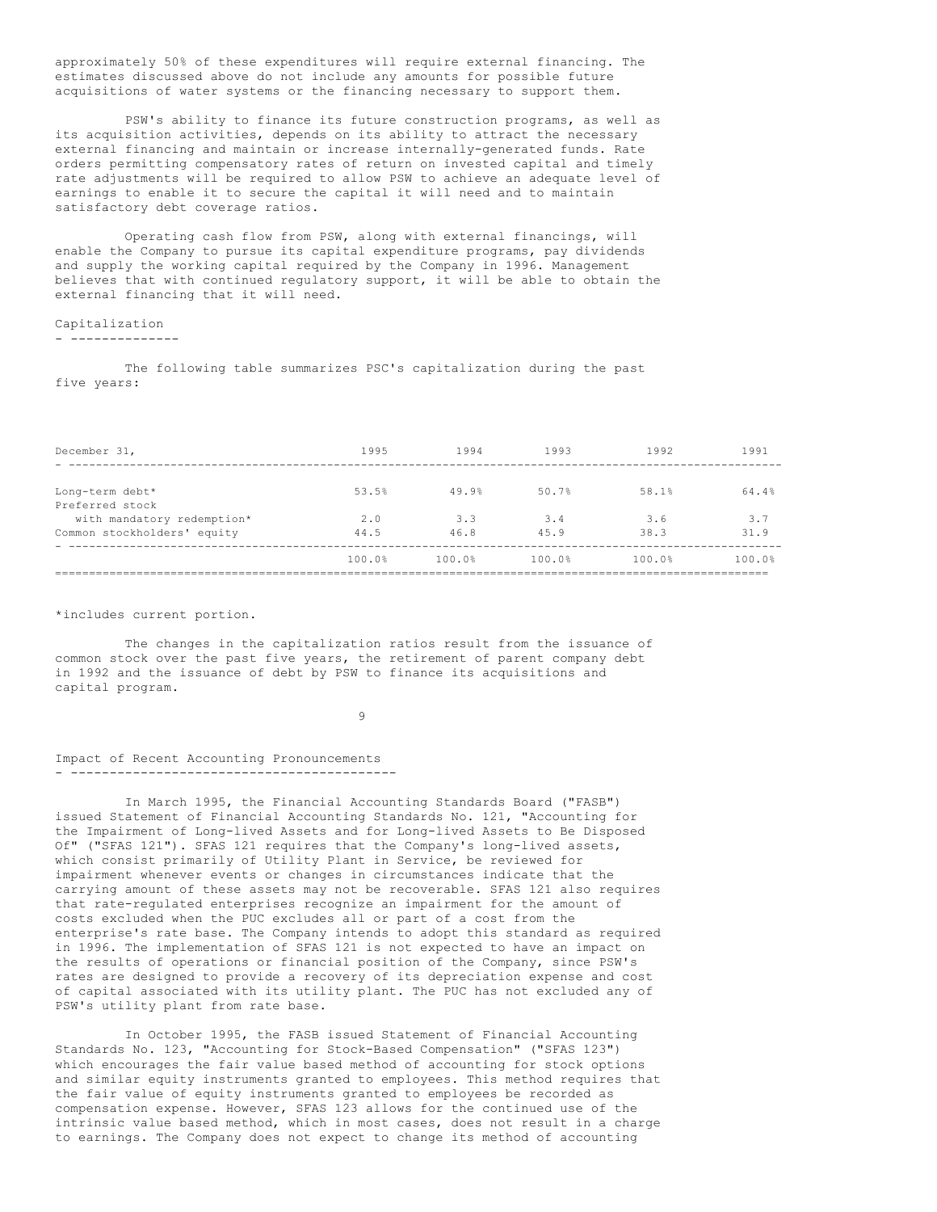approximately 50% of these expenditures will require external financing. The estimates discussed above do not include any amounts for possible future acquisitions of water systems or the financing necessary to support them.

PSW's ability to finance its future construction programs, as well as its acquisition activities, depends on its ability to attract the necessary external financing and maintain or increase internally-generated funds. Rate orders permitting compensatory rates of return on invested capital and timely rate adjustments will be required to allow PSW to achieve an adequate level of earnings to enable it to secure the capital it will need and to maintain satisfactory debt coverage ratios.

Operating cash flow from PSW, along with external financings, will enable the Company to pursue its capital expenditure programs, pay dividends and supply the working capital required by the Company in 1996. Management believes that with continued regulatory support, it will be able to obtain the external financing that it will need.

## Capitalization

The following table summarizes PSC's capitalization during the past five years:

| December 31, | 1995 | 1994 | 1993 | 1992 | 1991 |
|---|---|---|---|---|---|
| Long-term debt* | 53.5% | 49.9% | 50.7% | 58.1% | 64.4% |
| Preferred stock with mandatory redemption* | 2.0 | 3.3 | 3.4 | 3.6 | 3.7 |
| Common stockholders' equity | 44.5 | 46.8 | 45.9 | 38.3 | 31.9 |
| | 100.0% | 100.0% | 100.0% | 100.0% | 100.0% |

*includes current portion.

The changes in the capitalization ratios result from the issuance of common stock over the past five years, the retirement of parent company debt in 1992 and the issuance of debt by PSW to finance its acquisitions and capital program.

## Impact of Recent Accounting Pronouncements

In March 1995, the Financial Accounting Standards Board ("FASB") issued Statement of Financial Accounting Standards No. 121, "Accounting for the Impairment of Long-lived Assets and for Long-lived Assets to Be Disposed Of" ("SFAS 121"). SFAS 121 requires that the Company's long-lived assets, which consist primarily of Utility Plant in Service, be reviewed for impairment whenever events or changes in circumstances indicate that the carrying amount of these assets may not be recoverable. SFAS 121 also requires that rate-regulated enterprises recognize an impairment for the amount of costs excluded when the PUC excludes all or part of a cost from the enterprise's rate base. The Company intends to adopt this standard as required in 1996. The implementation of SFAS 121 is not expected to have an impact on the results of operations or financial position of the Company, since PSW's rates are designed to provide a recovery of its depreciation expense and cost of capital associated with its utility plant. The PUC has not excluded any of PSW's utility plant from rate base.

In October 1995, the FASB issued Statement of Financial Accounting Standards No. 123, "Accounting for Stock-Based Compensation" ("SFAS 123") which encourages the fair value based method of accounting for stock options and similar equity instruments granted to employees. This method requires that the fair value of equity instruments granted to employees be recorded as compensation expense. However, SFAS 123 allows for the continued use of the intrinsic value based method, which in most cases, does not result in a charge to earnings. The Company does not expect to change its method of accounting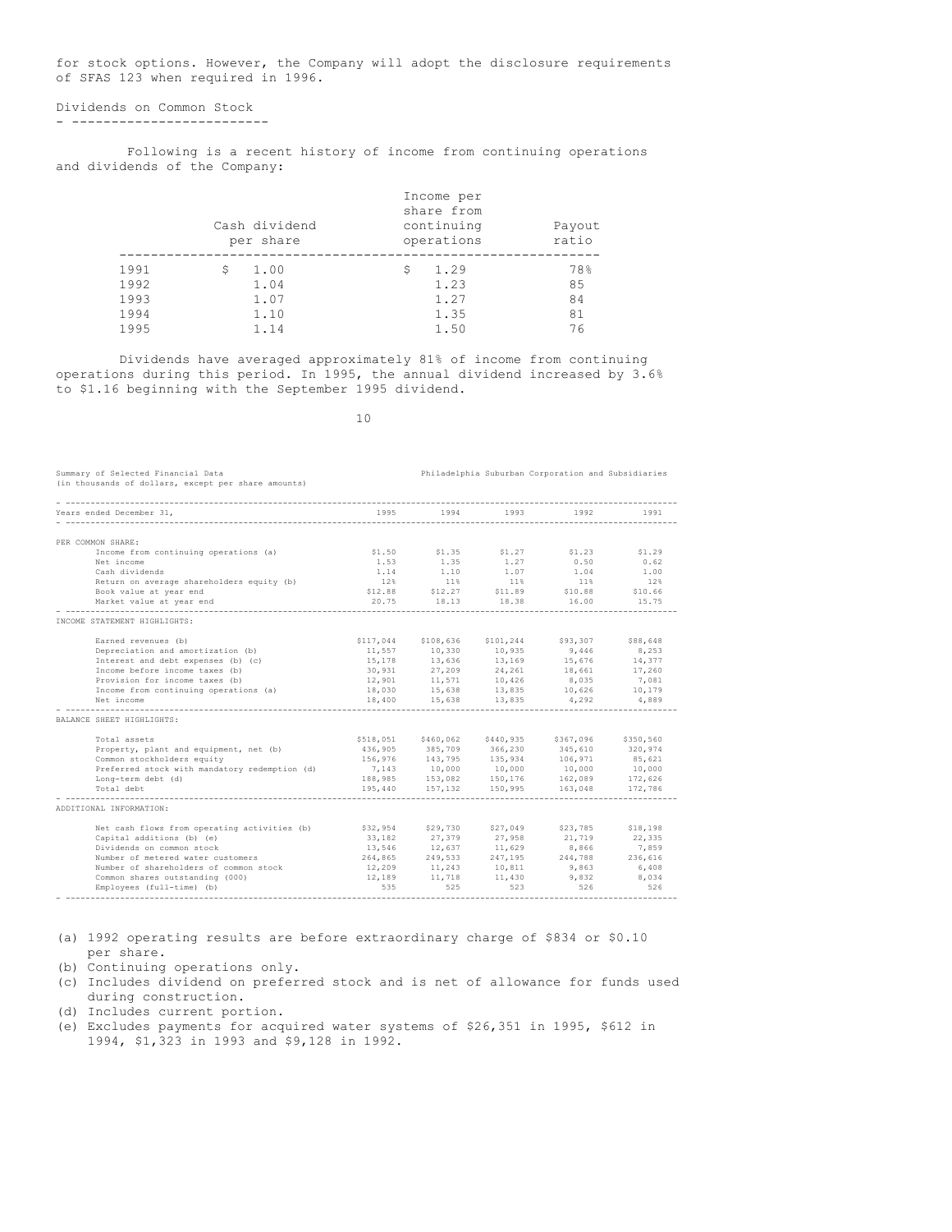for stock options. However, the Company will adopt the disclosure requirements of SFAS 123 when required in 1996.

## Dividends on Common Stock

Following is a recent history of income from continuing operations and dividends of the Company:

| | Cash dividend per share | Income per share from continuing operations | Payout ratio |
|---|---|---|---|
| 1991 | $ 1.00 | $ 1.29 | 78% |
| 1992 | 1.04 | 1.23 | 85 |
| 1993 | 1.07 | 1.27 | 84 |
| 1994 | 1.10 | 1.35 | 81 |
| 1995 | 1.14 | 1.50 | 76 |

Dividends have averaged approximately 81% of income from continuing operations during this period. In 1995, the annual dividend increased by 3.6% to $1.16 beginning with the September 1995 dividend.

## Summary of Selected Financial Data

Philadelphia Suburban Corporation and Subsidiaries

(in thousands of dollars, except per share amounts)

| Years ended December 31, | 1995 | 1994 | 1993 | 1992 | 1991 |
|---|---|---|---|---|---|
| **PER COMMON SHARE:** | | | | | |
| Income from continuing operations (a) | $1.50 | $1.35 | $1.27 | $1.23 | $1.29 |
| Net income | 1.53 | 1.35 | 1.27 | 0.50 | 0.62 |
| Cash dividends | 1.14 | 1.10 | 1.07 | 1.04 | 1.00 |
| Return on average shareholders equity (b) | 12% | 11% | 11% | 11% | 12% |
| Book value at year end | $12.88 | $12.27 | $11.89 | $10.88 | $10.66 |
| Market value at year end | 20.75 | 18.13 | 18.38 | 16.00 | 15.75 |
| **INCOME STATEMENT HIGHLIGHTS:** | | | | | |
| Earned revenues (b) | $117,044 | $108,636 | $101,244 | $93,307 | $88,648 |
| Depreciation and amortization (b) | 11,557 | 10,330 | 10,935 | 9,446 | 8,253 |
| Interest and debt expenses (b) (c) | 15,178 | 13,636 | 13,169 | 15,676 | 14,377 |
| Income before income taxes (b) | 30,931 | 27,209 | 24,261 | 18,661 | 17,260 |
| Provision for income taxes (b) | 12,901 | 11,571 | 10,426 | 8,035 | 7,081 |
| Income from continuing operations (a) | 18,030 | 15,638 | 13,835 | 10,626 | 10,179 |
| Net income | 18,400 | 15,638 | 13,835 | 4,292 | 4,889 |
| **BALANCE SHEET HIGHLIGHTS:** | | | | | |
| Total assets | $518,051 | $460,062 | $440,935 | $367,096 | $350,560 |
| Property, plant and equipment, net (b) | 436,905 | 385,709 | 366,230 | 345,610 | 320,974 |
| Common stockholders equity | 156,976 | 143,795 | 135,934 | 106,971 | 85,621 |
| Preferred stock with mandatory redemption (d) | 7,143 | 10,000 | 10,000 | 10,000 | 10,000 |
| Long-term debt (d) | 188,985 | 153,082 | 150,176 | 162,089 | 172,626 |
| Total debt | 195,440 | 157,132 | 150,995 | 163,048 | 172,786 |
| **ADDITIONAL INFORMATION:** | | | | | |
| Net cash flows from operating activities (b) | $32,954 | $29,730 | $27,049 | $23,785 | $18,198 |
| Capital additions (b) (e) | 33,182 | 27,379 | 27,958 | 21,719 | 22,335 |
| Dividends on common stock | 13,546 | 12,637 | 11,629 | 8,866 | 7,859 |
| Number of metered water customers | 264,865 | 249,533 | 247,195 | 244,788 | 236,616 |
| Number of shareholders of common stock | 12,209 | 11,243 | 10,811 | 9,863 | 6,408 |
| Common shares outstanding (000) | 12,189 | 11,718 | 11,430 | 9,832 | 8,034 |
| Employees (full-time) (b) | 535 | 525 | 523 | 526 | 526 |

(a) 1992 operating results are before extraordinary charge of $834 or $0.10 per share.

(b) Continuing operations only.

(c) Includes dividend on preferred stock and is net of allowance for funds used during construction.

(d) Includes current portion.

(e) Excludes payments for acquired water systems of $26,351 in 1995, $612 in 1994, $1,323 in 1993 and $9,128 in 1992.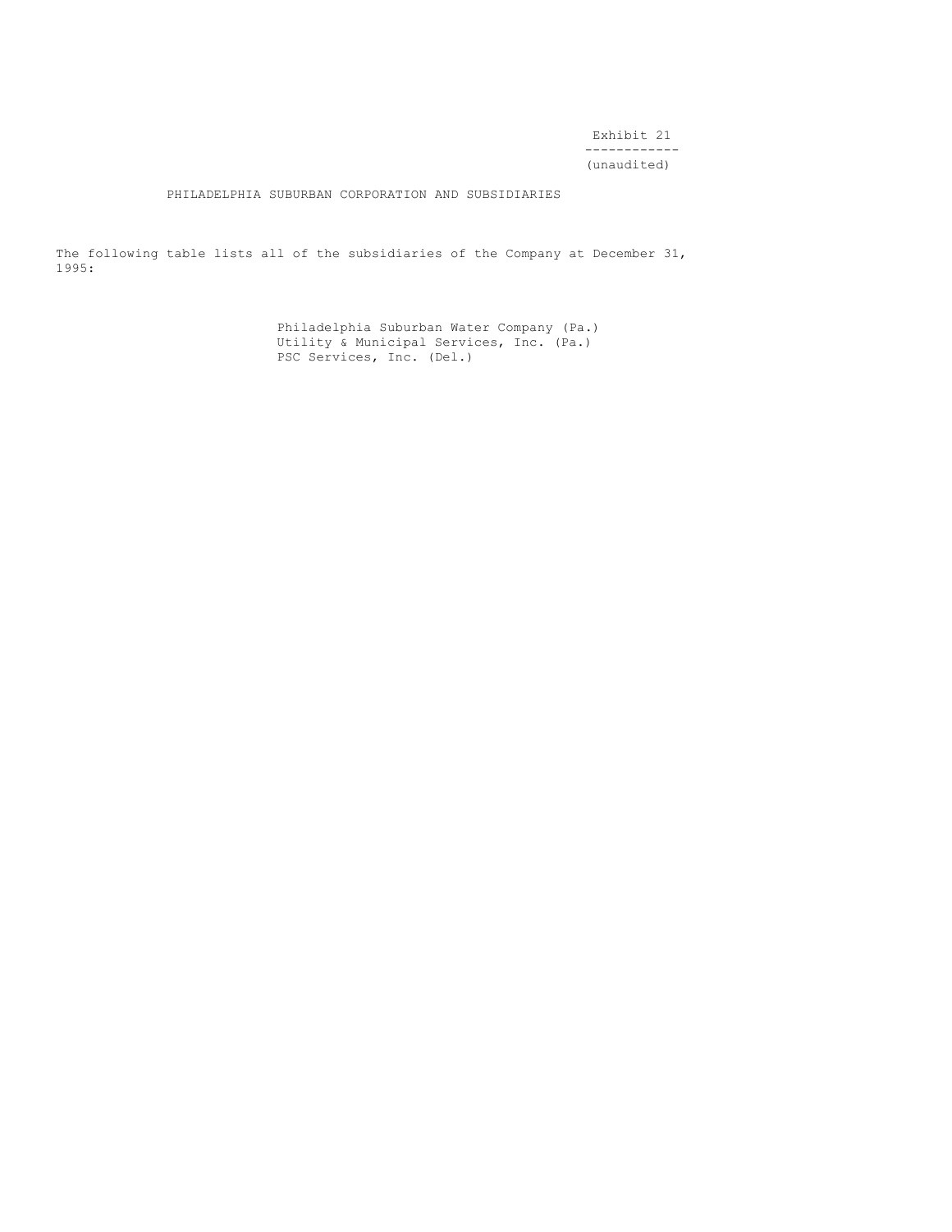Exhibit 21

(unaudited)

# PHILADELPHIA SUBURBAN CORPORATION AND SUBSIDIARIES

The following table lists all of the subsidiaries of the Company at December 31, 1995:

- Philadelphia Suburban Water Company (Pa.)
- Utility & Municipal Services, Inc. (Pa.)
- PSC Services, Inc. (Del.)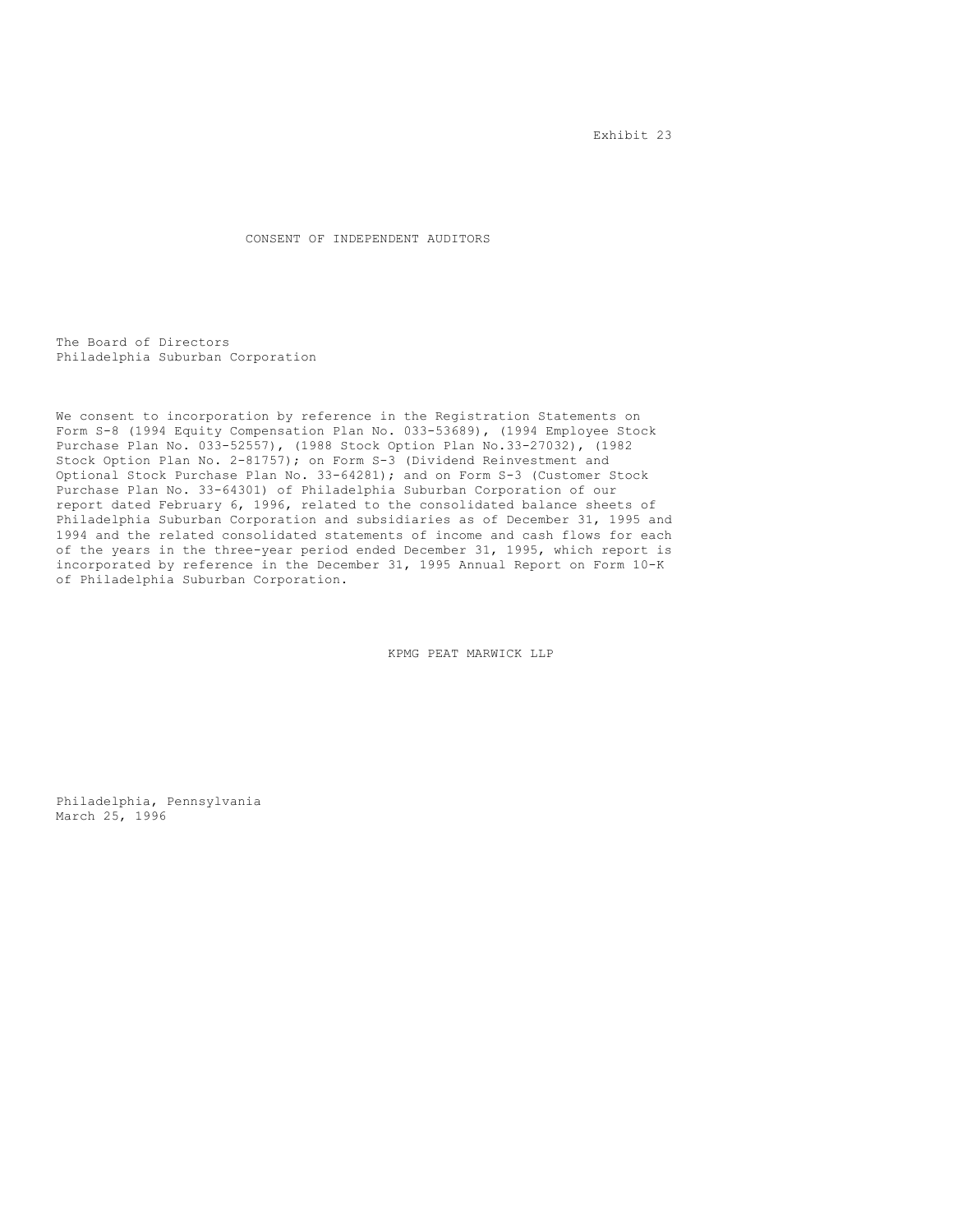Exhibit 23

# CONSENT OF INDEPENDENT AUDITORS

The Board of Directors
Philadelphia Suburban Corporation

We consent to incorporation by reference in the Registration Statements on Form S-8 (1994 Equity Compensation Plan No. 033-53689), (1994 Employee Stock Purchase Plan No. 033-52557), (1988 Stock Option Plan No.33-27032), (1982 Stock Option Plan No. 2-81757); on Form S-3 (Dividend Reinvestment and Optional Stock Purchase Plan No. 33-64281); and on Form S-3 (Customer Stock Purchase Plan No. 33-64301) of Philadelphia Suburban Corporation of our report dated February 6, 1996, related to the consolidated balance sheets of Philadelphia Suburban Corporation and subsidiaries as of December 31, 1995 and 1994 and the related consolidated statements of income and cash flows for each of the years in the three-year period ended December 31, 1995, which report is incorporated by reference in the December 31, 1995 Annual Report on Form 10-K of Philadelphia Suburban Corporation.

KPMG PEAT MARWICK LLP

Philadelphia, Pennsylvania
March 25, 1996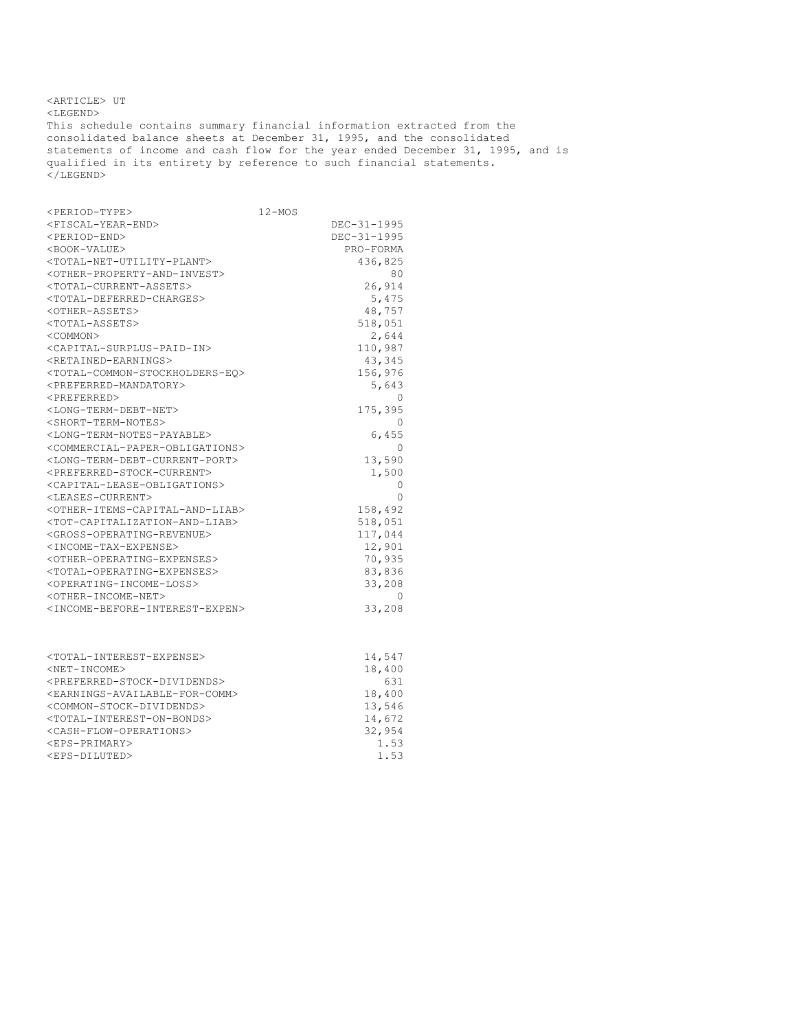```
<ARTICLE> UT
<LEGEND>
This schedule contains summary financial information extracted from the
consolidated balance sheets at December 31, 1995, and the consolidated
statements of income and cash flow for the year ended December 31, 1995, and is
qualified in its entirety by reference to such financial statements.
</LEGEND>


<PERIOD-TYPE>                   12-MOS
<FISCAL-YEAR-END>                          DEC-31-1995
<PERIOD-END>                               DEC-31-1995
<BOOK-VALUE>                                 PRO-FORMA
<TOTAL-NET-UTILITY-PLANT>                      436,825
<OTHER-PROPERTY-AND-INVEST>                         80
<TOTAL-CURRENT-ASSETS>                          26,914
<TOTAL-DEFERRED-CHARGES>                         5,475
<OTHER-ASSETS>                                  48,757
<TOTAL-ASSETS>                                 518,051
<COMMON>                                         2,644
<CAPITAL-SURPLUS-PAID-IN>                      110,987
<RETAINED-EARNINGS>                             43,345
<TOTAL-COMMON-STOCKHOLDERS-EQ>                 156,976
<PREFERRED-MANDATORY>                            5,643
<PREFERRED>                                          0
<LONG-TERM-DEBT-NET>                           175,395
<SHORT-TERM-NOTES>                                   0
<LONG-TERM-NOTES-PAYABLE>                        6,455
<COMMERCIAL-PAPER-OBLIGATIONS>                       0
<LONG-TERM-DEBT-CURRENT-PORT>                   13,590
<PREFERRED-STOCK-CURRENT>                        1,500
<CAPITAL-LEASE-OBLIGATIONS>                          0
<LEASES-CURRENT>                                     0
<OTHER-ITEMS-CAPITAL-AND-LIAB>                 158,492
<TOT-CAPITALIZATION-AND-LIAB>                  518,051
<GROSS-OPERATING-REVENUE>                      117,044
<INCOME-TAX-EXPENSE>                            12,901
<OTHER-OPERATING-EXPENSES>                      70,935
<TOTAL-OPERATING-EXPENSES>                      83,836
<OPERATING-INCOME-LOSS>                         33,208
<OTHER-INCOME-NET>                                   0
<INCOME-BEFORE-INTEREST-EXPEN>                  33,208


<TOTAL-INTEREST-EXPENSE>                        14,547
<NET-INCOME>                                    18,400
<PREFERRED-STOCK-DIVIDENDS>                        631
<EARNINGS-AVAILABLE-FOR-COMM>                   18,400
<COMMON-STOCK-DIVIDENDS>                        13,546
<TOTAL-INTEREST-ON-BONDS>                       14,672
<CASH-FLOW-OPERATIONS>                          32,954
<EPS-PRIMARY>                                     1.53
<EPS-DILUTED>                                     1.53
```